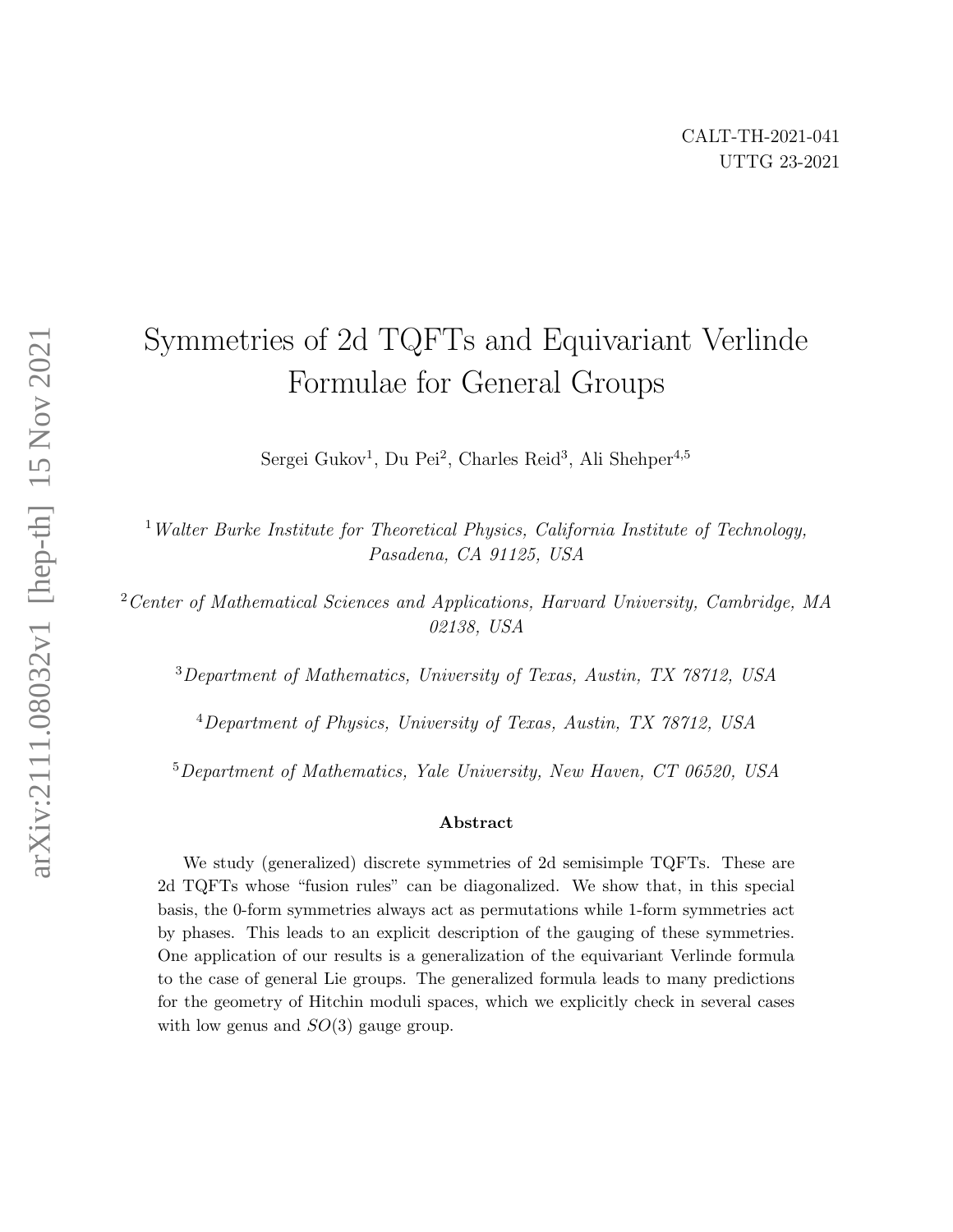CALT-TH-2021-041
UTTG 23-2021

# Symmetries of 2d TQFTs and Equivariant Verlinde Formulae for General Groups

Sergei Gukov[1], Du Pei[2], Charles Reid[3], Ali Shehper[4,5]

[1] *Walter Burke Institute for Theoretical Physics, California Institute of Technology, Pasadena, CA 91125, USA*

[2] *Center of Mathematical Sciences and Applications, Harvard University, Cambridge, MA 02138, USA*

[3] *Department of Mathematics, University of Texas, Austin, TX 78712, USA*

[4] *Department of Physics, University of Texas, Austin, TX 78712, USA*

[5] *Department of Mathematics, Yale University, New Haven, CT 06520, USA*

### Abstract

We study (generalized) discrete symmetries of 2d semisimple TQFTs. These are 2d TQFTs whose "fusion rules" can be diagonalized. We show that, in this special basis, the 0-form symmetries always act as permutations while 1-form symmetries act by phases. This leads to an explicit description of the gauging of these symmetries. One application of our results is a generalization of the equivariant Verlinde formula to the case of general Lie groups. The generalized formula leads to many predictions for the geometry of Hitchin moduli spaces, which we explicitly check in several cases with low genus and $SO(3)$ gauge group.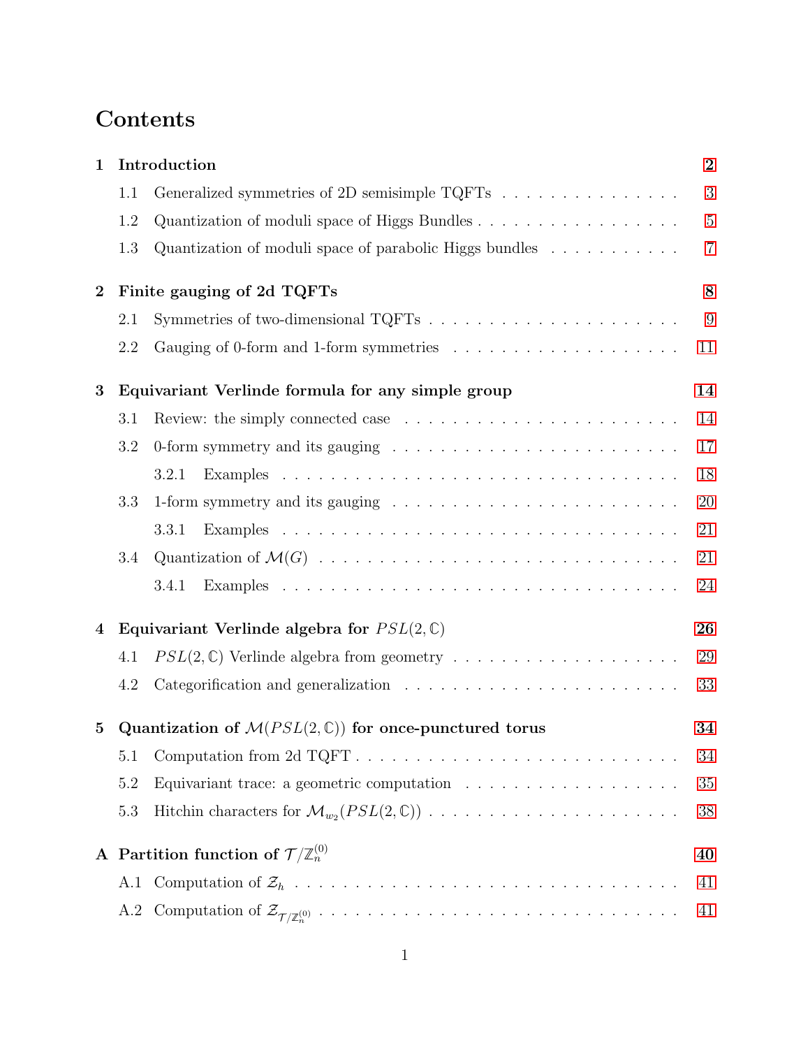# Contents

**1 Introduction** — 2

- 1.1 Generalized symmetries of 2D semisimple TQFTs — 3
- 1.2 Quantization of moduli space of Higgs Bundles — 5
- 1.3 Quantization of moduli space of parabolic Higgs bundles — 7

**2 Finite gauging of 2d TQFTs** — 8

- 2.1 Symmetries of two-dimensional TQFTs — 9
- 2.2 Gauging of 0-form and 1-form symmetries — 11

**3 Equivariant Verlinde formula for any simple group** — 14

- 3.1 Review: the simply connected case — 14
- 3.2 0-form symmetry and its gauging — 17
  - 3.2.1 Examples — 18
- 3.3 1-form symmetry and its gauging — 20
  - 3.3.1 Examples — 21
- 3.4 Quantization of $\mathcal{M}(G)$ — 21
  - 3.4.1 Examples — 24

**4 Equivariant Verlinde algebra for $PSL(2,\mathbb{C})$** — 26

- 4.1 $PSL(2,\mathbb{C})$ Verlinde algebra from geometry — 29
- 4.2 Categorification and generalization — 33

**5 Quantization of $\mathcal{M}(PSL(2,\mathbb{C}))$ for once-punctured torus** — 34

- 5.1 Computation from 2d TQFT — 34
- 5.2 Equivariant trace: a geometric computation — 35
- 5.3 Hitchin characters for $\mathcal{M}_{w_2}(PSL(2,\mathbb{C}))$ — 38

**A Partition function of $\mathcal{T}/\mathbb{Z}_n^{(0)}$** — 40

- A.1 Computation of $\mathcal{Z}_h$ — 41
- A.2 Computation of $\mathcal{Z}_{\mathcal{T}/\mathbb{Z}_n^{(0)}}$ — 41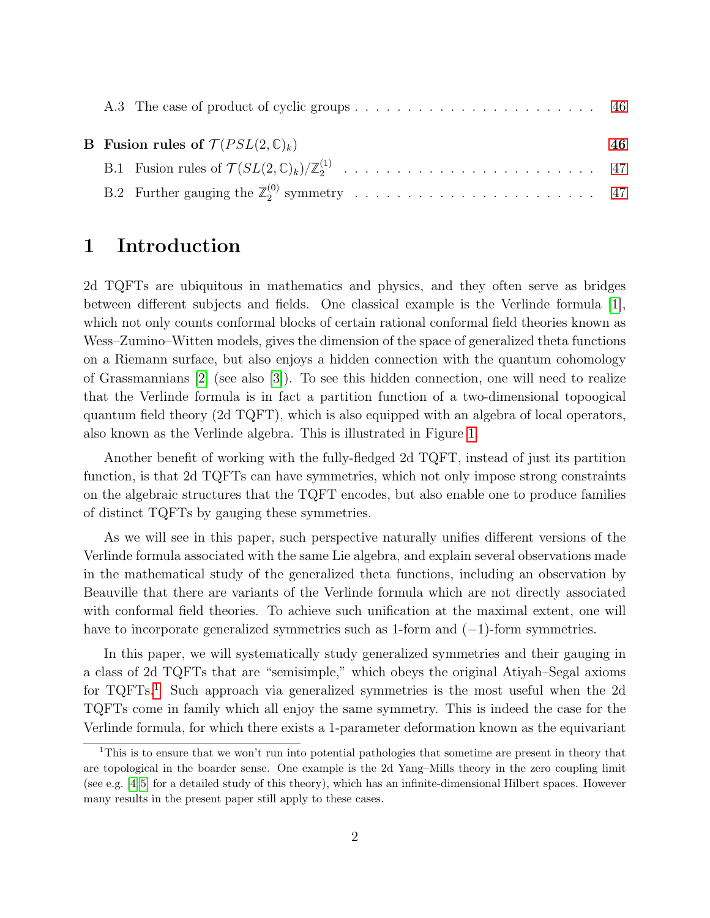A.3 The case of product of cyclic groups . . . . . . . . . . . . . . . . . . . . . . . . . 46

**B Fusion rules of $\mathcal{T}(PSL(2,\mathbb{C})_k)$** **46**

B.1 Fusion rules of $\mathcal{T}(SL(2,\mathbb{C})_k)/\mathbb{Z}_2^{(1)}$ . . . . . . . . . . . . . . . . . . . . . . . . 47

B.2 Further gauging the $\mathbb{Z}_2^{(0)}$ symmetry . . . . . . . . . . . . . . . . . . . . . . . 47

# 1 Introduction

2d TQFTs are ubiquitous in mathematics and physics, and they often serve as bridges between different subjects and fields. One classical example is the Verlinde formula [1], which not only counts conformal blocks of certain rational conformal field theories known as Wess–Zumino–Witten models, gives the dimension of the space of generalized theta functions on a Riemann surface, but also enjoys a hidden connection with the quantum cohomology of Grassmannians [2] (see also [3]). To see this hidden connection, one will need to realize that the Verlinde formula is in fact a partition function of a two-dimensional topoogical quantum field theory (2d TQFT), which is also equipped with an algebra of local operators, also known as the Verlinde algebra. This is illustrated in Figure 1.

Another benefit of working with the fully-fledged 2d TQFT, instead of just its partition function, is that 2d TQFTs can have symmetries, which not only impose strong constraints on the algebraic structures that the TQFT encodes, but also enable one to produce families of distinct TQFTs by gauging these symmetries.

As we will see in this paper, such perspective naturally unifies different versions of the Verlinde formula associated with the same Lie algebra, and explain several observations made in the mathematical study of the generalized theta functions, including an observation by Beauville that there are variants of the Verlinde formula which are not directly associated with conformal field theories. To achieve such unification at the maximal extent, one will have to incorporate generalized symmetries such as 1-form and $(-1)$-form symmetries.

In this paper, we will systematically study generalized symmetries and their gauging in a class of 2d TQFTs that are "semisimple," which obeys the original Atiyah–Segal axioms for TQFTs.[1] Such approach via generalized symmetries is the most useful when the 2d TQFTs come in family which all enjoy the same symmetry. This is indeed the case for the Verlinde formula, for which there exists a 1-parameter deformation known as the equivariant

[1] This is to ensure that we won't run into potential pathologies that sometime are present in theory that are topological in the boarder sense. One example is the 2d Yang–Mills theory in the zero coupling limit (see e.g. [4, 5] for a detailed study of this theory), which has an infinite-dimensional Hilbert spaces. However many results in the present paper still apply to these cases.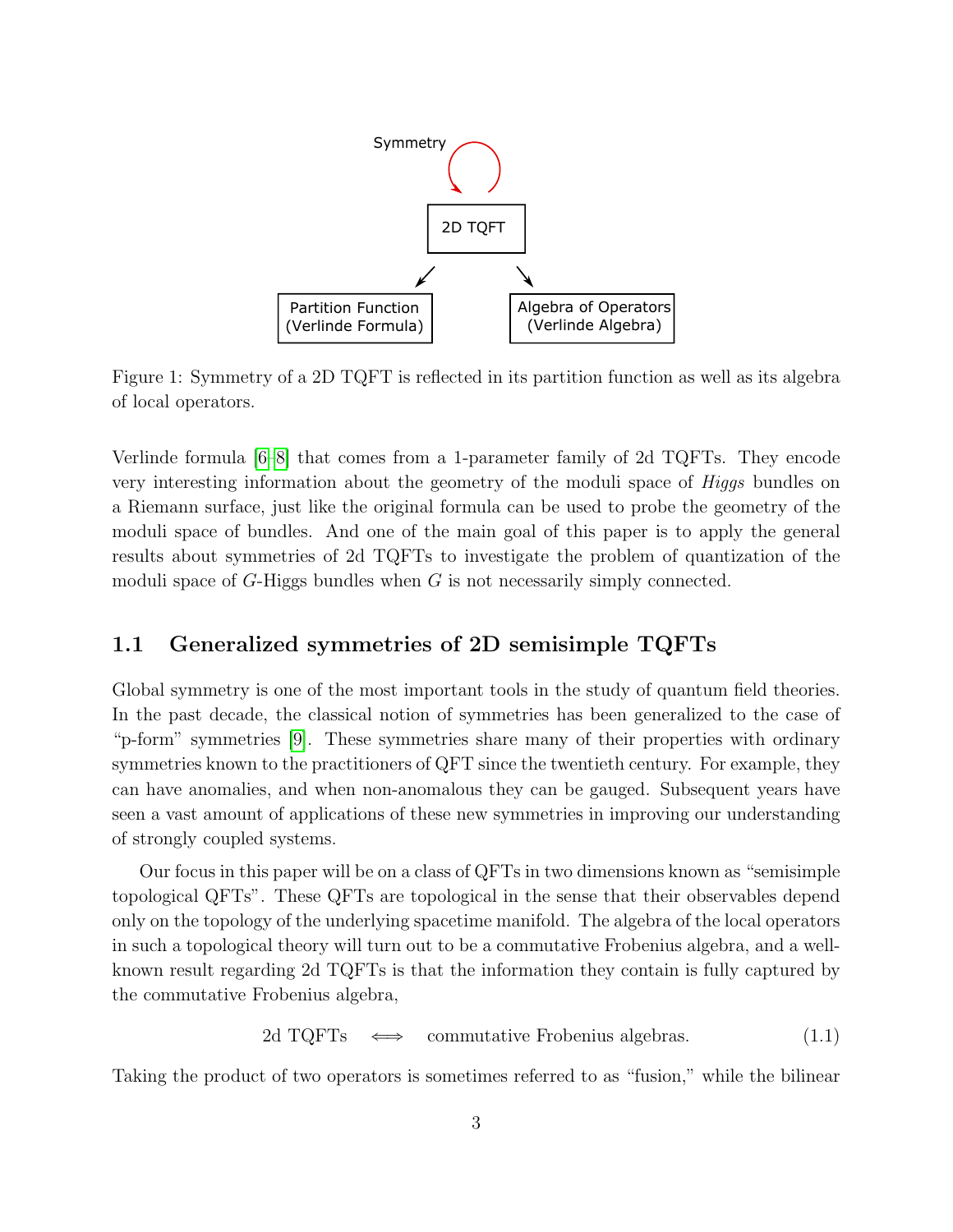Figure 1: Symmetry of a 2D TQFT is reflected in its partition function as well as its algebra of local operators.

Verlinde formula [6–8] that comes from a 1-parameter family of 2d TQFTs. They encode very interesting information about the geometry of the moduli space of *Higgs* bundles on a Riemann surface, just like the original formula can be used to probe the geometry of the moduli space of bundles. And one of the main goal of this paper is to apply the general results about symmetries of 2d TQFTs to investigate the problem of quantization of the moduli space of $G$-Higgs bundles when $G$ is not necessarily simply connected.

## 1.1 Generalized symmetries of 2D semisimple TQFTs

Global symmetry is one of the most important tools in the study of quantum field theories. In the past decade, the classical notion of symmetries has been generalized to the case of "p-form" symmetries [9]. These symmetries share many of their properties with ordinary symmetries known to the practitioners of QFT since the twentieth century. For example, they can have anomalies, and when non-anomalous they can be gauged. Subsequent years have seen a vast amount of applications of these new symmetries in improving our understanding of strongly coupled systems.

Our focus in this paper will be on a class of QFTs in two dimensions known as "semisimple topological QFTs". These QFTs are topological in the sense that their observables depend only on the topology of the underlying spacetime manifold. The algebra of the local operators in such a topological theory will turn out to be a commutative Frobenius algebra, and a well-known result regarding 2d TQFTs is that the information they contain is fully captured by the commutative Frobenius algebra,

$$\text{2d TQFTs} \quad \Longleftrightarrow \quad \text{commutative Frobenius algebras.} \tag{1.1}$$

Taking the product of two operators is sometimes referred to as "fusion," while the bilinear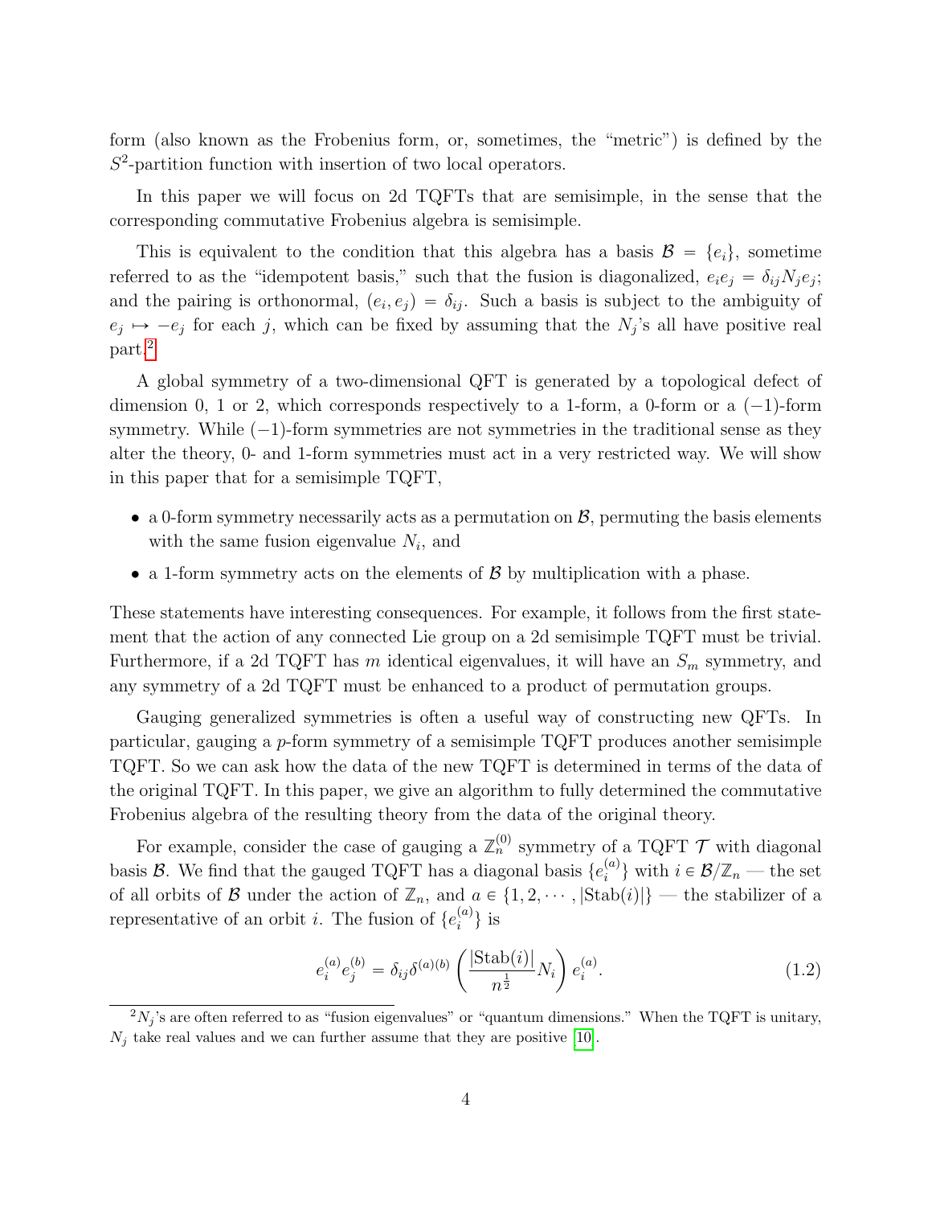form (also known as the Frobenius form, or, sometimes, the "metric") is defined by the $S^2$-partition function with insertion of two local operators.

In this paper we will focus on 2d TQFTs that are semisimple, in the sense that the corresponding commutative Frobenius algebra is semisimple.

This is equivalent to the condition that this algebra has a basis $\mathcal{B} = \{e_i\}$, sometime referred to as the "idempotent basis," such that the fusion is diagonalized, $e_i e_j = \delta_{ij} N_j e_j$; and the pairing is orthonormal, $(e_i, e_j) = \delta_{ij}$. Such a basis is subject to the ambiguity of $e_j \mapsto -e_j$ for each $j$, which can be fixed by assuming that the $N_j$'s all have positive real part.[2]

A global symmetry of a two-dimensional QFT is generated by a topological defect of dimension 0, 1 or 2, which corresponds respectively to a 1-form, a 0-form or a $(-1)$-form symmetry. While $(-1)$-form symmetries are not symmetries in the traditional sense as they alter the theory, 0- and 1-form symmetries must act in a very restricted way. We will show in this paper that for a semisimple TQFT,

- a 0-form symmetry necessarily acts as a permutation on $\mathcal{B}$, permuting the basis elements with the same fusion eigenvalue $N_i$, and
- a 1-form symmetry acts on the elements of $\mathcal{B}$ by multiplication with a phase.

These statements have interesting consequences. For example, it follows from the first statement that the action of any connected Lie group on a 2d semisimple TQFT must be trivial. Furthermore, if a 2d TQFT has $m$ identical eigenvalues, it will have an $S_m$ symmetry, and any symmetry of a 2d TQFT must be enhanced to a product of permutation groups.

Gauging generalized symmetries is often a useful way of constructing new QFTs. In particular, gauging a $p$-form symmetry of a semisimple TQFT produces another semisimple TQFT. So we can ask how the data of the new TQFT is determined in terms of the data of the original TQFT. In this paper, we give an algorithm to fully determined the commutative Frobenius algebra of the resulting theory from the data of the original theory.

For example, consider the case of gauging a $\mathbb{Z}_n^{(0)}$ symmetry of a TQFT $\mathcal{T}$ with diagonal basis $\mathcal{B}$. We find that the gauged TQFT has a diagonal basis $\{e_i^{(a)}\}$ with $i \in \mathcal{B}/\mathbb{Z}_n$ — the set of all orbits of $\mathcal{B}$ under the action of $\mathbb{Z}_n$, and $a \in \{1, 2, \cdots, |\mathrm{Stab}(i)|\}$ — the stabilizer of a representative of an orbit $i$. The fusion of $\{e_i^{(a)}\}$ is

$$e_i^{(a)} e_j^{(b)} = \delta_{ij} \delta^{(a)(b)} \left( \frac{|\mathrm{Stab}(i)|}{n^{\frac{1}{2}}} N_i \right) e_i^{(a)}. \tag{1.2}$$

[2] $N_j$'s are often referred to as "fusion eigenvalues" or "quantum dimensions." When the TQFT is unitary, $N_j$ take real values and we can further assume that they are positive [10].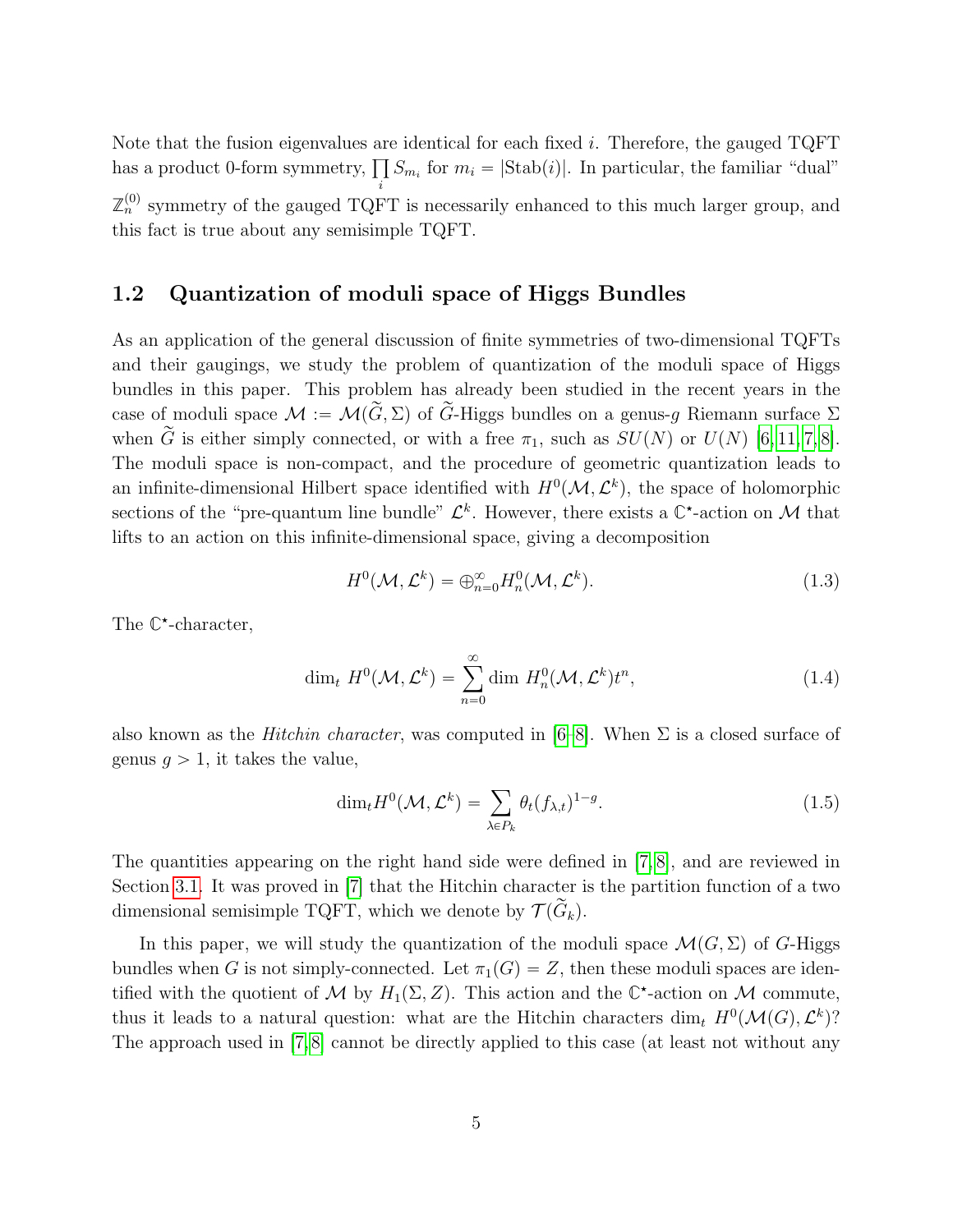Note that the fusion eigenvalues are identical for each fixed $i$. Therefore, the gauged TQFT has a product 0-form symmetry, $\prod_i S_{m_i}$ for $m_i = |\mathrm{Stab}(i)|$. In particular, the familiar "dual" $\mathbb{Z}_n^{(0)}$ symmetry of the gauged TQFT is necessarily enhanced to this much larger group, and this fact is true about any semisimple TQFT.

## 1.2 Quantization of moduli space of Higgs Bundles

As an application of the general discussion of finite symmetries of two-dimensional TQFTs and their gaugings, we study the problem of quantization of the moduli space of Higgs bundles in this paper. This problem has already been studied in the recent years in the case of moduli space $\mathcal{M} := \mathcal{M}(\widetilde{G}, \Sigma)$ of $\widetilde{G}$-Higgs bundles on a genus-$g$ Riemann surface $\Sigma$ when $\widetilde{G}$ is either simply connected, or with a free $\pi_1$, such as $SU(N)$ or $U(N)$ [6, 11, 7, 8]. The moduli space is non-compact, and the procedure of geometric quantization leads to an infinite-dimensional Hilbert space identified with $H^0(\mathcal{M}, \mathcal{L}^k)$, the space of holomorphic sections of the "pre-quantum line bundle" $\mathcal{L}^k$. However, there exists a $\mathbb{C}^\star$-action on $\mathcal{M}$ that lifts to an action on this infinite-dimensional space, giving a decomposition

$$H^0(\mathcal{M}, \mathcal{L}^k) = \oplus_{n=0}^{\infty} H^0_n(\mathcal{M}, \mathcal{L}^k). \tag{1.3}$$

The $\mathbb{C}^\star$-character,

$$\dim_t \, H^0(\mathcal{M}, \mathcal{L}^k) = \sum_{n=0}^{\infty} \dim \, H^0_n(\mathcal{M}, \mathcal{L}^k) t^n, \tag{1.4}$$

also known as the *Hitchin character*, was computed in [6–8]. When $\Sigma$ is a closed surface of genus $g > 1$, it takes the value,

$$\dim_t H^0(\mathcal{M}, \mathcal{L}^k) = \sum_{\lambda \in P_k} \theta_t(f_{\lambda,t})^{1-g}. \tag{1.5}$$

The quantities appearing on the right hand side were defined in [7, 8], and are reviewed in Section 3.1. It was proved in [7] that the Hitchin character is the partition function of a two dimensional semisimple TQFT, which we denote by $\mathcal{T}(\widetilde{G}_k)$.

In this paper, we will study the quantization of the moduli space $\mathcal{M}(G, \Sigma)$ of $G$-Higgs bundles when $G$ is not simply-connected. Let $\pi_1(G) = Z$, then these moduli spaces are identified with the quotient of $\mathcal{M}$ by $H_1(\Sigma, Z)$. This action and the $\mathbb{C}^\star$-action on $\mathcal{M}$ commute, thus it leads to a natural question: what are the Hitchin characters $\dim_t \, H^0(\mathcal{M}(G), \mathcal{L}^k)$? The approach used in [7, 8] cannot be directly applied to this case (at least not without any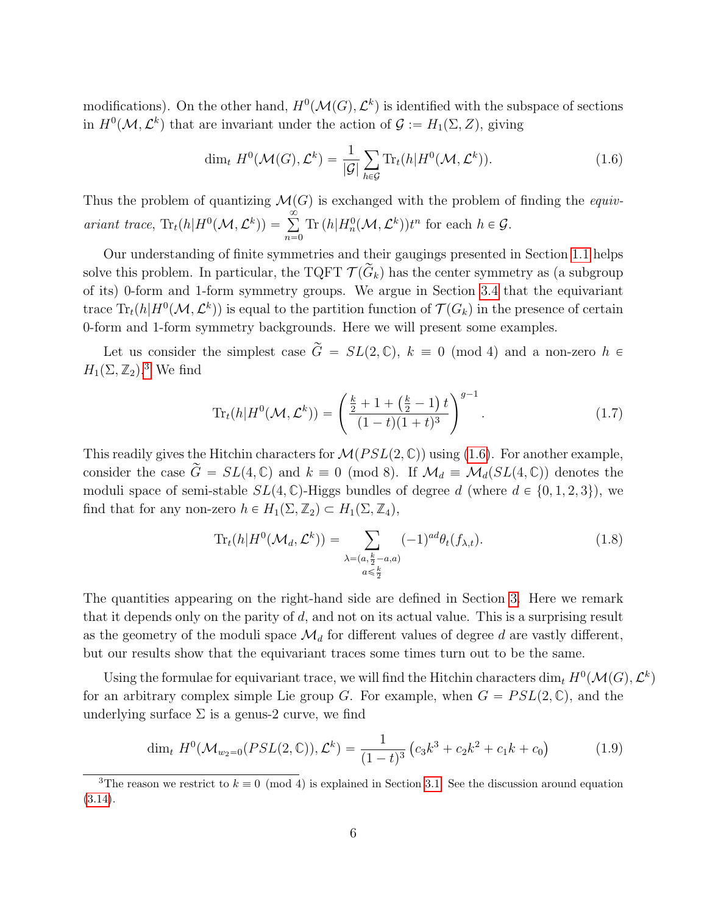modifications). On the other hand, $H^0(\mathcal{M}(G), \mathcal{L}^k)$ is identified with the subspace of sections in $H^0(\mathcal{M}, \mathcal{L}^k)$ that are invariant under the action of $\mathcal{G} := H_1(\Sigma, Z)$, giving

$$\dim_t\, H^0(\mathcal{M}(G), \mathcal{L}^k) = \frac{1}{|\mathcal{G}|} \sum_{h \in \mathcal{G}} \mathrm{Tr}_t(h | H^0(\mathcal{M}, \mathcal{L}^k)). \tag{1.6}$$

Thus the problem of quantizing $\mathcal{M}(G)$ is exchanged with the problem of finding the *equivariant trace*, $\mathrm{Tr}_t(h|H^0(\mathcal{M}, \mathcal{L}^k)) = \sum_{n=0}^{\infty} \mathrm{Tr}\,(h|H^0_n(\mathcal{M}, \mathcal{L}^k))t^n$ for each $h \in \mathcal{G}$.

Our understanding of finite symmetries and their gaugings presented in Section 1.1 helps solve this problem. In particular, the TQFT $\mathcal{T}(\widetilde{G}_k)$ has the center symmetry as (a subgroup of its) 0-form and 1-form symmetry groups. We argue in Section 3.4 that the equivariant trace $\mathrm{Tr}_t(h|H^0(\mathcal{M}, \mathcal{L}^k))$ is equal to the partition function of $\mathcal{T}(G_k)$ in the presence of certain 0-form and 1-form symmetry backgrounds. Here we will present some examples.

Let us consider the simplest case $\widetilde{G} = SL(2, \mathbb{C})$, $k \equiv 0 \pmod 4$ and a non-zero $h \in H_1(\Sigma, \mathbb{Z}_2)$.[3] We find

$$\mathrm{Tr}_t(h|H^0(\mathcal{M}, \mathcal{L}^k)) = \left( \frac{\frac{k}{2} + 1 + \left(\frac{k}{2} - 1\right) t}{(1-t)(1+t)^3} \right)^{g-1}. \tag{1.7}$$

This readily gives the Hitchin characters for $\mathcal{M}(PSL(2, \mathbb{C}))$ using (1.6). For another example, consider the case $\widetilde{G} = SL(4, \mathbb{C})$ and $k \equiv 0 \pmod 8$. If $\mathcal{M}_d \equiv \mathcal{M}_d(SL(4, \mathbb{C}))$ denotes the moduli space of semi-stable $SL(4, \mathbb{C})$-Higgs bundles of degree $d$ (where $d \in \{0, 1, 2, 3\}$), we find that for any non-zero $h \in H_1(\Sigma, \mathbb{Z}_2) \subset H_1(\Sigma, \mathbb{Z}_4)$,

$$\mathrm{Tr}_t(h|H^0(\mathcal{M}_d, \mathcal{L}^k)) = \sum_{\substack{\lambda = (a, \frac{k}{2} - a, a) \\ a \leqslant \frac{k}{2}}} (-1)^{ad} \theta_t(f_{\lambda,t}). \tag{1.8}$$

The quantities appearing on the right-hand side are defined in Section 3. Here we remark that it depends only on the parity of $d$, and not on its actual value. This is a surprising result as the geometry of the moduli space $\mathcal{M}_d$ for different values of degree $d$ are vastly different, but our results show that the equivariant traces some times turn out to be the same.

Using the formulae for equivariant trace, we will find the Hitchin characters $\dim_t H^0(\mathcal{M}(G), \mathcal{L}^k)$ for an arbitrary complex simple Lie group $G$. For example, when $G = PSL(2, \mathbb{C})$, and the underlying surface $\Sigma$ is a genus-2 curve, we find

$$\dim_t\, H^0(\mathcal{M}_{w_2=0}(PSL(2, \mathbb{C})), \mathcal{L}^k) = \frac{1}{(1-t)^3} \left( c_3 k^3 + c_2 k^2 + c_1 k + c_0 \right) \tag{1.9}$$

[3] The reason we restrict to $k \equiv 0 \pmod 4$ is explained in Section 3.1. See the discussion around equation (3.14).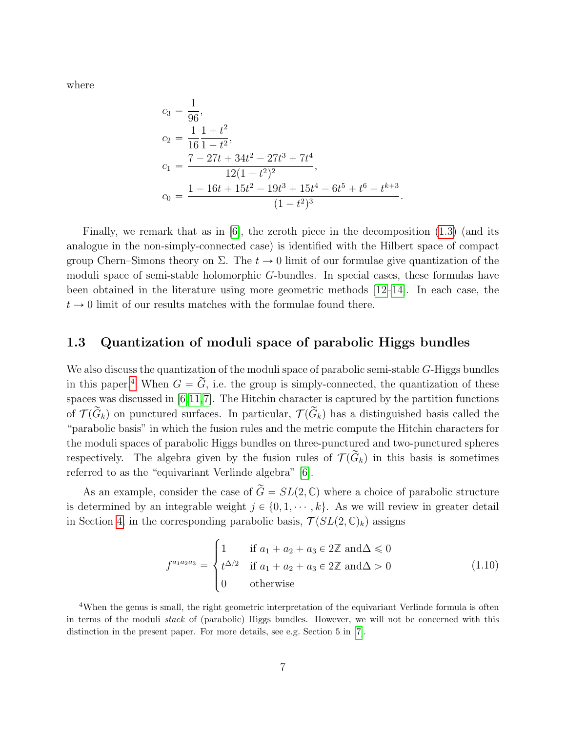where

$$
\begin{aligned}
c_3 &= \frac{1}{96}, \\
c_2 &= \frac{1}{16}\frac{1+t^2}{1-t^2}, \\
c_1 &= \frac{7-27t+34t^2-27t^3+7t^4}{12(1-t^2)^2}, \\
c_0 &= \frac{1-16t+15t^2-19t^3+15t^4-6t^5+t^6-t^{k+3}}{(1-t^2)^3}.
\end{aligned}
$$

Finally, we remark that as in [6], the zeroth piece in the decomposition (1.3) (and its analogue in the non-simply-connected case) is identified with the Hilbert space of compact group Chern–Simons theory on $\Sigma$. The $t \to 0$ limit of our formulae give quantization of the moduli space of semi-stable holomorphic $G$-bundles. In special cases, these formulas have been obtained in the literature using more geometric methods [12–14]. In each case, the $t \to 0$ limit of our results matches with the formulae found there.

## 1.3 Quantization of moduli space of parabolic Higgs bundles

We also discuss the quantization of the moduli space of parabolic semi-stable $G$-Higgs bundles in this paper.[4] When $G = \widetilde{G}$, i.e. the group is simply-connected, the quantization of these spaces was discussed in [6,11,7]. The Hitchin character is captured by the partition functions of $\mathcal{T}(\widetilde{G}_k)$ on punctured surfaces. In particular, $\mathcal{T}(\widetilde{G}_k)$ has a distinguished basis called the "parabolic basis" in which the fusion rules and the metric compute the Hitchin characters for the moduli spaces of parabolic Higgs bundles on three-punctured and two-punctured spheres respectively. The algebra given by the fusion rules of $\mathcal{T}(\widetilde{G}_k)$ in this basis is sometimes referred to as the "equivariant Verlinde algebra" [6].

As an example, consider the case of $\widetilde{G} = SL(2,\mathbb{C})$ where a choice of parabolic structure is determined by an integrable weight $j \in \{0, 1, \cdots, k\}$. As we will review in greater detail in Section 4, in the corresponding parabolic basis, $\mathcal{T}(SL(2,\mathbb{C})_k)$ assigns

$$
f^{a_1 a_2 a_3} = \begin{cases} 1 & \text{if } a_1 + a_2 + a_3 \in 2\mathbb{Z} \text{ and} \Delta \leqslant 0 \\ t^{\Delta/2} & \text{if } a_1 + a_2 + a_3 \in 2\mathbb{Z} \text{ and} \Delta > 0 \\ 0 & \text{otherwise} \end{cases} \tag{1.10}
$$

[4] When the genus is small, the right geometric interpretation of the equivariant Verlinde formula is often in terms of the moduli *stack* of (parabolic) Higgs bundles. However, we will not be concerned with this distinction in the present paper. For more details, see e.g. Section 5 in [7].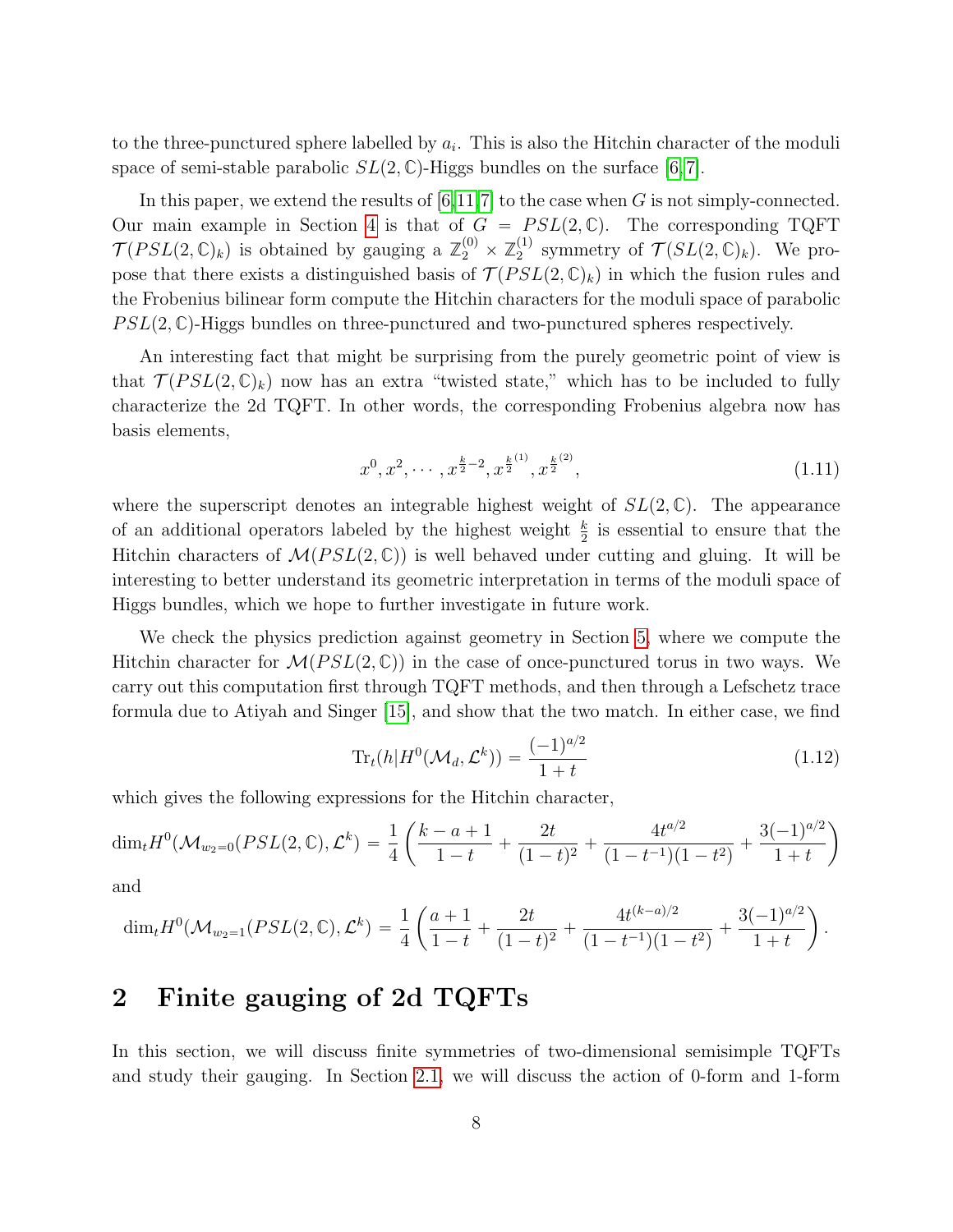to the three-punctured sphere labelled by $a_i$. This is also the Hitchin character of the moduli space of semi-stable parabolic $SL(2,\mathbb{C})$-Higgs bundles on the surface [6, 7].

In this paper, we extend the results of [6, 11, 7] to the case when $G$ is not simply-connected. Our main example in Section 4 is that of $G = PSL(2,\mathbb{C})$. The corresponding TQFT $\mathcal{T}(PSL(2,\mathbb{C})_k)$ is obtained by gauging a $\mathbb{Z}_2^{(0)} \times \mathbb{Z}_2^{(1)}$ symmetry of $\mathcal{T}(SL(2,\mathbb{C})_k)$. We propose that there exists a distinguished basis of $\mathcal{T}(PSL(2,\mathbb{C})_k)$ in which the fusion rules and the Frobenius bilinear form compute the Hitchin characters for the moduli space of parabolic $PSL(2,\mathbb{C})$-Higgs bundles on three-punctured and two-punctured spheres respectively.

An interesting fact that might be surprising from the purely geometric point of view is that $\mathcal{T}(PSL(2,\mathbb{C})_k)$ now has an extra "twisted state," which has to be included to fully characterize the 2d TQFT. In other words, the corresponding Frobenius algebra now has basis elements,

$$x^0, x^2, \cdots, x^{\frac{k}{2}-2}, x^{\frac{k}{2}^{(1)}}, x^{\frac{k}{2}^{(2)}}, \tag{1.11}$$

where the superscript denotes an integrable highest weight of $SL(2,\mathbb{C})$. The appearance of an additional operators labeled by the highest weight $\frac{k}{2}$ is essential to ensure that the Hitchin characters of $\mathcal{M}(PSL(2,\mathbb{C}))$ is well behaved under cutting and gluing. It will be interesting to better understand its geometric interpretation in terms of the moduli space of Higgs bundles, which we hope to further investigate in future work.

We check the physics prediction against geometry in Section 5, where we compute the Hitchin character for $\mathcal{M}(PSL(2,\mathbb{C}))$ in the case of once-punctured torus in two ways. We carry out this computation first through TQFT methods, and then through a Lefschetz trace formula due to Atiyah and Singer [15], and show that the two match. In either case, we find

$$\mathrm{Tr}_t(h|H^0(\mathcal{M}_d, \mathcal{L}^k)) = \frac{(-1)^{a/2}}{1+t} \tag{1.12}$$

which gives the following expressions for the Hitchin character,

$$\dim_t H^0(\mathcal{M}_{w_2=0}(PSL(2,\mathbb{C}), \mathcal{L}^k) = \frac{1}{4}\left(\frac{k-a+1}{1-t} + \frac{2t}{(1-t)^2} + \frac{4t^{a/2}}{(1-t^{-1})(1-t^2)} + \frac{3(-1)^{a/2}}{1+t}\right)$$

and

$$\dim_t H^0(\mathcal{M}_{w_2=1}(PSL(2,\mathbb{C}), \mathcal{L}^k) = \frac{1}{4}\left(\frac{a+1}{1-t} + \frac{2t}{(1-t)^2} + \frac{4t^{(k-a)/2}}{(1-t^{-1})(1-t^2)} + \frac{3(-1)^{a/2}}{1+t}\right).$$

## 2 Finite gauging of 2d TQFTs

In this section, we will discuss finite symmetries of two-dimensional semisimple TQFTs and study their gauging. In Section 2.1, we will discuss the action of 0-form and 1-form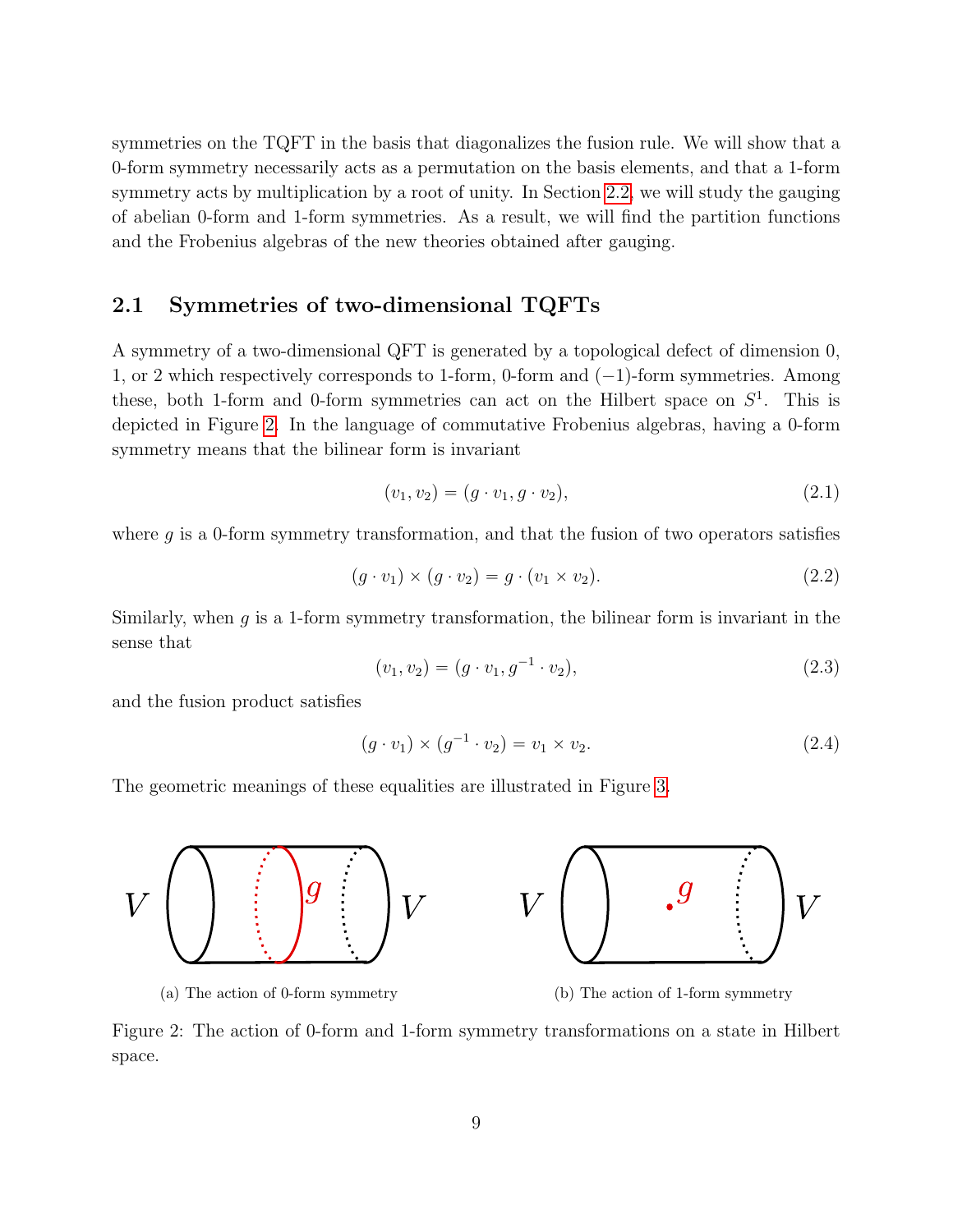symmetries on the TQFT in the basis that diagonalizes the fusion rule. We will show that a 0-form symmetry necessarily acts as a permutation on the basis elements, and that a 1-form symmetry acts by multiplication by a root of unity. In Section 2.2, we will study the gauging of abelian 0-form and 1-form symmetries. As a result, we will find the partition functions and the Frobenius algebras of the new theories obtained after gauging.

## 2.1 Symmetries of two-dimensional TQFTs

A symmetry of a two-dimensional QFT is generated by a topological defect of dimension 0, 1, or 2 which respectively corresponds to 1-form, 0-form and (−1)-form symmetries. Among these, both 1-form and 0-form symmetries can act on the Hilbert space on $S^1$. This is depicted in Figure 2. In the language of commutative Frobenius algebras, having a 0-form symmetry means that the bilinear form is invariant

$$(v_1, v_2) = (g \cdot v_1, g \cdot v_2), \tag{2.1}$$

where $g$ is a 0-form symmetry transformation, and that the fusion of two operators satisfies

$$(g \cdot v_1) \times (g \cdot v_2) = g \cdot (v_1 \times v_2). \tag{2.2}$$

Similarly, when $g$ is a 1-form symmetry transformation, the bilinear form is invariant in the sense that

$$(v_1, v_2) = (g \cdot v_1, g^{-1} \cdot v_2), \tag{2.3}$$

and the fusion product satisfies

$$(g \cdot v_1) \times (g^{-1} \cdot v_2) = v_1 \times v_2. \tag{2.4}$$

The geometric meanings of these equalities are illustrated in Figure 3.

(a) The action of 0-form symmetry

(b) The action of 1-form symmetry

Figure 2: The action of 0-form and 1-form symmetry transformations on a state in Hilbert space.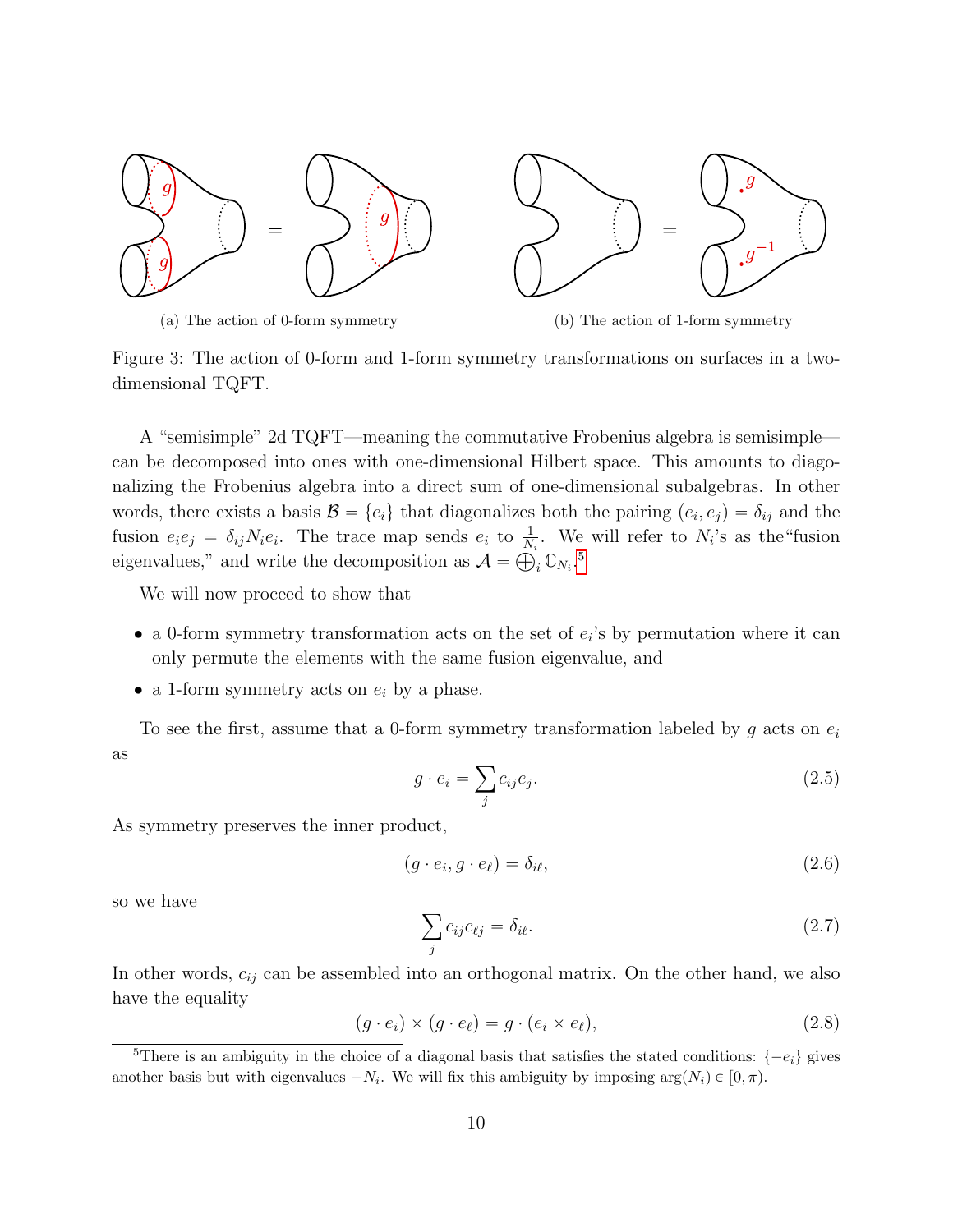(a) The action of 0-form symmetry

(b) The action of 1-form symmetry

Figure 3: The action of 0-form and 1-form symmetry transformations on surfaces in a two-dimensional TQFT.

A "semisimple" 2d TQFT—meaning the commutative Frobenius algebra is semisimple—can be decomposed into ones with one-dimensional Hilbert space. This amounts to diagonalizing the Frobenius algebra into a direct sum of one-dimensional subalgebras. In other words, there exists a basis $\mathcal{B} = \{e_i\}$ that diagonalizes both the pairing $(e_i, e_j) = \delta_{ij}$ and the fusion $e_i e_j = \delta_{ij} N_i e_i$. The trace map sends $e_i$ to $\frac{1}{N_i}$. We will refer to $N_i$'s as the"fusion eigenvalues," and write the decomposition as $\mathcal{A} = \bigoplus_i \mathbb{C}_{N_i}$.[5]

We will now proceed to show that

- a 0-form symmetry transformation acts on the set of $e_i$'s by permutation where it can only permute the elements with the same fusion eigenvalue, and
- a 1-form symmetry acts on $e_i$ by a phase.

To see the first, assume that a 0-form symmetry transformation labeled by $g$ acts on $e_i$ as

$$g \cdot e_i = \sum_j c_{ij} e_j. \tag{2.5}$$

As symmetry preserves the inner product,

$$(g \cdot e_i, g \cdot e_\ell) = \delta_{i\ell}, \tag{2.6}$$

so we have

$$\sum_j c_{ij} c_{\ell j} = \delta_{i\ell}. \tag{2.7}$$

In other words, $c_{ij}$ can be assembled into an orthogonal matrix. On the other hand, we also have the equality

$$(g \cdot e_i) \times (g \cdot e_\ell) = g \cdot (e_i \times e_\ell), \tag{2.8}$$

[5]There is an ambiguity in the choice of a diagonal basis that satisfies the stated conditions: $\{-e_i\}$ gives another basis but with eigenvalues $-N_i$. We will fix this ambiguity by imposing $\arg(N_i) \in [0, \pi)$.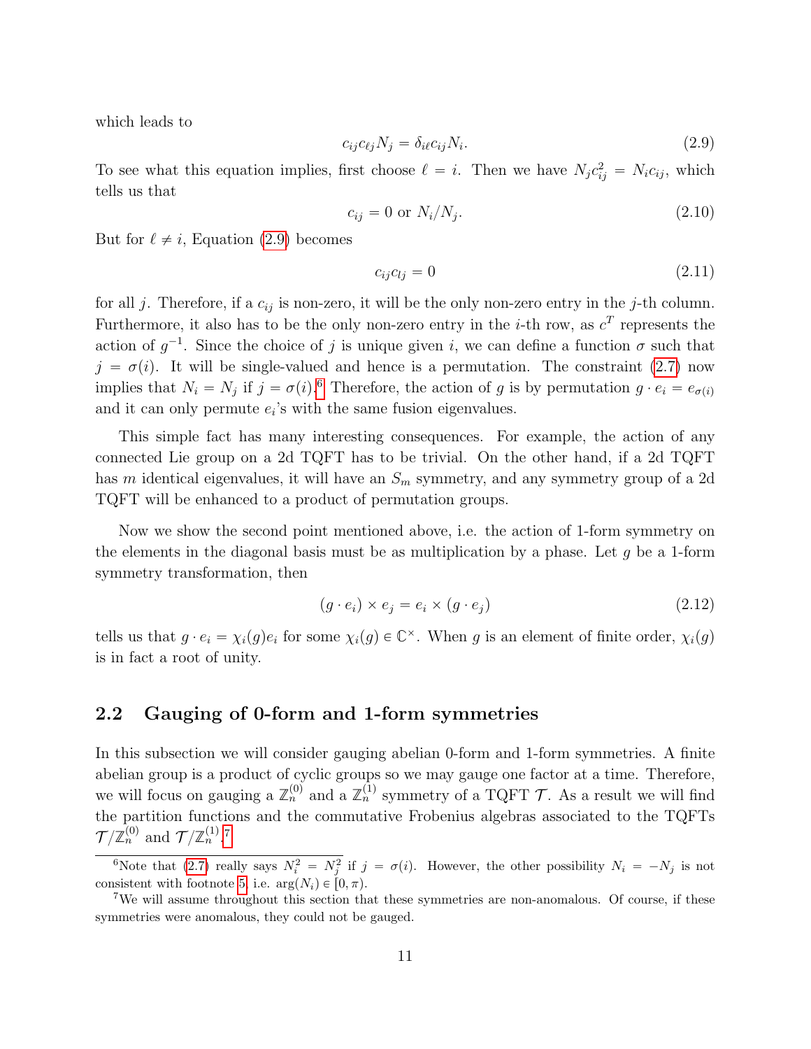which leads to

$$c_{ij} c_{\ell j} N_j = \delta_{i\ell} c_{ij} N_i. \tag{2.9}$$

To see what this equation implies, first choose $\ell = i$. Then we have $N_j c_{ij}^2 = N_i c_{ij}$, which tells us that

$$c_{ij} = 0 \text{ or } N_i/N_j. \tag{2.10}$$

But for $\ell \neq i$, Equation (2.9) becomes

$$c_{ij} c_{lj} = 0 \tag{2.11}$$

for all $j$. Therefore, if a $c_{ij}$ is non-zero, it will be the only non-zero entry in the $j$-th column. Furthermore, it also has to be the only non-zero entry in the $i$-th row, as $c^T$ represents the action of $g^{-1}$. Since the choice of $j$ is unique given $i$, we can define a function $\sigma$ such that $j = \sigma(i)$. It will be single-valued and hence is a permutation. The constraint (2.7) now implies that $N_i = N_j$ if $j = \sigma(i)$.[6] Therefore, the action of $g$ is by permutation $g \cdot e_i = e_{\sigma(i)}$ and it can only permute $e_i$'s with the same fusion eigenvalues.

This simple fact has many interesting consequences. For example, the action of any connected Lie group on a 2d TQFT has to be trivial. On the other hand, if a 2d TQFT has $m$ identical eigenvalues, it will have an $S_m$ symmetry, and any symmetry group of a 2d TQFT will be enhanced to a product of permutation groups.

Now we show the second point mentioned above, i.e. the action of 1-form symmetry on the elements in the diagonal basis must be as multiplication by a phase. Let $g$ be a 1-form symmetry transformation, then

$$(g \cdot e_i) \times e_j = e_i \times (g \cdot e_j) \tag{2.12}$$

tells us that $g \cdot e_i = \chi_i(g) e_i$ for some $\chi_i(g) \in \mathbb{C}^\times$. When $g$ is an element of finite order, $\chi_i(g)$ is in fact a root of unity.

## 2.2 Gauging of 0-form and 1-form symmetries

In this subsection we will consider gauging abelian 0-form and 1-form symmetries. A finite abelian group is a product of cyclic groups so we may gauge one factor at a time. Therefore, we will focus on gauging a $\mathbb{Z}_n^{(0)}$ and a $\mathbb{Z}_n^{(1)}$ symmetry of a TQFT $\mathcal{T}$. As a result we will find the partition functions and the commutative Frobenius algebras associated to the TQFTs $\mathcal{T}/\mathbb{Z}_n^{(0)}$ and $\mathcal{T}/\mathbb{Z}_n^{(1)}$.[7]

---

[6] Note that (2.7) really says $N_i^2 = N_j^2$ if $j = \sigma(i)$. However, the other possibility $N_i = -N_j$ is not consistent with footnote 5, i.e. $\arg(N_i) \in [0, \pi)$.

[7] We will assume throughout this section that these symmetries are non-anomalous. Of course, if these symmetries were anomalous, they could not be gauged.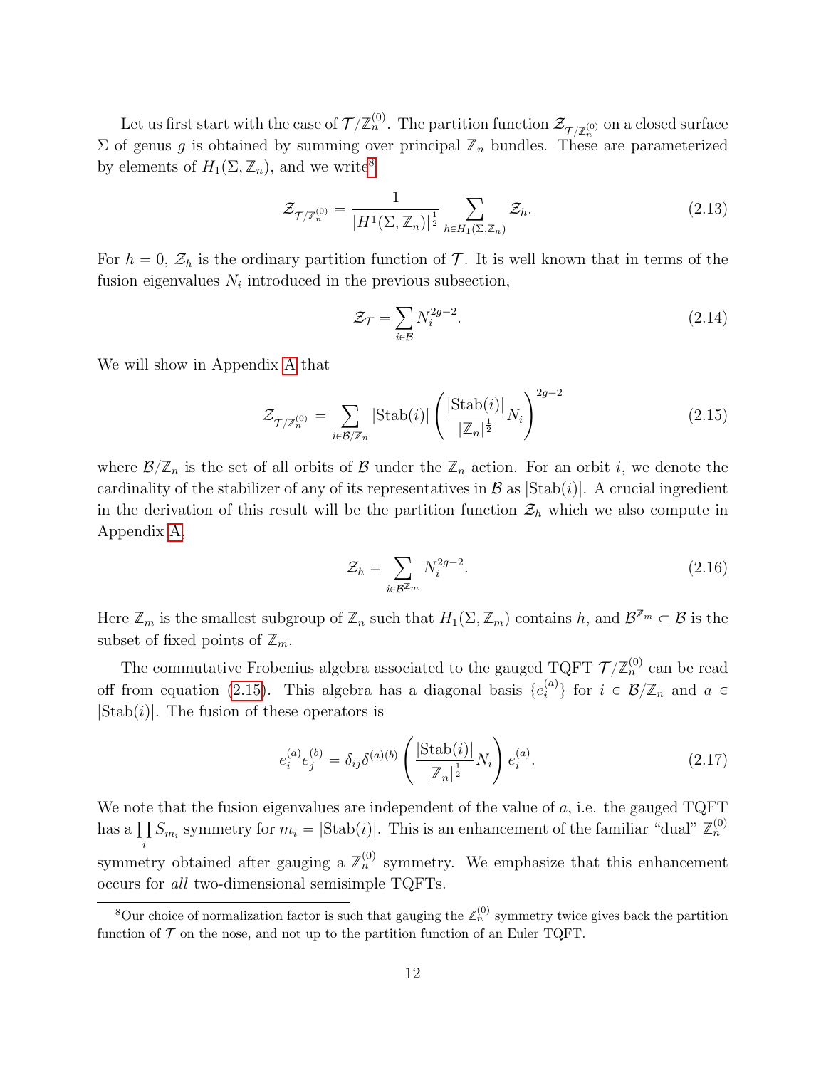Let us first start with the case of $\mathcal{T}/\mathbb{Z}_n^{(0)}$. The partition function $\mathcal{Z}_{\mathcal{T}/\mathbb{Z}_n^{(0)}}$ on a closed surface $\Sigma$ of genus $g$ is obtained by summing over principal $\mathbb{Z}_n$ bundles. These are parameterized by elements of $H_1(\Sigma, \mathbb{Z}_n)$, and we write[8]

$$\mathcal{Z}_{\mathcal{T}/\mathbb{Z}_n^{(0)}} = \frac{1}{|H^1(\Sigma, \mathbb{Z}_n)|^{\frac{1}{2}}} \sum_{h \in H_1(\Sigma, \mathbb{Z}_n)} \mathcal{Z}_h. \tag{2.13}$$

For $h = 0$, $\mathcal{Z}_h$ is the ordinary partition function of $\mathcal{T}$. It is well known that in terms of the fusion eigenvalues $N_i$ introduced in the previous subsection,

$$\mathcal{Z}_{\mathcal{T}} = \sum_{i \in \mathcal{B}} N_i^{2g-2}. \tag{2.14}$$

We will show in Appendix A that

$$\mathcal{Z}_{\mathcal{T}/\mathbb{Z}_n^{(0)}} = \sum_{i \in \mathcal{B}/\mathbb{Z}_n} |\mathrm{Stab}(i)| \left( \frac{|\mathrm{Stab}(i)|}{|\mathbb{Z}_n|^{\frac{1}{2}}} N_i \right)^{2g-2} \tag{2.15}$$

where $\mathcal{B}/\mathbb{Z}_n$ is the set of all orbits of $\mathcal{B}$ under the $\mathbb{Z}_n$ action. For an orbit $i$, we denote the cardinality of the stabilizer of any of its representatives in $\mathcal{B}$ as $|\mathrm{Stab}(i)|$. A crucial ingredient in the derivation of this result will be the partition function $\mathcal{Z}_h$ which we also compute in Appendix A,

$$\mathcal{Z}_h = \sum_{i \in \mathcal{B}^{\mathbb{Z}_m}} N_i^{2g-2}. \tag{2.16}$$

Here $\mathbb{Z}_m$ is the smallest subgroup of $\mathbb{Z}_n$ such that $H_1(\Sigma, \mathbb{Z}_m)$ contains $h$, and $\mathcal{B}^{\mathbb{Z}_m} \subset \mathcal{B}$ is the subset of fixed points of $\mathbb{Z}_m$.

The commutative Frobenius algebra associated to the gauged TQFT $\mathcal{T}/\mathbb{Z}_n^{(0)}$ can be read off from equation (2.15). This algebra has a diagonal basis $\{e_i^{(a)}\}$ for $i \in \mathcal{B}/\mathbb{Z}_n$ and $a \in |\mathrm{Stab}(i)|$. The fusion of these operators is

$$e_i^{(a)} e_j^{(b)} = \delta_{ij} \delta^{(a)(b)} \left( \frac{|\mathrm{Stab}(i)|}{|\mathbb{Z}_n|^{\frac{1}{2}}} N_i \right) e_i^{(a)}. \tag{2.17}$$

We note that the fusion eigenvalues are independent of the value of $a$, i.e. the gauged TQFT has a $\prod_i S_{m_i}$ symmetry for $m_i = |\mathrm{Stab}(i)|$. This is an enhancement of the familiar "dual" $\mathbb{Z}_n^{(0)}$ symmetry obtained after gauging a $\mathbb{Z}_n^{(0)}$ symmetry. We emphasize that this enhancement occurs for *all* two-dimensional semisimple TQFTs.

---

[8] Our choice of normalization factor is such that gauging the $\mathbb{Z}_n^{(0)}$ symmetry twice gives back the partition function of $\mathcal{T}$ on the nose, and not up to the partition function of an Euler TQFT.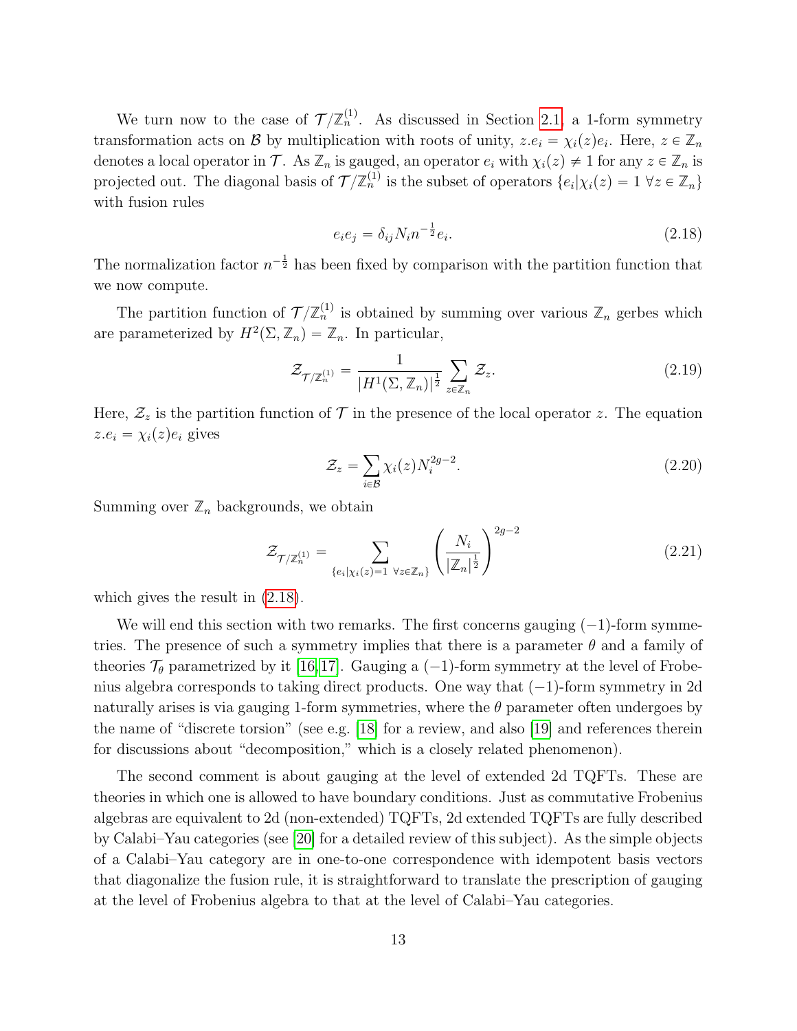We turn now to the case of $\mathcal{T}/\mathbb{Z}_n^{(1)}$. As discussed in Section 2.1, a 1-form symmetry transformation acts on $\mathcal{B}$ by multiplication with roots of unity, $z.e_i = \chi_i(z)e_i$. Here, $z \in \mathbb{Z}_n$ denotes a local operator in $\mathcal{T}$. As $\mathbb{Z}_n$ is gauged, an operator $e_i$ with $\chi_i(z) \neq 1$ for any $z \in \mathbb{Z}_n$ is projected out. The diagonal basis of $\mathcal{T}/\mathbb{Z}_n^{(1)}$ is the subset of operators $\{e_i | \chi_i(z) = 1 \; \forall z \in \mathbb{Z}_n\}$ with fusion rules

$$
e_i e_j = \delta_{ij} N_i n^{-\frac{1}{2}} e_i. \tag{2.18}
$$

The normalization factor $n^{-\frac{1}{2}}$ has been fixed by comparison with the partition function that we now compute.

The partition function of $\mathcal{T}/\mathbb{Z}_n^{(1)}$ is obtained by summing over various $\mathbb{Z}_n$ gerbes which are parameterized by $H^2(\Sigma, \mathbb{Z}_n) = \mathbb{Z}_n$. In particular,

$$
\mathcal{Z}_{\mathcal{T}/\mathbb{Z}_n^{(1)}} = \frac{1}{|H^1(\Sigma, \mathbb{Z}_n)|^{\frac{1}{2}}} \sum_{z \in \mathbb{Z}_n} \mathcal{Z}_z. \tag{2.19}
$$

Here, $\mathcal{Z}_z$ is the partition function of $\mathcal{T}$ in the presence of the local operator $z$. The equation $z.e_i = \chi_i(z)e_i$ gives

$$
\mathcal{Z}_z = \sum_{i \in \mathcal{B}} \chi_i(z) N_i^{2g-2}. \tag{2.20}
$$

Summing over $\mathbb{Z}_n$ backgrounds, we obtain

$$
\mathcal{Z}_{\mathcal{T}/\mathbb{Z}_n^{(1)}} = \sum_{\{e_i | \chi_i(z) = 1 \; \forall z \in \mathbb{Z}_n\}} \left( \frac{N_i}{|\mathbb{Z}_n|^{\frac{1}{2}}} \right)^{2g-2} \tag{2.21}
$$

which gives the result in (2.18).

We will end this section with two remarks. The first concerns gauging $(-1)$-form symmetries. The presence of such a symmetry implies that there is a parameter $\theta$ and a family of theories $\mathcal{T}_\theta$ parametrized by it [16,17]. Gauging a $(-1)$-form symmetry at the level of Frobenius algebra corresponds to taking direct products. One way that $(-1)$-form symmetry in 2d naturally arises is via gauging 1-form symmetries, where the $\theta$ parameter often undergoes by the name of "discrete torsion" (see e.g. [18] for a review, and also [19] and references therein for discussions about "decomposition," which is a closely related phenomenon).

The second comment is about gauging at the level of extended 2d TQFTs. These are theories in which one is allowed to have boundary conditions. Just as commutative Frobenius algebras are equivalent to 2d (non-extended) TQFTs, 2d extended TQFTs are fully described by Calabi–Yau categories (see [20] for a detailed review of this subject). As the simple objects of a Calabi–Yau category are in one-to-one correspondence with idempotent basis vectors that diagonalize the fusion rule, it is straightforward to translate the prescription of gauging at the level of Frobenius algebra to that at the level of Calabi–Yau categories.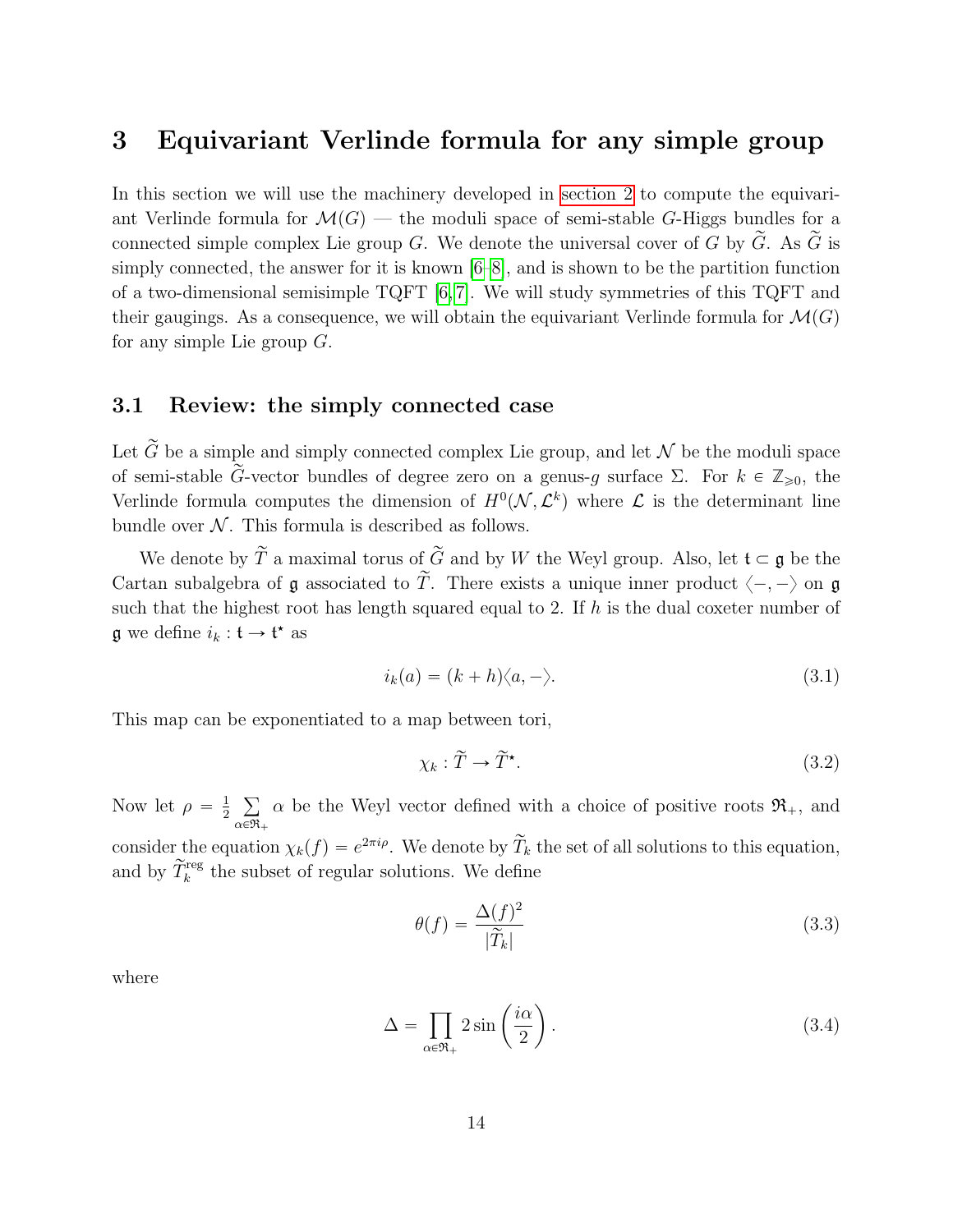# 3 Equivariant Verlinde formula for any simple group

In this section we will use the machinery developed in section 2 to compute the equivariant Verlinde formula for $\mathcal{M}(G)$ — the moduli space of semi-stable $G$-Higgs bundles for a connected simple complex Lie group $G$. We denote the universal cover of $G$ by $\widetilde{G}$. As $\widetilde{G}$ is simply connected, the answer for it is known [6–8], and is shown to be the partition function of a two-dimensional semisimple TQFT [6,7]. We will study symmetries of this TQFT and their gaugings. As a consequence, we will obtain the equivariant Verlinde formula for $\mathcal{M}(G)$ for any simple Lie group $G$.

## 3.1 Review: the simply connected case

Let $\widetilde{G}$ be a simple and simply connected complex Lie group, and let $\mathcal{N}$ be the moduli space of semi-stable $\widetilde{G}$-vector bundles of degree zero on a genus-$g$ surface $\Sigma$. For $k \in \mathbb{Z}_{\geqslant 0}$, the Verlinde formula computes the dimension of $H^0(\mathcal{N}, \mathcal{L}^k)$ where $\mathcal{L}$ is the determinant line bundle over $\mathcal{N}$. This formula is described as follows.

We denote by $\widetilde{T}$ a maximal torus of $\widetilde{G}$ and by $W$ the Weyl group. Also, let $\mathfrak{t} \subset \mathfrak{g}$ be the Cartan subalgebra of $\mathfrak{g}$ associated to $\widetilde{T}$. There exists a unique inner product $\langle -, - \rangle$ on $\mathfrak{g}$ such that the highest root has length squared equal to 2. If $h$ is the dual coxeter number of $\mathfrak{g}$ we define $i_k : \mathfrak{t} \to \mathfrak{t}^\star$ as

$$i_k(a) = (k+h)\langle a, - \rangle. \tag{3.1}$$

This map can be exponentiated to a map between tori,

$$\chi_k : \widetilde{T} \to \widetilde{T}^\star. \tag{3.2}$$

Now let $\rho = \frac{1}{2} \sum_{\alpha \in \mathfrak{R}_+} \alpha$ be the Weyl vector defined with a choice of positive roots $\mathfrak{R}_+$, and consider the equation $\chi_k(f) = e^{2\pi i \rho}$. We denote by $\widetilde{T}_k$ the set of all solutions to this equation, and by $\widetilde{T}_k^{\text{reg}}$ the subset of regular solutions. We define

$$\theta(f) = \frac{\Delta(f)^2}{|\widetilde{T}_k|} \tag{3.3}$$

where

$$\Delta = \prod_{\alpha \in \mathfrak{R}_+} 2 \sin\left(\frac{i\alpha}{2}\right). \tag{3.4}$$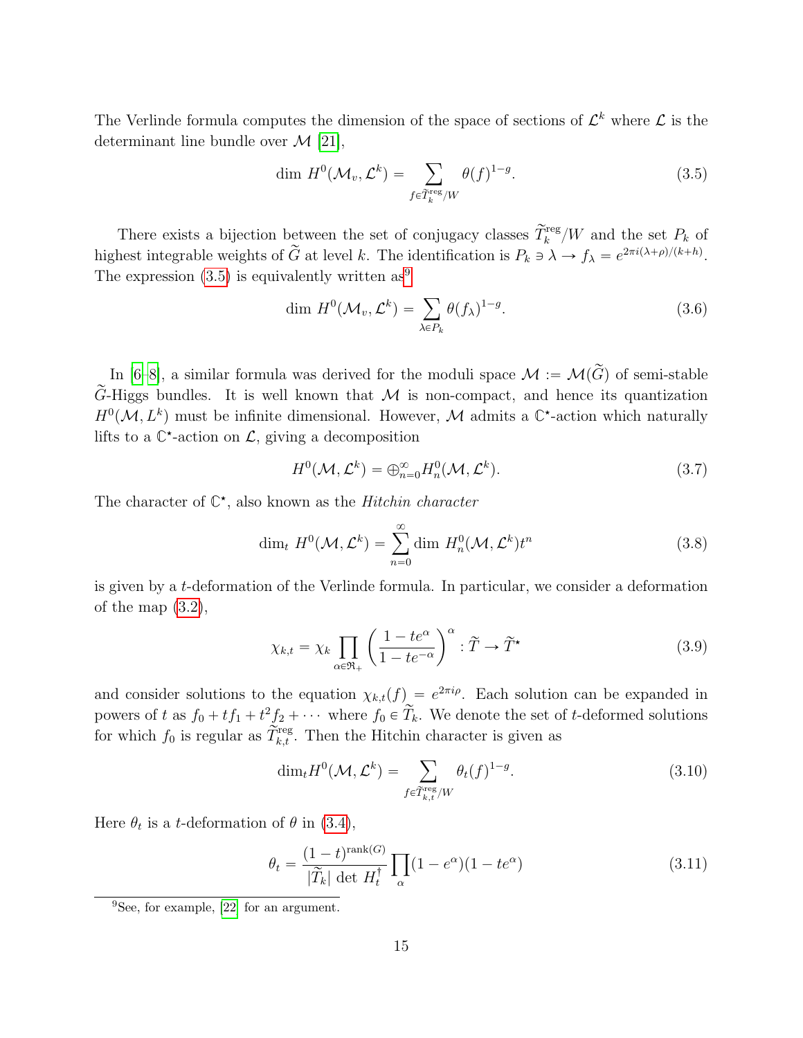The Verlinde formula computes the dimension of the space of sections of $\mathcal{L}^k$ where $\mathcal{L}$ is the determinant line bundle over $\mathcal{M}$ [21],

$$\dim\, H^0(\mathcal{M}_v, \mathcal{L}^k) = \sum_{f \in \widetilde{T}_k^{\rm reg}/W} \theta(f)^{1-g}. \tag{3.5}$$

There exists a bijection between the set of conjugacy classes $\widetilde{T}_k^{\rm reg}/W$ and the set $P_k$ of highest integrable weights of $\widetilde{G}$ at level $k$. The identification is $P_k \ni \lambda \to f_\lambda = e^{2\pi i(\lambda+\rho)/(k+h)}$. The expression (3.5) is equivalently written as[9]

$$\dim\, H^0(\mathcal{M}_v, \mathcal{L}^k) = \sum_{\lambda \in P_k} \theta(f_\lambda)^{1-g}. \tag{3.6}$$

In [6–8], a similar formula was derived for the moduli space $\mathcal{M} := \mathcal{M}(\widetilde{G})$ of semi-stable $\widetilde{G}$-Higgs bundles. It is well known that $\mathcal{M}$ is non-compact, and hence its quantization $H^0(\mathcal{M}, L^k)$ must be infinite dimensional. However, $\mathcal{M}$ admits a $\mathbb{C}^\star$-action which naturally lifts to a $\mathbb{C}^\star$-action on $\mathcal{L}$, giving a decomposition

$$H^0(\mathcal{M}, \mathcal{L}^k) = \oplus_{n=0}^{\infty} H^0_n(\mathcal{M}, \mathcal{L}^k). \tag{3.7}$$

The character of $\mathbb{C}^\star$, also known as the *Hitchin character*

$$\dim_t\, H^0(\mathcal{M}, \mathcal{L}^k) = \sum_{n=0}^{\infty} \dim\, H^0_n(\mathcal{M}, \mathcal{L}^k) t^n \tag{3.8}$$

is given by a $t$-deformation of the Verlinde formula. In particular, we consider a deformation of the map (3.2),

$$\chi_{k,t} = \chi_k \prod_{\alpha \in \mathfrak{R}_+} \left( \frac{1 - t e^{\alpha}}{1 - t e^{-\alpha}} \right)^{\alpha} : \widetilde{T} \to \widetilde{T}^\star \tag{3.9}$$

and consider solutions to the equation $\chi_{k,t}(f) = e^{2\pi i \rho}$. Each solution can be expanded in powers of $t$ as $f_0 + t f_1 + t^2 f_2 + \cdots$ where $f_0 \in \widetilde{T}_k$. We denote the set of $t$-deformed solutions for which $f_0$ is regular as $\widetilde{T}_{k,t}^{\rm reg}$. Then the Hitchin character is given as

$$\dim_t H^0(\mathcal{M}, \mathcal{L}^k) = \sum_{f \in \widetilde{T}_{k,t}^{\rm reg}/W} \theta_t(f)^{1-g}. \tag{3.10}$$

Here $\theta_t$ is a $t$-deformation of $\theta$ in (3.4),

$$\theta_t = \frac{(1-t)^{\mathrm{rank}(G)}}{|\widetilde{T}_k|\, \det\, H_t^\dagger} \prod_{\alpha} (1 - e^{\alpha})(1 - t e^{\alpha}) \tag{3.11}$$

[9] See, for example, [22] for an argument.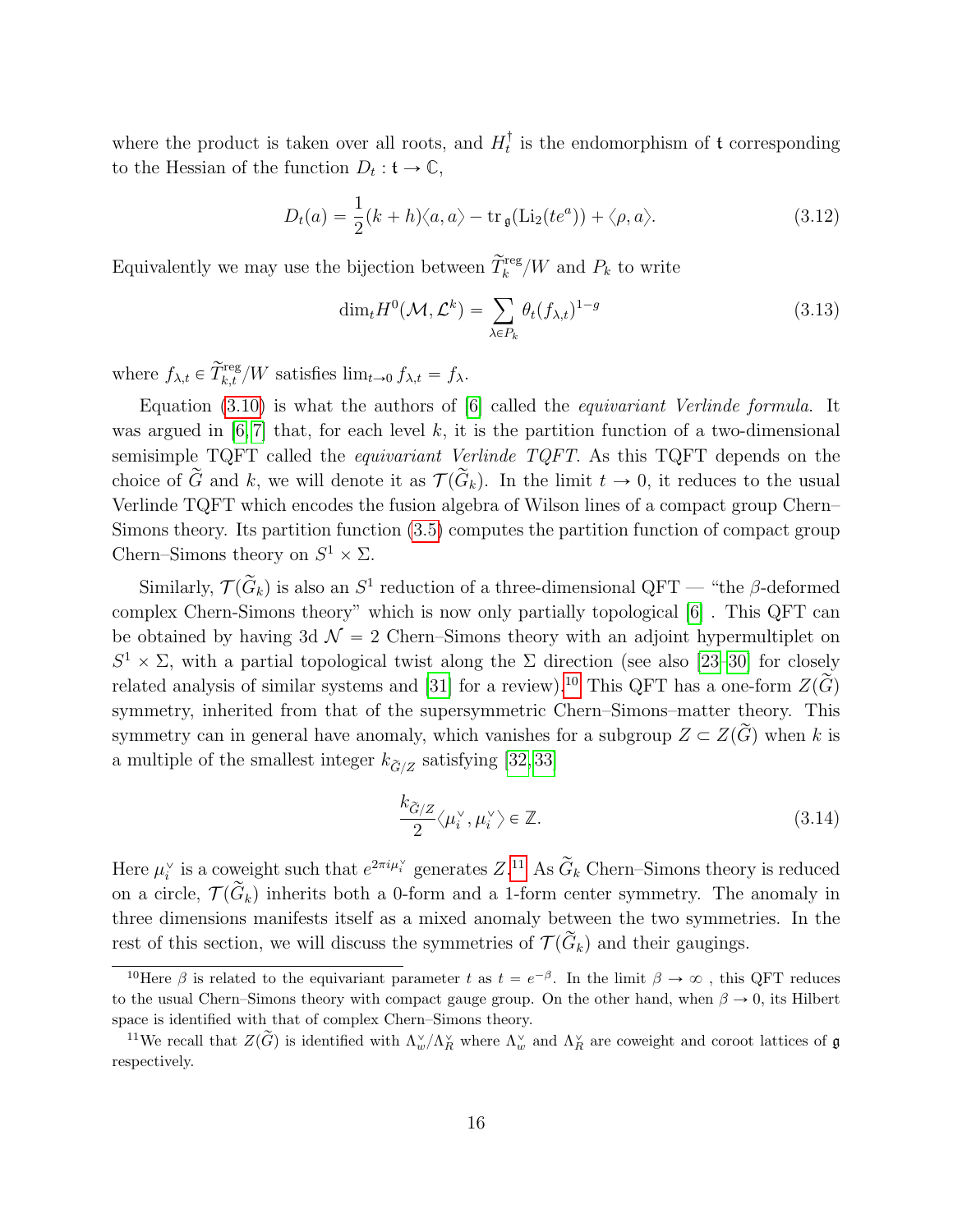where the product is taken over all roots, and $H_t^\dagger$ is the endomorphism of $\mathfrak{t}$ corresponding to the Hessian of the function $D_t : \mathfrak{t} \to \mathbb{C}$,

$$D_t(a) = \frac{1}{2}(k+h)\langle a, a\rangle - \operatorname{tr}_{\mathfrak{g}}(\operatorname{Li}_2(te^a)) + \langle \rho, a\rangle. \tag{3.12}$$

Equivalently we may use the bijection between $\widetilde{T}_k^{\text{reg}}/W$ and $P_k$ to write

$$\dim_t H^0(\mathcal{M}, \mathcal{L}^k) = \sum_{\lambda \in P_k} \theta_t(f_{\lambda,t})^{1-g} \tag{3.13}$$

where $f_{\lambda,t} \in \widetilde{T}_{k,t}^{\text{reg}}/W$ satisfies $\lim_{t\to 0} f_{\lambda,t} = f_\lambda$.

Equation (3.10) is what the authors of [6] called the *equivariant Verlinde formula*. It was argued in [6,7] that, for each level $k$, it is the partition function of a two-dimensional semisimple TQFT called the *equivariant Verlinde TQFT*. As this TQFT depends on the choice of $\widetilde{G}$ and $k$, we will denote it as $\mathcal{T}(\widetilde{G}_k)$. In the limit $t \to 0$, it reduces to the usual Verlinde TQFT which encodes the fusion algebra of Wilson lines of a compact group Chern–Simons theory. Its partition function (3.5) computes the partition function of compact group Chern–Simons theory on $S^1 \times \Sigma$.

Similarly, $\mathcal{T}(\widetilde{G}_k)$ is also an $S^1$ reduction of a three-dimensional QFT — "the $\beta$-deformed complex Chern-Simons theory" which is now only partially topological [6] . This QFT can be obtained by having 3d $\mathcal{N} = 2$ Chern–Simons theory with an adjoint hypermultiplet on $S^1 \times \Sigma$, with a partial topological twist along the $\Sigma$ direction (see also [23–30] for closely related analysis of similar systems and [31] for a review).[10] This QFT has a one-form $Z(\widetilde{G})$ symmetry, inherited from that of the supersymmetric Chern–Simons–matter theory. This symmetry can in general have anomaly, which vanishes for a subgroup $Z \subset Z(\widetilde{G})$ when $k$ is a multiple of the smallest integer $k_{\widetilde{G}/Z}$ satisfying [32,33]

$$\frac{k_{\widetilde{G}/Z}}{2}\langle \mu_i^\vee, \mu_i^\vee\rangle \in \mathbb{Z}. \tag{3.14}$$

Here $\mu_i^\vee$ is a coweight such that $e^{2\pi i \mu_i^\vee}$ generates $Z$.[11] As $\widetilde{G}_k$ Chern–Simons theory is reduced on a circle, $\mathcal{T}(\widetilde{G}_k)$ inherits both a 0-form and a 1-form center symmetry. The anomaly in three dimensions manifests itself as a mixed anomaly between the two symmetries. In the rest of this section, we will discuss the symmetries of $\mathcal{T}(\widetilde{G}_k)$ and their gaugings.

---

[10] Here $\beta$ is related to the equivariant parameter $t$ as $t = e^{-\beta}$. In the limit $\beta \to \infty$ , this QFT reduces to the usual Chern–Simons theory with compact gauge group. On the other hand, when $\beta \to 0$, its Hilbert space is identified with that of complex Chern–Simons theory.

[11] We recall that $Z(\widetilde{G})$ is identified with $\Lambda_w^\vee/\Lambda_R^\vee$ where $\Lambda_w^\vee$ and $\Lambda_R^\vee$ are coweight and coroot lattices of $\mathfrak{g}$ respectively.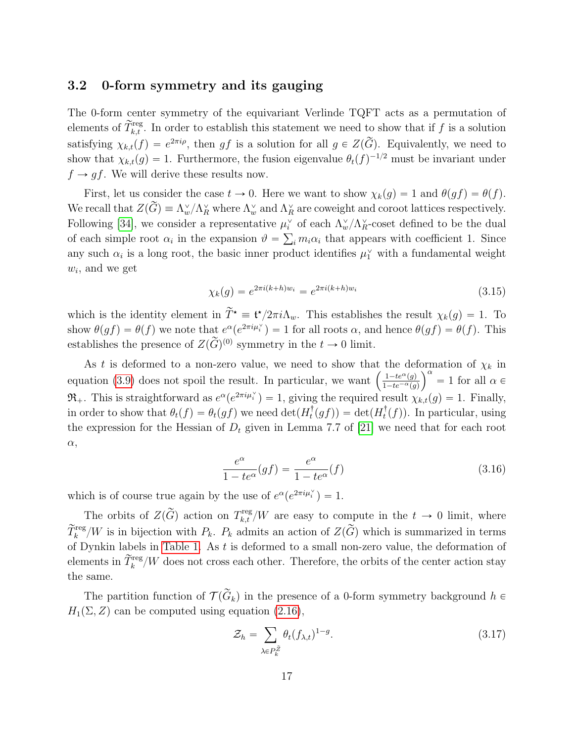### 3.2 0-form symmetry and its gauging

The 0-form center symmetry of the equivariant Verlinde TQFT acts as a permutation of elements of $\widetilde{T}^{\text{reg}}_{k,t}$. In order to establish this statement we need to show that if $f$ is a solution satisfying $\chi_{k,t}(f) = e^{2\pi i \rho}$, then $gf$ is a solution for all $g \in Z(\widetilde{G})$. Equivalently, we need to show that $\chi_{k,t}(g) = 1$. Furthermore, the fusion eigenvalue $\theta_t(f)^{-1/2}$ must be invariant under $f \to gf$. We will derive these results now.

First, let us consider the case $t \to 0$. Here we want to show $\chi_k(g) = 1$ and $\theta(gf) = \theta(f)$. We recall that $Z(\widetilde{G}) \equiv \Lambda_w^\vee/\Lambda_R^\vee$ where $\Lambda_w^\vee$ and $\Lambda_R^\vee$ are coweight and coroot lattices respectively. Following [34], we consider a representative $\mu_i^\vee$ of each $\Lambda_w^\vee/\Lambda_R^\vee$-coset defined to be the dual of each simple root $\alpha_i$ in the expansion $\vartheta = \sum_i m_i \alpha_i$ that appears with coefficient 1. Since any such $\alpha_i$ is a long root, the basic inner product identifies $\mu_1^\vee$ with a fundamental weight $w_i$, and we get

$$\chi_k(g) = e^{2\pi i (k+h) w_i} = e^{2\pi i (k+h) w_i} \tag{3.15}$$

which is the identity element in $\widetilde{T}^\star \equiv \mathfrak{t}^\star/2\pi i \Lambda_w$. This establishes the result $\chi_k(g) = 1$. To show $\theta(gf) = \theta(f)$ we note that $e^\alpha(e^{2\pi i \mu_i^\vee}) = 1$ for all roots $\alpha$, and hence $\theta(gf) = \theta(f)$. This establishes the presence of $Z(\widetilde{G})^{(0)}$ symmetry in the $t \to 0$ limit.

As $t$ is deformed to a non-zero value, we need to show that the deformation of $\chi_k$ in equation (3.9) does not spoil the result. In particular, we want $\left(\frac{1-te^\alpha(g)}{1-te^{-\alpha}(g)}\right)^\alpha = 1$ for all $\alpha \in \mathfrak{R}_+$. This is straightforward as $e^\alpha(e^{2\pi i \mu_i^\vee}) = 1$, giving the required result $\chi_{k,t}(g) = 1$. Finally, in order to show that $\theta_t(f) = \theta_t(gf)$ we need $\det(H_t^\dagger(gf)) = \det(H_t^\dagger(f))$. In particular, using the expression for the Hessian of $D_t$ given in Lemma 7.7 of [21] we need that for each root $\alpha$,

$$\frac{e^\alpha}{1-te^\alpha}(gf) = \frac{e^\alpha}{1-te^\alpha}(f) \tag{3.16}$$

which is of course true again by the use of $e^\alpha(e^{2\pi i \mu_i^\vee}) = 1$.

The orbits of $Z(\widetilde{G})$ action on $T^{\text{reg}}_{k,t}/W$ are easy to compute in the $t \to 0$ limit, where $\widetilde{T}^{\text{reg}}_k/W$ is in bijection with $P_k$. $P_k$ admits an action of $Z(\widetilde{G})$ which is summarized in terms of Dynkin labels in Table 1. As $t$ is deformed to a small non-zero value, the deformation of elements in $\widetilde{T}^{\text{reg}}_k/W$ does not cross each other. Therefore, the orbits of the center action stay the same.

The partition function of $\mathcal{T}(\widetilde{G}_k)$ in the presence of a 0-form symmetry background $h \in H_1(\Sigma, Z)$ can be computed using equation (2.16),

$$\mathcal{Z}_h = \sum_{\lambda \in P_k^{\tilde{Z}}} \theta_t(f_{\lambda,t})^{1-g}. \tag{3.17}$$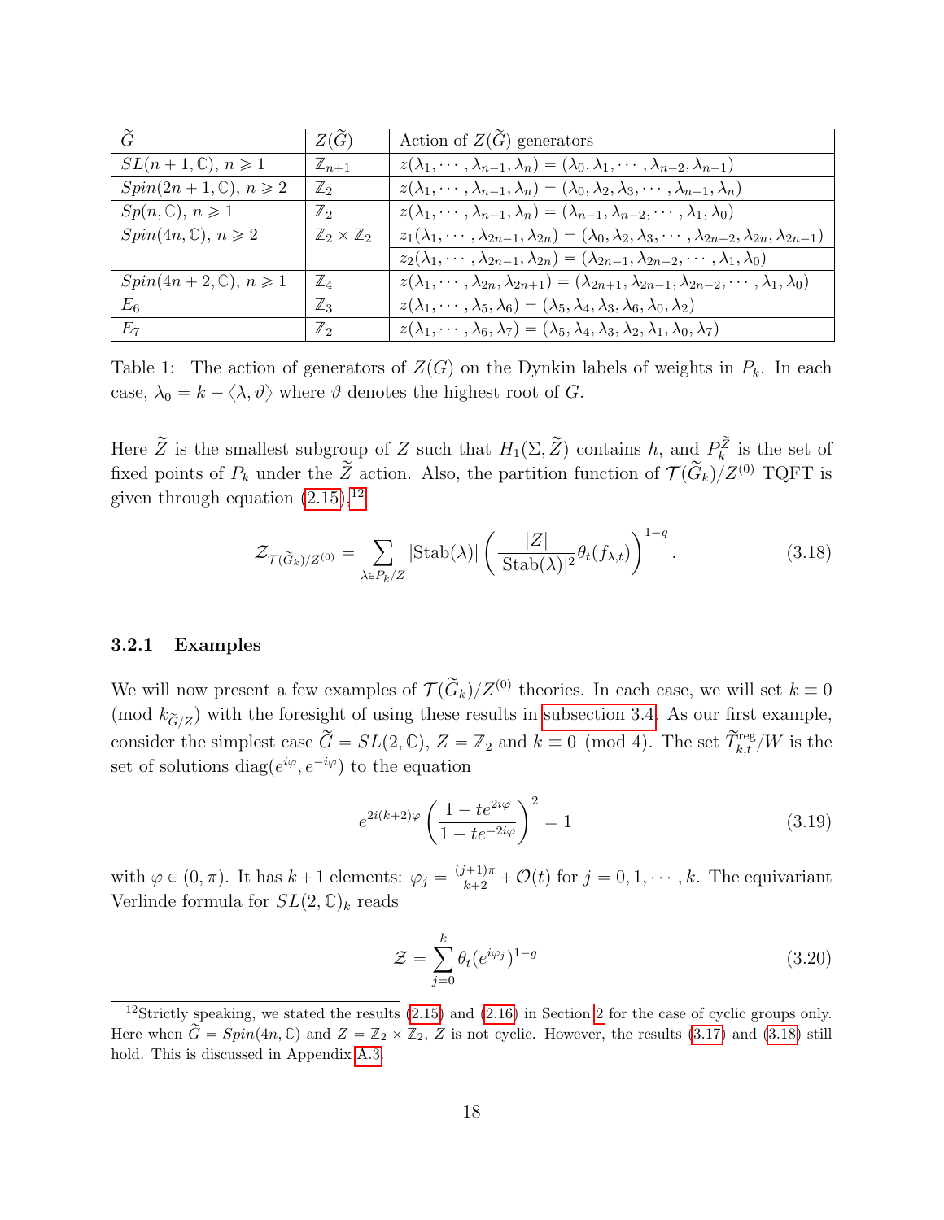| $\widetilde{G}$ | $Z(\widetilde{G})$ | Action of $Z(\widetilde{G})$ generators |
|---|---|---|
| $SL(n+1,\mathbb{C})$, $n \geqslant 1$ | $\mathbb{Z}_{n+1}$ | $z(\lambda_1,\cdots,\lambda_{n-1},\lambda_n) = (\lambda_0,\lambda_1,\cdots,\lambda_{n-2},\lambda_{n-1})$ |
| $Spin(2n+1,\mathbb{C})$, $n \geqslant 2$ | $\mathbb{Z}_2$ | $z(\lambda_1,\cdots,\lambda_{n-1},\lambda_n) = (\lambda_0,\lambda_2,\lambda_3,\cdots,\lambda_{n-1},\lambda_n)$ |
| $Sp(n,\mathbb{C})$, $n \geqslant 1$ | $\mathbb{Z}_2$ | $z(\lambda_1,\cdots,\lambda_{n-1},\lambda_n) = (\lambda_{n-1},\lambda_{n-2},\cdots,\lambda_1,\lambda_0)$ |
| $Spin(4n,\mathbb{C})$, $n \geqslant 2$ | $\mathbb{Z}_2 \times \mathbb{Z}_2$ | $z_1(\lambda_1,\cdots,\lambda_{2n-1},\lambda_{2n}) = (\lambda_0,\lambda_2,\lambda_3,\cdots,\lambda_{2n-2},\lambda_{2n},\lambda_{2n-1})$ |
| | | $z_2(\lambda_1,\cdots,\lambda_{2n-1},\lambda_{2n}) = (\lambda_{2n-1},\lambda_{2n-2},\cdots,\lambda_1,\lambda_0)$ |
| $Spin(4n+2,\mathbb{C})$, $n \geqslant 1$ | $\mathbb{Z}_4$ | $z(\lambda_1,\cdots,\lambda_{2n},\lambda_{2n+1}) = (\lambda_{2n+1},\lambda_{2n-1},\lambda_{2n-2},\cdots,\lambda_1,\lambda_0)$ |
| $E_6$ | $\mathbb{Z}_3$ | $z(\lambda_1,\cdots,\lambda_5,\lambda_6) = (\lambda_5,\lambda_4,\lambda_3,\lambda_6,\lambda_0,\lambda_2)$ |
| $E_7$ | $\mathbb{Z}_2$ | $z(\lambda_1,\cdots,\lambda_6,\lambda_7) = (\lambda_5,\lambda_4,\lambda_3,\lambda_2,\lambda_1,\lambda_0,\lambda_7)$ |

Table 1: The action of generators of $Z(G)$ on the Dynkin labels of weights in $P_k$. In each case, $\lambda_0 = k - \langle \lambda, \vartheta \rangle$ where $\vartheta$ denotes the highest root of $G$.

Here $\widetilde{Z}$ is the smallest subgroup of $Z$ such that $H_1(\Sigma, \widetilde{Z})$ contains $h$, and $P_k^{\widetilde{Z}}$ is the set of fixed points of $P_k$ under the $\widetilde{Z}$ action. Also, the partition function of $\mathcal{T}(\widetilde{G}_k)/Z^{(0)}$ TQFT is given through equation (2.15),[12]

$$
\mathcal{Z}_{\mathcal{T}(\widetilde{G}_k)/Z^{(0)}} = \sum_{\lambda \in P_k/Z} |\mathrm{Stab}(\lambda)| \left( \frac{|Z|}{|\mathrm{Stab}(\lambda)|^2} \theta_t(f_{\lambda,t}) \right)^{1-g}. \tag{3.18}
$$

### 3.2.1 Examples

We will now present a few examples of $\mathcal{T}(\widetilde{G}_k)/Z^{(0)}$ theories. In each case, we will set $k \equiv 0$ (mod $k_{\widetilde{G}/Z}$) with the foresight of using these results in subsection 3.4. As our first example, consider the simplest case $\widetilde{G} = SL(2,\mathbb{C})$, $Z = \mathbb{Z}_2$ and $k \equiv 0 \pmod 4$. The set $\widetilde{T}^{\mathrm{reg}}_{k,t}/W$ is the set of solutions $\mathrm{diag}(e^{i\varphi}, e^{-i\varphi})$ to the equation

$$
e^{2i(k+2)\varphi} \left( \frac{1 - te^{2i\varphi}}{1 - te^{-2i\varphi}} \right)^2 = 1 \tag{3.19}
$$

with $\varphi \in (0, \pi)$. It has $k+1$ elements: $\varphi_j = \frac{(j+1)\pi}{k+2} + \mathcal{O}(t)$ for $j = 0, 1, \cdots, k$. The equivariant Verlinde formula for $SL(2,\mathbb{C})_k$ reads

$$
\mathcal{Z} = \sum_{j=0}^{k} \theta_t(e^{i\varphi_j})^{1-g} \tag{3.20}
$$

[12] Strictly speaking, we stated the results (2.15) and (2.16) in Section 2 for the case of cyclic groups only. Here when $\widetilde{G} = Spin(4n,\mathbb{C})$ and $Z = \mathbb{Z}_2 \times \mathbb{Z}_2$, $Z$ is not cyclic. However, the results (3.17) and (3.18) still hold. This is discussed in Appendix A.3.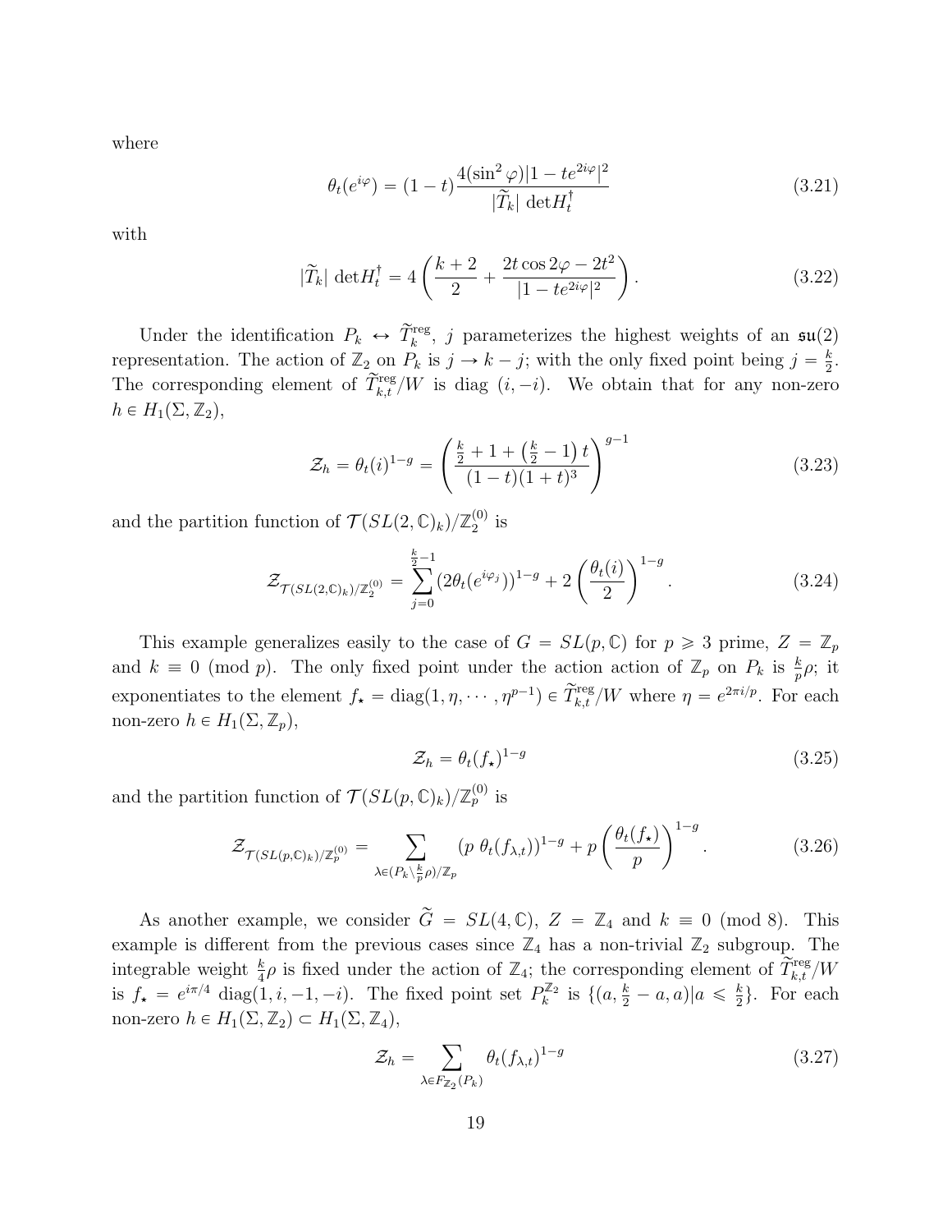where

$$\theta_t(e^{i\varphi}) = (1-t)\frac{4(\sin^2\varphi)|1-te^{2i\varphi}|^2}{|\widetilde{T}_k|\ \det H_t^\dagger} \tag{3.21}$$

with

$$|\widetilde{T}_k|\ \det H_t^\dagger = 4\left(\frac{k+2}{2} + \frac{2t\cos 2\varphi - 2t^2}{|1-te^{2i\varphi}|^2}\right). \tag{3.22}$$

Under the identification $P_k \leftrightarrow \widetilde{T}_k^{\text{reg}}$, $j$ parameterizes the highest weights of an $\mathfrak{su}(2)$ representation. The action of $\mathbb{Z}_2$ on $P_k$ is $j \to k-j$; with the only fixed point being $j = \frac{k}{2}$. The corresponding element of $\widetilde{T}_{k,t}^{\text{reg}}/W$ is diag $(i,-i)$. We obtain that for any non-zero $h \in H_1(\Sigma, \mathbb{Z}_2)$,

$$\mathcal{Z}_h = \theta_t(i)^{1-g} = \left(\frac{\frac{k}{2}+1+\left(\frac{k}{2}-1\right)t}{(1-t)(1+t)^3}\right)^{g-1} \tag{3.23}$$

and the partition function of $\mathcal{T}(SL(2,\mathbb{C})_k)/\mathbb{Z}_2^{(0)}$ is

$$\mathcal{Z}_{\mathcal{T}(SL(2,\mathbb{C})_k)/\mathbb{Z}_2^{(0)}} = \sum_{j=0}^{\frac{k}{2}-1}(2\theta_t(e^{i\varphi_j}))^{1-g} + 2\left(\frac{\theta_t(i)}{2}\right)^{1-g}. \tag{3.24}$$

This example generalizes easily to the case of $G = SL(p,\mathbb{C})$ for $p \geqslant 3$ prime, $Z = \mathbb{Z}_p$ and $k \equiv 0 \pmod p$. The only fixed point under the action action of $\mathbb{Z}_p$ on $P_k$ is $\frac{k}{p}\rho$; it exponentiates to the element $f_\star = \text{diag}(1,\eta,\cdots,\eta^{p-1}) \in \widetilde{T}_{k,t}^{\text{reg}}/W$ where $\eta = e^{2\pi i/p}$. For each non-zero $h \in H_1(\Sigma,\mathbb{Z}_p)$,

$$\mathcal{Z}_h = \theta_t(f_\star)^{1-g} \tag{3.25}$$

and the partition function of $\mathcal{T}(SL(p,\mathbb{C})_k)/\mathbb{Z}_p^{(0)}$ is

$$\mathcal{Z}_{\mathcal{T}(SL(p,\mathbb{C})_k)/\mathbb{Z}_p^{(0)}} = \sum_{\lambda \in (P_k \setminus \frac{k}{p}\rho)/\mathbb{Z}_p} (p\ \theta_t(f_{\lambda,t}))^{1-g} + p\left(\frac{\theta_t(f_\star)}{p}\right)^{1-g}. \tag{3.26}$$

As another example, we consider $\widetilde{G} = SL(4,\mathbb{C})$, $Z = \mathbb{Z}_4$ and $k \equiv 0 \pmod 8$. This example is different from the previous cases since $\mathbb{Z}_4$ has a non-trivial $\mathbb{Z}_2$ subgroup. The integrable weight $\frac{k}{4}\rho$ is fixed under the action of $\mathbb{Z}_4$; the corresponding element of $\widetilde{T}_{k,t}^{\text{reg}}/W$ is $f_\star = e^{i\pi/4}\ \text{diag}(1,i,-1,-i)$. The fixed point set $P_k^{\mathbb{Z}_2}$ is $\{(a,\frac{k}{2}-a,a)|a \leqslant \frac{k}{2}\}$. For each non-zero $h \in H_1(\Sigma,\mathbb{Z}_2) \subset H_1(\Sigma,\mathbb{Z}_4)$,

$$\mathcal{Z}_h = \sum_{\lambda \in F_{\mathbb{Z}_2}(P_k)} \theta_t(f_{\lambda,t})^{1-g} \tag{3.27}$$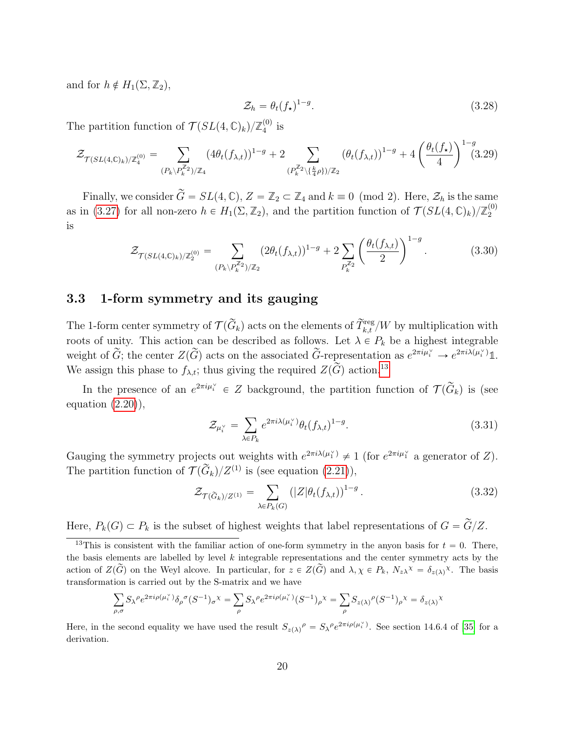and for $h \notin H_1(\Sigma, \mathbb{Z}_2)$,

$$\mathcal{Z}_h = \theta_t(f_\star)^{1-g}. \tag{3.28}$$

The partition function of $\mathcal{T}(SL(4,\mathbb{C})_k)/\mathbb{Z}_4^{(0)}$ is

$$\mathcal{Z}_{\mathcal{T}(SL(4,\mathbb{C})_k)/\mathbb{Z}_4^{(0)}} = \sum_{(P_k \backslash P_k^{\mathbb{Z}_2})/\mathbb{Z}_4} (4\theta_t(f_{\lambda,t}))^{1-g} + 2 \sum_{(P_k^{\mathbb{Z}_2} \backslash \{\frac{k}{4}\rho\})/\mathbb{Z}_2} (\theta_t(f_{\lambda,t}))^{1-g} + 4\left(\frac{\theta_t(f_\star)}{4}\right)^{1-g} \tag{3.29}$$

Finally, we consider $\widetilde{G} = SL(4,\mathbb{C})$, $Z = \mathbb{Z}_2 \subset \mathbb{Z}_4$ and $k \equiv 0 \pmod 2$. Here, $\mathcal{Z}_h$ is the same as in (3.27) for all non-zero $h \in H_1(\Sigma, \mathbb{Z}_2)$, and the partition function of $\mathcal{T}(SL(4,\mathbb{C})_k)/\mathbb{Z}_2^{(0)}$ is

$$\mathcal{Z}_{\mathcal{T}(SL(4,\mathbb{C})_k)/\mathbb{Z}_2^{(0)}} = \sum_{(P_k \backslash P_k^{\mathbb{Z}_2})/\mathbb{Z}_2} (2\theta_t(f_{\lambda,t}))^{1-g} + 2\sum_{P_k^{\mathbb{Z}_2}} \left(\frac{\theta_t(f_{\lambda,t})}{2}\right)^{1-g}. \tag{3.30}$$

### 3.3 1-form symmetry and its gauging

The 1-form center symmetry of $\mathcal{T}(\widetilde{G}_k)$ acts on the elements of $\widetilde{T}^{\text{reg}}_{k,t}/W$ by multiplication with roots of unity. This action can be described as follows. Let $\lambda \in P_k$ be a highest integrable weight of $\widetilde{G}$; the center $Z(\widetilde{G})$ acts on the associated $\widetilde{G}$-representation as $e^{2\pi i \mu_i^\vee} \to e^{2\pi i \lambda(\mu_i^\vee)}\mathbb{1}$. We assign this phase to $f_{\lambda,t}$; thus giving the required $Z(\widetilde{G})$ action.[13]

In the presence of an $e^{2\pi i \mu_i^\vee} \in Z$ background, the partition function of $\mathcal{T}(\widetilde{G}_k)$ is (see equation (2.20)),

$$\mathcal{Z}_{\mu_i^\vee} = \sum_{\lambda \in P_k} e^{2\pi i \lambda(\mu_i^\vee)} \theta_t(f_{\lambda,t})^{1-g}. \tag{3.31}$$

Gauging the symmetry projects out weights with $e^{2\pi i \lambda(\mu_1^\vee)} \neq 1$ (for $e^{2\pi i \mu_1^\vee}$ a generator of $Z$). The partition function of $\mathcal{T}(\widetilde{G}_k)/Z^{(1)}$ is (see equation (2.21)),

$$\mathcal{Z}_{\mathcal{T}(\widetilde{G}_k)/Z^{(1)}} = \sum_{\lambda \in P_k(G)} \left(|Z|\theta_t(f_{\lambda,t})\right)^{1-g}. \tag{3.32}$$

Here, $P_k(G) \subset P_k$ is the subset of highest weights that label representations of $G = \widetilde{G}/Z$.

---

[13] This is consistent with the familiar action of one-form symmetry in the anyon basis for $t = 0$. There, the basis elements are labelled by level $k$ integrable representations and the center symmetry acts by the action of $Z(\widetilde{G})$ on the Weyl alcove. In particular, for $z \in Z(\widetilde{G})$ and $\lambda, \chi \in P_k$, $N_{z\lambda}{}^{\chi} = \delta_{z(\lambda)}{}^{\chi}$. The basis transformation is carried out by the S-matrix and we have

$$\sum_{\rho,\sigma} S_\lambda{}^\rho e^{2\pi i \rho(\mu_i^\vee)} \delta_\rho{}^\sigma (S^{-1})_\sigma{}^\chi = \sum_\rho S_\lambda{}^\rho e^{2\pi i \rho(\mu_i^\vee)} (S^{-1})_\rho{}^\chi = \sum_\rho S_{z(\lambda)}{}^\rho (S^{-1})_\rho{}^\chi = \delta_{z(\lambda)}{}^\chi$$

Here, in the second equality we have used the result $S_{z(\lambda)}{}^\rho = S_\lambda{}^\rho e^{2\pi i \rho(\mu_i^\vee)}$. See section 14.6.4 of [35] for a derivation.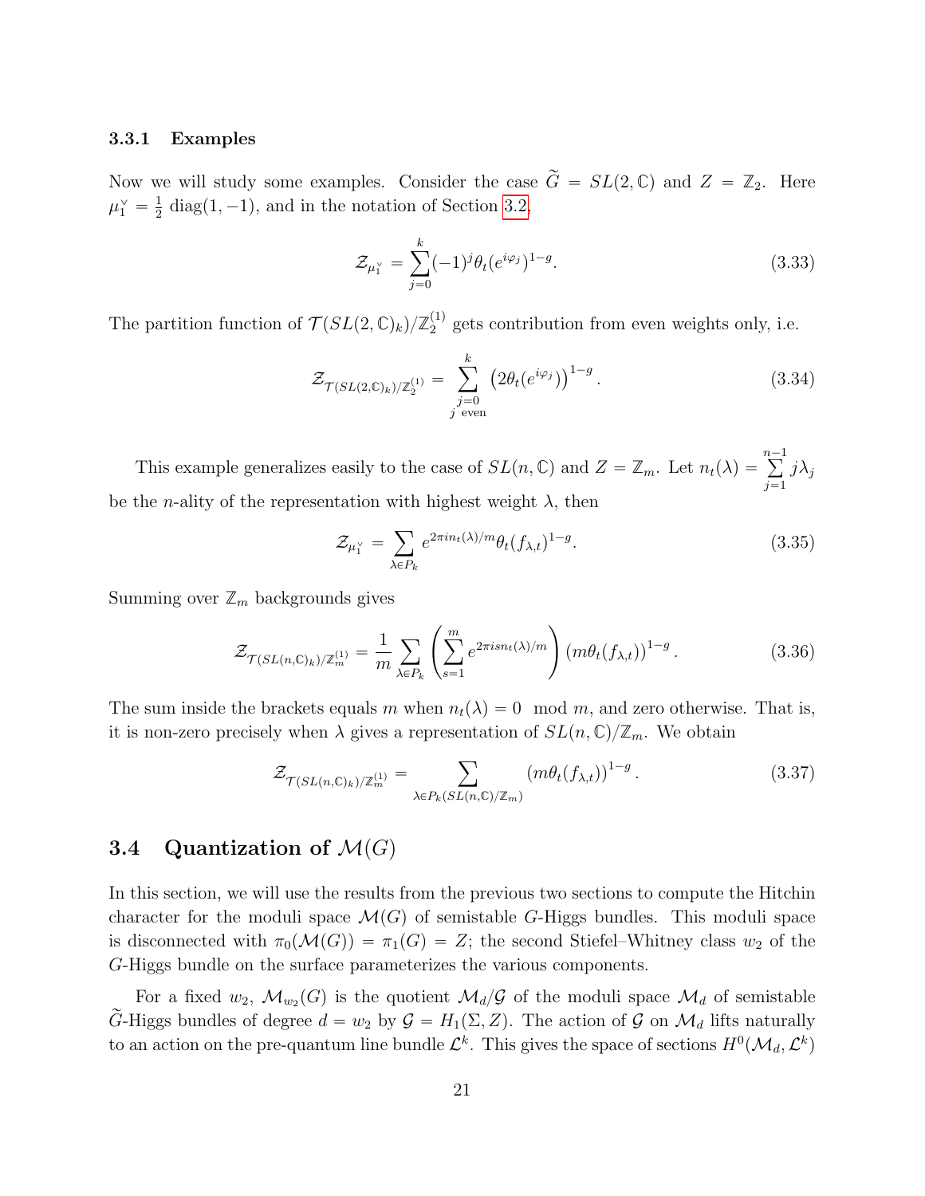### 3.3.1 Examples

Now we will study some examples. Consider the case $\widetilde{G} = SL(2,\mathbb{C})$ and $Z = \mathbb{Z}_2$. Here $\mu_1^\vee = \frac{1}{2}\,\mathrm{diag}(1,-1)$, and in the notation of Section 3.2,

$$\mathcal{Z}_{\mu_1^\vee} = \sum_{j=0}^{k} (-1)^j \theta_t(e^{i\varphi_j})^{1-g}. \tag{3.33}$$

The partition function of $\mathcal{T}(SL(2,\mathbb{C})_k)/\mathbb{Z}_2^{(1)}$ gets contribution from even weights only, i.e.

$$\mathcal{Z}_{\mathcal{T}(SL(2,\mathbb{C})_k)/\mathbb{Z}_2^{(1)}} = \sum_{\substack{j=0 \\ j \text{ even}}}^{k} \left(2\theta_t(e^{i\varphi_j})\right)^{1-g}. \tag{3.34}$$

This example generalizes easily to the case of $SL(n,\mathbb{C})$ and $Z = \mathbb{Z}_m$. Let $n_t(\lambda) = \sum_{j=1}^{n-1} j\lambda_j$ be the $n$-ality of the representation with highest weight $\lambda$, then

$$\mathcal{Z}_{\mu_1^\vee} = \sum_{\lambda \in P_k} e^{2\pi i n_t(\lambda)/m} \theta_t(f_{\lambda,t})^{1-g}. \tag{3.35}$$

Summing over $\mathbb{Z}_m$ backgrounds gives

$$\mathcal{Z}_{\mathcal{T}(SL(n,\mathbb{C})_k)/\mathbb{Z}_m^{(1)}} = \frac{1}{m} \sum_{\lambda \in P_k} \left( \sum_{s=1}^{m} e^{2\pi i s n_t(\lambda)/m} \right) \left(m\theta_t(f_{\lambda,t})\right)^{1-g}. \tag{3.36}$$

The sum inside the brackets equals $m$ when $n_t(\lambda) = 0 \mod m$, and zero otherwise. That is, it is non-zero precisely when $\lambda$ gives a representation of $SL(n,\mathbb{C})/\mathbb{Z}_m$. We obtain

$$\mathcal{Z}_{\mathcal{T}(SL(n,\mathbb{C})_k)/\mathbb{Z}_m^{(1)}} = \sum_{\lambda \in P_k(SL(n,\mathbb{C})/\mathbb{Z}_m)} \left(m\theta_t(f_{\lambda,t})\right)^{1-g}. \tag{3.37}$$

## 3.4 Quantization of $\mathcal{M}(G)$

In this section, we will use the results from the previous two sections to compute the Hitchin character for the moduli space $\mathcal{M}(G)$ of semistable $G$-Higgs bundles. This moduli space is disconnected with $\pi_0(\mathcal{M}(G)) = \pi_1(G) = Z$; the second Stiefel–Whitney class $w_2$ of the $G$-Higgs bundle on the surface parameterizes the various components.

For a fixed $w_2$, $\mathcal{M}_{w_2}(G)$ is the quotient $\mathcal{M}_d/\mathcal{G}$ of the moduli space $\mathcal{M}_d$ of semistable $\widetilde{G}$-Higgs bundles of degree $d = w_2$ by $\mathcal{G} = H_1(\Sigma, Z)$. The action of $\mathcal{G}$ on $\mathcal{M}_d$ lifts naturally to an action on the pre-quantum line bundle $\mathcal{L}^k$. This gives the space of sections $H^0(\mathcal{M}_d, \mathcal{L}^k)$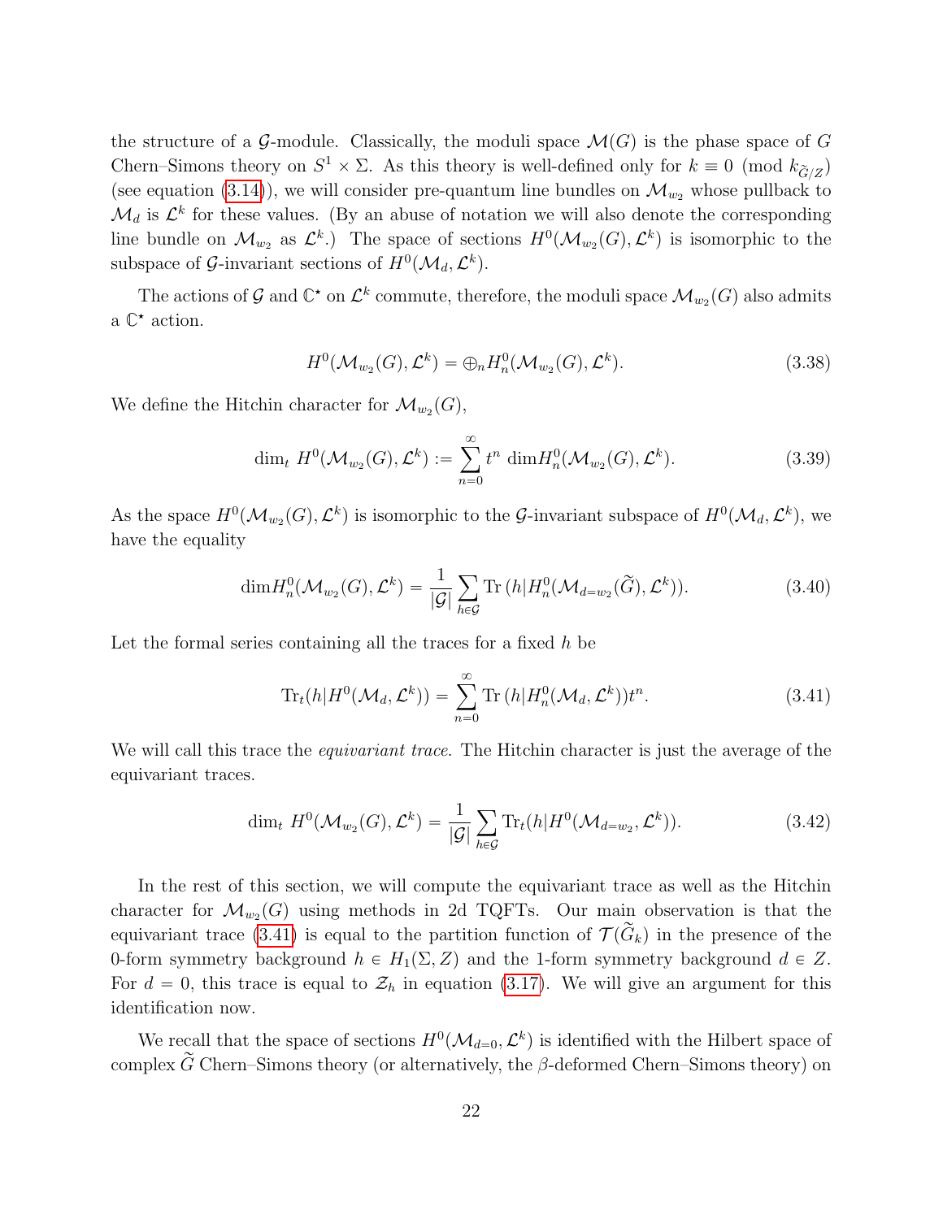the structure of a $\mathcal{G}$-module. Classically, the moduli space $\mathcal{M}(G)$ is the phase space of $G$ Chern–Simons theory on $S^1 \times \Sigma$. As this theory is well-defined only for $k \equiv 0 \pmod{k_{\widetilde{G}/Z}}$ (see equation (3.14)), we will consider pre-quantum line bundles on $\mathcal{M}_{w_2}$ whose pullback to $\mathcal{M}_d$ is $\mathcal{L}^k$ for these values. (By an abuse of notation we will also denote the corresponding line bundle on $\mathcal{M}_{w_2}$ as $\mathcal{L}^k$.) The space of sections $H^0(\mathcal{M}_{w_2}(G), \mathcal{L}^k)$ is isomorphic to the subspace of $\mathcal{G}$-invariant sections of $H^0(\mathcal{M}_d, \mathcal{L}^k)$.

The actions of $\mathcal{G}$ and $\mathbb{C}^\star$ on $\mathcal{L}^k$ commute, therefore, the moduli space $\mathcal{M}_{w_2}(G)$ also admits a $\mathbb{C}^\star$ action.

$$
H^0(\mathcal{M}_{w_2}(G), \mathcal{L}^k) = \oplus_n H^0_n(\mathcal{M}_{w_2}(G), \mathcal{L}^k). \tag{3.38}
$$

We define the Hitchin character for $\mathcal{M}_{w_2}(G)$,

$$
\dim_t \, H^0(\mathcal{M}_{w_2}(G), \mathcal{L}^k) := \sum_{n=0}^{\infty} t^n \, \dim H^0_n(\mathcal{M}_{w_2}(G), \mathcal{L}^k). \tag{3.39}
$$

As the space $H^0(\mathcal{M}_{w_2}(G), \mathcal{L}^k)$ is isomorphic to the $\mathcal{G}$-invariant subspace of $H^0(\mathcal{M}_d, \mathcal{L}^k)$, we have the equality

$$
\dim H^0_n(\mathcal{M}_{w_2}(G), \mathcal{L}^k) = \frac{1}{|\mathcal{G}|} \sum_{h \in \mathcal{G}} \mathrm{Tr}\,(h | H^0_n(\mathcal{M}_{d=w_2}(\widetilde{G}), \mathcal{L}^k)). \tag{3.40}
$$

Let the formal series containing all the traces for a fixed $h$ be

$$
\mathrm{Tr}_t(h | H^0(\mathcal{M}_d, \mathcal{L}^k)) = \sum_{n=0}^{\infty} \mathrm{Tr}\,(h | H^0_n(\mathcal{M}_d, \mathcal{L}^k)) t^n. \tag{3.41}
$$

We will call this trace the *equivariant trace*. The Hitchin character is just the average of the equivariant traces.

$$
\dim_t \, H^0(\mathcal{M}_{w_2}(G), \mathcal{L}^k) = \frac{1}{|\mathcal{G}|} \sum_{h \in \mathcal{G}} \mathrm{Tr}_t(h | H^0(\mathcal{M}_{d=w_2}, \mathcal{L}^k)). \tag{3.42}
$$

In the rest of this section, we will compute the equivariant trace as well as the Hitchin character for $\mathcal{M}_{w_2}(G)$ using methods in 2d TQFTs. Our main observation is that the equivariant trace (3.41) is equal to the partition function of $\mathcal{T}(\widetilde{G}_k)$ in the presence of the 0-form symmetry background $h \in H_1(\Sigma, Z)$ and the 1-form symmetry background $d \in Z$. For $d = 0$, this trace is equal to $\mathcal{Z}_h$ in equation (3.17). We will give an argument for this identification now.

We recall that the space of sections $H^0(\mathcal{M}_{d=0}, \mathcal{L}^k)$ is identified with the Hilbert space of complex $\widetilde{G}$ Chern–Simons theory (or alternatively, the $\beta$-deformed Chern–Simons theory) on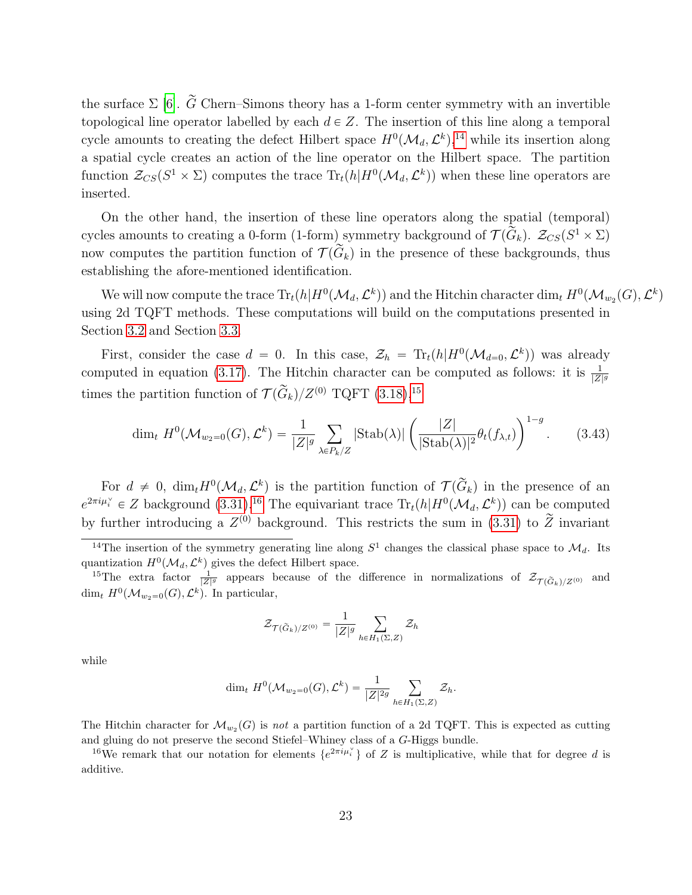the surface $\Sigma$ [6]. $\widetilde{G}$ Chern–Simons theory has a 1-form center symmetry with an invertible topological line operator labelled by each $d \in Z$. The insertion of this line along a temporal cycle amounts to creating the defect Hilbert space $H^0(\mathcal{M}_d, \mathcal{L}^k)$,[14] while its insertion along a spatial cycle creates an action of the line operator on the Hilbert space. The partition function $\mathcal{Z}_{CS}(S^1 \times \Sigma)$ computes the trace $\mathrm{Tr}_t(h|H^0(\mathcal{M}_d, \mathcal{L}^k))$ when these line operators are inserted.

On the other hand, the insertion of these line operators along the spatial (temporal) cycles amounts to creating a 0-form (1-form) symmetry background of $\mathcal{T}(\widetilde{G}_k)$. $\mathcal{Z}_{CS}(S^1 \times \Sigma)$ now computes the partition function of $\mathcal{T}(\widetilde{G}_k)$ in the presence of these backgrounds, thus establishing the afore-mentioned identification.

We will now compute the trace $\mathrm{Tr}_t(h|H^0(\mathcal{M}_d, \mathcal{L}^k))$ and the Hitchin character $\dim_t H^0(\mathcal{M}_{w_2}(G), \mathcal{L}^k)$ using 2d TQFT methods. These computations will build on the computations presented in Section 3.2 and Section 3.3.

First, consider the case $d = 0$. In this case, $\mathcal{Z}_h = \mathrm{Tr}_t(h|H^0(\mathcal{M}_{d=0}, \mathcal{L}^k))$ was already computed in equation (3.17). The Hitchin character can be computed as follows: it is $\frac{1}{|Z|^g}$ times the partition function of $\mathcal{T}(\widetilde{G}_k)/Z^{(0)}$ TQFT (3.18).[15]

$$\dim_t \, H^0(\mathcal{M}_{w_2=0}(G), \mathcal{L}^k) = \frac{1}{|Z|^g} \sum_{\lambda \in P_k/Z} |\mathrm{Stab}(\lambda)| \left( \frac{|Z|}{|\mathrm{Stab}(\lambda)|^2} \theta_t(f_{\lambda,t}) \right)^{1-g}. \tag{3.43}$$

For $d \neq 0$, $\dim_t H^0(\mathcal{M}_d, \mathcal{L}^k)$ is the partition function of $\mathcal{T}(\widetilde{G}_k)$ in the presence of an $e^{2\pi i \mu_i^\vee} \in Z$ background (3.31).[16] The equivariant trace $\mathrm{Tr}_t(h|H^0(\mathcal{M}_d, \mathcal{L}^k))$ can be computed by further introducing a $Z^{(0)}$ background. This restricts the sum in (3.31) to $\widetilde{Z}$ invariant

---

[14] The insertion of the symmetry generating line along $S^1$ changes the classical phase space to $\mathcal{M}_d$. Its quantization $H^0(\mathcal{M}_d, \mathcal{L}^k)$ gives the defect Hilbert space.

[15] The extra factor $\frac{1}{|Z|^g}$ appears because of the difference in normalizations of $\mathcal{Z}_{\mathcal{T}(\widetilde{G}_k)/Z^{(0)}}$ and $\dim_t \, H^0(\mathcal{M}_{w_2=0}(G), \mathcal{L}^k)$. In particular,

$$\mathcal{Z}_{\mathcal{T}(\widetilde{G}_k)/Z^{(0)}} = \frac{1}{|Z|^g} \sum_{h \in H_1(\Sigma, Z)} \mathcal{Z}_h$$

while

$$\dim_t \, H^0(\mathcal{M}_{w_2=0}(G), \mathcal{L}^k) = \frac{1}{|Z|^{2g}} \sum_{h \in H_1(\Sigma, Z)} \mathcal{Z}_h.$$

The Hitchin character for $\mathcal{M}_{w_2}(G)$ is *not* a partition function of a 2d TQFT. This is expected as cutting and gluing do not preserve the second Stiefel–Whiney class of a $G$-Higgs bundle.

[16] We remark that our notation for elements $\{e^{2\pi i \mu_i^\vee}\}$ of $Z$ is multiplicative, while that for degree $d$ is additive.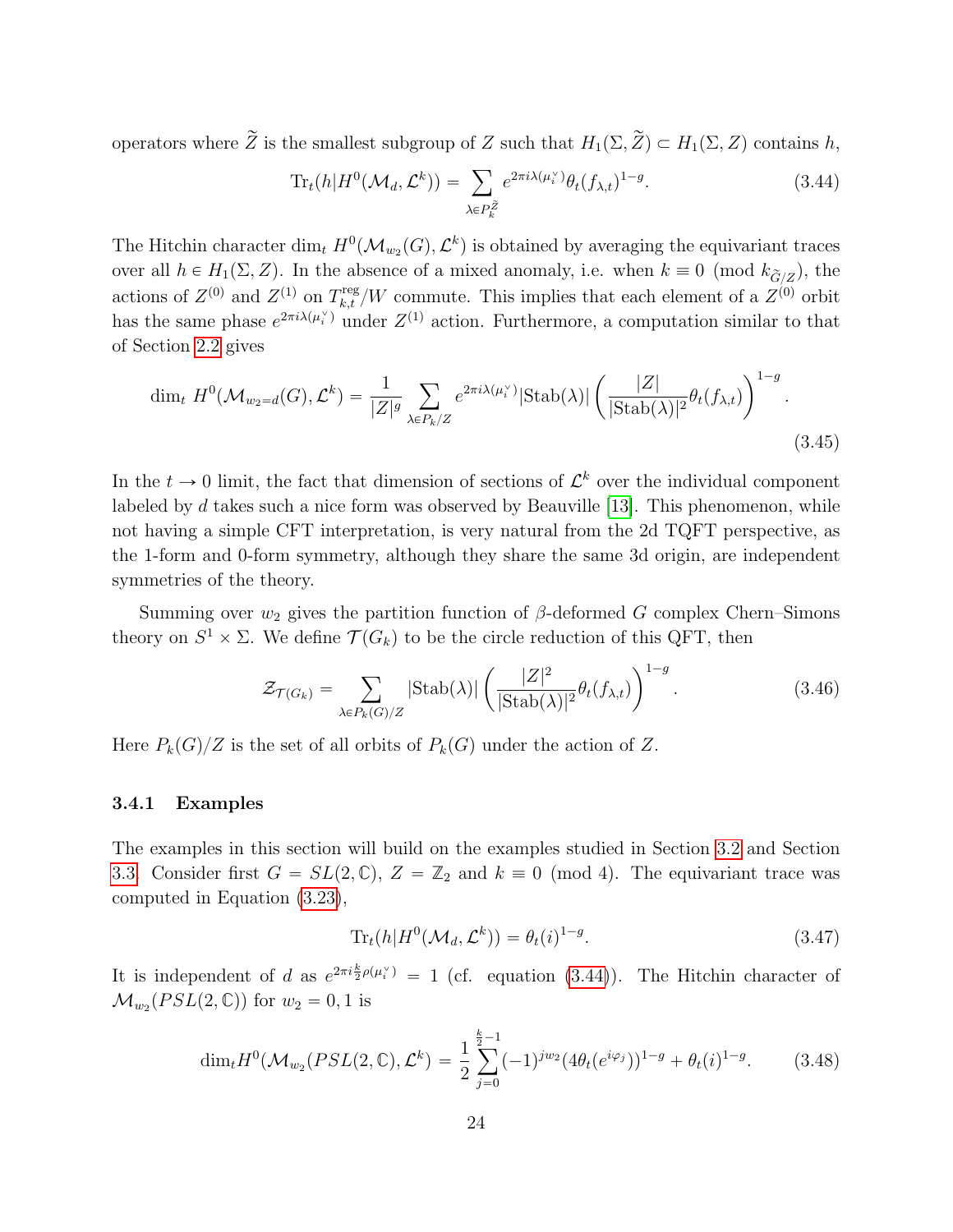operators where $\widetilde{Z}$ is the smallest subgroup of $Z$ such that $H_1(\Sigma, \widetilde{Z}) \subset H_1(\Sigma, Z)$ contains $h$,

$$\mathrm{Tr}_t(h|H^0(\mathcal{M}_d, \mathcal{L}^k)) = \sum_{\lambda \in P_k^{\widetilde{Z}}} e^{2\pi i \lambda(\mu_i^\vee)} \theta_t(f_{\lambda,t})^{1-g}. \tag{3.44}$$

The Hitchin character $\dim_t H^0(\mathcal{M}_{w_2}(G), \mathcal{L}^k)$ is obtained by averaging the equivariant traces over all $h \in H_1(\Sigma, Z)$. In the absence of a mixed anomaly, i.e. when $k \equiv 0 \pmod{k_{\widetilde{G}/Z}}$, the actions of $Z^{(0)}$ and $Z^{(1)}$ on $T_{k,t}^{\mathrm{reg}}/W$ commute. This implies that each element of a $Z^{(0)}$ orbit has the same phase $e^{2\pi i \lambda(\mu_i^\vee)}$ under $Z^{(1)}$ action. Furthermore, a computation similar to that of Section 2.2 gives

$$\dim_t H^0(\mathcal{M}_{w_2=d}(G), \mathcal{L}^k) = \frac{1}{|Z|^g} \sum_{\lambda \in P_k/Z} e^{2\pi i \lambda(\mu_i^\vee)} |\mathrm{Stab}(\lambda)| \left( \frac{|Z|}{|\mathrm{Stab}(\lambda)|^2} \theta_t(f_{\lambda,t}) \right)^{1-g}. \tag{3.45}$$

In the $t \to 0$ limit, the fact that dimension of sections of $\mathcal{L}^k$ over the individual component labeled by $d$ takes such a nice form was observed by Beauville [13]. This phenomenon, while not having a simple CFT interpretation, is very natural from the 2d TQFT perspective, as the 1-form and 0-form symmetry, although they share the same 3d origin, are independent symmetries of the theory.

Summing over $w_2$ gives the partition function of $\beta$-deformed $G$ complex Chern–Simons theory on $S^1 \times \Sigma$. We define $\mathcal{T}(G_k)$ to be the circle reduction of this QFT, then

$$\mathcal{Z}_{\mathcal{T}(G_k)} = \sum_{\lambda \in P_k(G)/Z} |\mathrm{Stab}(\lambda)| \left( \frac{|Z|^2}{|\mathrm{Stab}(\lambda)|^2} \theta_t(f_{\lambda,t}) \right)^{1-g}. \tag{3.46}$$

Here $P_k(G)/Z$ is the set of all orbits of $P_k(G)$ under the action of $Z$.

### 3.4.1 Examples

The examples in this section will build on the examples studied in Section 3.2 and Section 3.3. Consider first $G = SL(2, \mathbb{C})$, $Z = \mathbb{Z}_2$ and $k \equiv 0 \pmod 4$. The equivariant trace was computed in Equation (3.23),

$$\mathrm{Tr}_t(h|H^0(\mathcal{M}_d, \mathcal{L}^k)) = \theta_t(i)^{1-g}. \tag{3.47}$$

It is independent of $d$ as $e^{2\pi i \frac{k}{2} \rho(\mu_i^\vee)} = 1$ (cf. equation (3.44)). The Hitchin character of $\mathcal{M}_{w_2}(PSL(2, \mathbb{C}))$ for $w_2 = 0, 1$ is

$$\dim_t H^0(\mathcal{M}_{w_2}(PSL(2, \mathbb{C}), \mathcal{L}^k) = \frac{1}{2} \sum_{j=0}^{\frac{k}{2}-1} (-1)^{j w_2} (4\theta_t(e^{i\varphi_j}))^{1-g} + \theta_t(i)^{1-g}. \tag{3.48}$$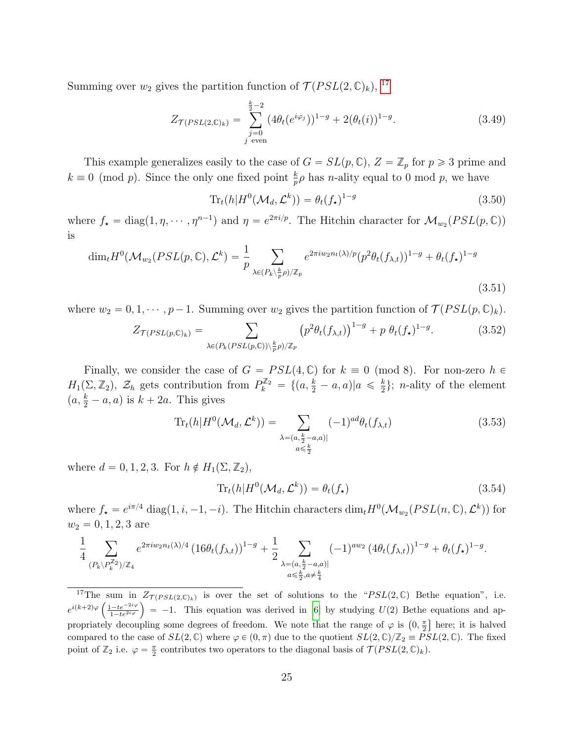Summing over $w_2$ gives the partition function of $\mathcal{T}(PSL(2,\mathbb{C})_k)$, [17]

$$Z_{\mathcal{T}(PSL(2,\mathbb{C})_k)} = \sum_{\substack{j=0 \\ j \text{ even}}}^{\frac{k}{2}-2} (4\theta_t(e^{i\varphi_j}))^{1-g} + 2(\theta_t(i))^{1-g}. \tag{3.49}$$

This example generalizes easily to the case of $G = SL(p,\mathbb{C})$, $Z = \mathbb{Z}_p$ for $p \geqslant 3$ prime and $k \equiv 0 \pmod p$. Since the only one fixed point $\frac{k}{p}\rho$ has $n$-ality equal to 0 mod $p$, we have

$$\mathrm{Tr}_t(h|H^0(\mathcal{M}_d, \mathcal{L}^k)) = \theta_t(f_\star)^{1-g} \tag{3.50}$$

where $f_\star = \mathrm{diag}(1, \eta, \cdots, \eta^{n-1})$ and $\eta = e^{2\pi i/p}$. The Hitchin character for $\mathcal{M}_{w_2}(PSL(p,\mathbb{C}))$ is

$$\dim_t H^0(\mathcal{M}_{w_2}(PSL(p,\mathbb{C}), \mathcal{L}^k) = \frac{1}{p} \sum_{\lambda \in (P_k \setminus \frac{k}{p}\rho)/\mathbb{Z}_p} e^{2\pi i w_2 n_t(\lambda)/p} (p^2 \theta_t(f_{\lambda,t}))^{1-g} + \theta_t(f_\star)^{1-g} \tag{3.51}$$

where $w_2 = 0, 1, \cdots, p-1$. Summing over $w_2$ gives the partition function of $\mathcal{T}(PSL(p,\mathbb{C})_k)$.

$$Z_{\mathcal{T}(PSL(p,\mathbb{C})_k)} = \sum_{\lambda \in (P_k(PSL(p,\mathbb{C})) \setminus \frac{k}{p}\rho)/\mathbb{Z}_p} \left(p^2 \theta_t(f_{\lambda,t})\right)^{1-g} + p\ \theta_t(f_\star)^{1-g}. \tag{3.52}$$

Finally, we consider the case of $G = PSL(4,\mathbb{C})$ for $k \equiv 0 \pmod 8$. For non-zero $h \in H_1(\Sigma, \mathbb{Z}_2)$, $\mathcal{Z}_h$ gets contribution from $P_k^{\mathbb{Z}_2} = \{(a, \frac{k}{2} - a, a) | a \leqslant \frac{k}{2}\}$; $n$-ality of the element $(a, \frac{k}{2} - a, a)$ is $k + 2a$. This gives

$$\mathrm{Tr}_t(h|H^0(\mathcal{M}_d, \mathcal{L}^k)) = \sum_{\substack{\lambda = (a, \frac{k}{2}-a, a)| \\ a \leqslant \frac{k}{2}}} (-1)^{ad} \theta_t(f_{\lambda,t}) \tag{3.53}$$

where $d = 0, 1, 2, 3$. For $h \notin H_1(\Sigma, \mathbb{Z}_2)$,

$$\mathrm{Tr}_t(h|H^0(\mathcal{M}_d, \mathcal{L}^k)) = \theta_t(f_\star) \tag{3.54}$$

where $f_\star = e^{i\pi/4}\,\mathrm{diag}(1, i, -1, -i)$. The Hitchin characters $\dim_t H^0(\mathcal{M}_{w_2}(PSL(n,\mathbb{C}), \mathcal{L}^k))$ for $w_2 = 0, 1, 2, 3$ are

$$\frac{1}{4} \sum_{(P_k \setminus P_k^{\mathbb{Z}_2})/\mathbb{Z}_4} e^{2\pi i w_2 n_t(\lambda)/4} \left(16\theta_t(f_{\lambda,t})\right)^{1-g} + \frac{1}{2} \sum_{\substack{\lambda = (a, \frac{k}{2}-a, a)| \\ a \leqslant \frac{k}{2}, a \neq \frac{k}{4}}} (-1)^{a w_2} \left(4\theta_t(f_{\lambda,t})\right)^{1-g} + \theta_t(f_\star)^{1-g}.$$

---

[17] The sum in $Z_{\mathcal{T}(PSL(2,\mathbb{C})_k)}$ is over the set of solutions to the "$PSL(2,\mathbb{C})$ Bethe equation", i.e. $e^{i(k+2)\varphi}\left(\frac{1-te^{-2i\varphi}}{1-te^{2i\varphi}}\right) = -1$. This equation was derived in [6] by studying $U(2)$ Bethe equations and appropriately decoupling some degrees of freedom. We note that the range of $\varphi$ is $\left(0, \frac{\pi}{2}\right]$ here; it is halved compared to the case of $SL(2,\mathbb{C})$ where $\varphi \in (0, \pi)$ due to the quotient $SL(2,\mathbb{C})/\mathbb{Z}_2 \equiv PSL(2,\mathbb{C})$. The fixed point of $\mathbb{Z}_2$ i.e. $\varphi = \frac{\pi}{2}$ contributes two operators to the diagonal basis of $\mathcal{T}(PSL(2,\mathbb{C})_k)$.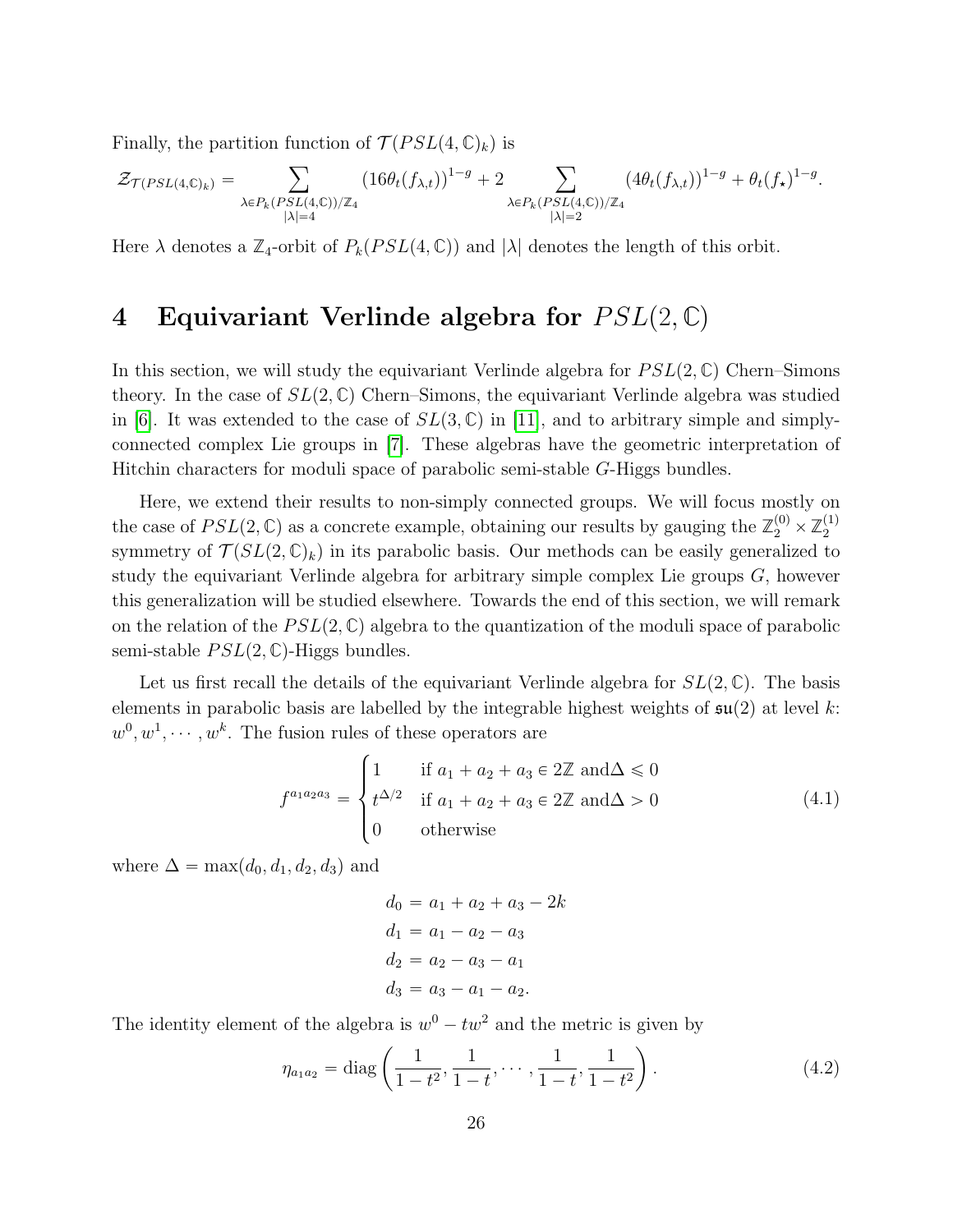Finally, the partition function of $\mathcal{T}(PSL(4,\mathbb{C})_k)$ is

$$\mathcal{Z}_{\mathcal{T}(PSL(4,\mathbb{C})_k)} = \sum_{\substack{\lambda \in P_k(PSL(4,\mathbb{C}))/\mathbb{Z}_4 \\ |\lambda|=4}} (16\theta_t(f_{\lambda,t}))^{1-g} + 2 \sum_{\substack{\lambda \in P_k(PSL(4,\mathbb{C}))/\mathbb{Z}_4 \\ |\lambda|=2}} (4\theta_t(f_{\lambda,t}))^{1-g} + \theta_t(f_\star)^{1-g}.$$

Here $\lambda$ denotes a $\mathbb{Z}_4$-orbit of $P_k(PSL(4,\mathbb{C}))$ and $|\lambda|$ denotes the length of this orbit.

# 4 Equivariant Verlinde algebra for $PSL(2,\mathbb{C})$

In this section, we will study the equivariant Verlinde algebra for $PSL(2,\mathbb{C})$ Chern–Simons theory. In the case of $SL(2,\mathbb{C})$ Chern–Simons, the equivariant Verlinde algebra was studied in [6]. It was extended to the case of $SL(3,\mathbb{C})$ in [11], and to arbitrary simple and simply-connected complex Lie groups in [7]. These algebras have the geometric interpretation of Hitchin characters for moduli space of parabolic semi-stable $G$-Higgs bundles.

Here, we extend their results to non-simply connected groups. We will focus mostly on the case of $PSL(2,\mathbb{C})$ as a concrete example, obtaining our results by gauging the $\mathbb{Z}_2^{(0)} \times \mathbb{Z}_2^{(1)}$ symmetry of $\mathcal{T}(SL(2,\mathbb{C})_k)$ in its parabolic basis. Our methods can be easily generalized to study the equivariant Verlinde algebra for arbitrary simple complex Lie groups $G$, however this generalization will be studied elsewhere. Towards the end of this section, we will remark on the relation of the $PSL(2,\mathbb{C})$ algebra to the quantization of the moduli space of parabolic semi-stable $PSL(2,\mathbb{C})$-Higgs bundles.

Let us first recall the details of the equivariant Verlinde algebra for $SL(2,\mathbb{C})$. The basis elements in parabolic basis are labelled by the integrable highest weights of $\mathfrak{su}(2)$ at level $k$: $w^0, w^1, \cdots, w^k$. The fusion rules of these operators are

$$f^{a_1 a_2 a_3} = \begin{cases} 1 & \text{if } a_1 + a_2 + a_3 \in 2\mathbb{Z} \text{ and} \Delta \leqslant 0 \\ t^{\Delta/2} & \text{if } a_1 + a_2 + a_3 \in 2\mathbb{Z} \text{ and} \Delta > 0 \\ 0 & \text{otherwise} \end{cases} \tag{4.1}$$

where $\Delta = \max(d_0, d_1, d_2, d_3)$ and

$$\begin{aligned} d_0 &= a_1 + a_2 + a_3 - 2k \\ d_1 &= a_1 - a_2 - a_3 \\ d_2 &= a_2 - a_3 - a_1 \\ d_3 &= a_3 - a_1 - a_2. \end{aligned}$$

The identity element of the algebra is $w^0 - tw^2$ and the metric is given by

$$\eta_{a_1 a_2} = \operatorname{diag}\left(\frac{1}{1-t^2}, \frac{1}{1-t}, \cdots, \frac{1}{1-t}, \frac{1}{1-t^2}\right). \tag{4.2}$$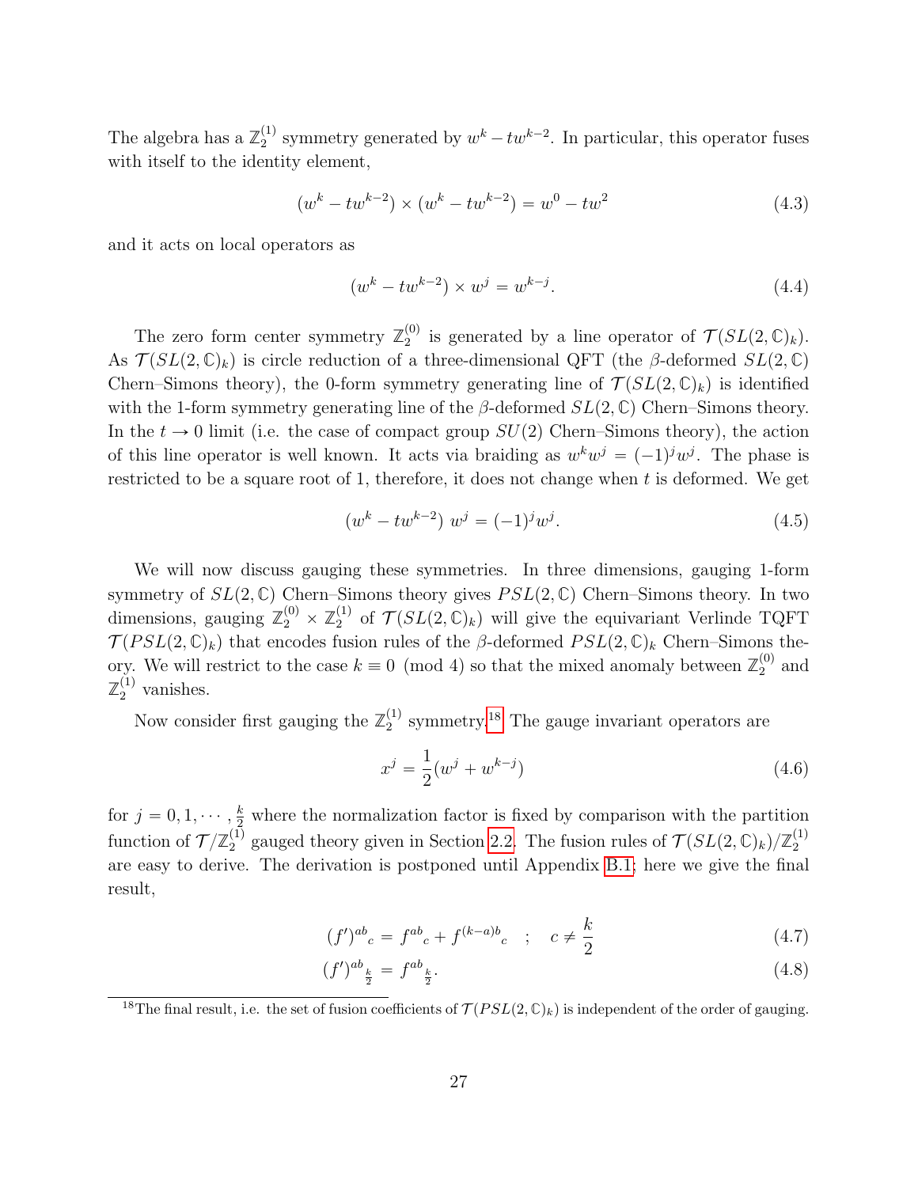The algebra has a $\mathbb{Z}_2^{(1)}$ symmetry generated by $w^k - tw^{k-2}$. In particular, this operator fuses with itself to the identity element,

$$(w^k - tw^{k-2}) \times (w^k - tw^{k-2}) = w^0 - tw^2 \tag{4.3}$$

and it acts on local operators as

$$(w^k - tw^{k-2}) \times w^j = w^{k-j}. \tag{4.4}$$

The zero form center symmetry $\mathbb{Z}_2^{(0)}$ is generated by a line operator of $\mathcal{T}(SL(2,\mathbb{C})_k)$. As $\mathcal{T}(SL(2,\mathbb{C})_k)$ is circle reduction of a three-dimensional QFT (the $\beta$-deformed $SL(2,\mathbb{C})$ Chern–Simons theory), the 0-form symmetry generating line of $\mathcal{T}(SL(2,\mathbb{C})_k)$ is identified with the 1-form symmetry generating line of the $\beta$-deformed $SL(2,\mathbb{C})$ Chern–Simons theory. In the $t \to 0$ limit (i.e. the case of compact group $SU(2)$ Chern–Simons theory), the action of this line operator is well known. It acts via braiding as $w^k w^j = (-1)^j w^j$. The phase is restricted to be a square root of 1, therefore, it does not change when $t$ is deformed. We get

$$(w^k - tw^{k-2})\ w^j = (-1)^j w^j. \tag{4.5}$$

We will now discuss gauging these symmetries. In three dimensions, gauging 1-form symmetry of $SL(2,\mathbb{C})$ Chern–Simons theory gives $PSL(2,\mathbb{C})$ Chern–Simons theory. In two dimensions, gauging $\mathbb{Z}_2^{(0)} \times \mathbb{Z}_2^{(1)}$ of $\mathcal{T}(SL(2,\mathbb{C})_k)$ will give the equivariant Verlinde TQFT $\mathcal{T}(PSL(2,\mathbb{C})_k)$ that encodes fusion rules of the $\beta$-deformed $PSL(2,\mathbb{C})_k$ Chern–Simons theory. We will restrict to the case $k \equiv 0 \pmod 4$ so that the mixed anomaly between $\mathbb{Z}_2^{(0)}$ and $\mathbb{Z}_2^{(1)}$ vanishes.

Now consider first gauging the $\mathbb{Z}_2^{(1)}$ symmetry.[18] The gauge invariant operators are

$$x^j = \frac{1}{2}(w^j + w^{k-j}) \tag{4.6}$$

for $j = 0, 1, \cdots, \frac{k}{2}$ where the normalization factor is fixed by comparison with the partition function of $\mathcal{T}/\mathbb{Z}_2^{(1)}$ gauged theory given in Section 2.2. The fusion rules of $\mathcal{T}(SL(2,\mathbb{C})_k)/\mathbb{Z}_2^{(1)}$ are easy to derive. The derivation is postponed until Appendix B.1; here we give the final result,

$$(f')^{ab}{}_c = f^{ab}{}_c + f^{(k-a)b}{}_c \quad ; \quad c \neq \frac{k}{2} \tag{4.7}$$

$$(f')^{ab}{}_{\frac{k}{2}} = f^{ab}{}_{\frac{k}{2}}. \tag{4.8}$$

[18] The final result, i.e. the set of fusion coefficients of $\mathcal{T}(PSL(2,\mathbb{C})_k)$ is independent of the order of gauging.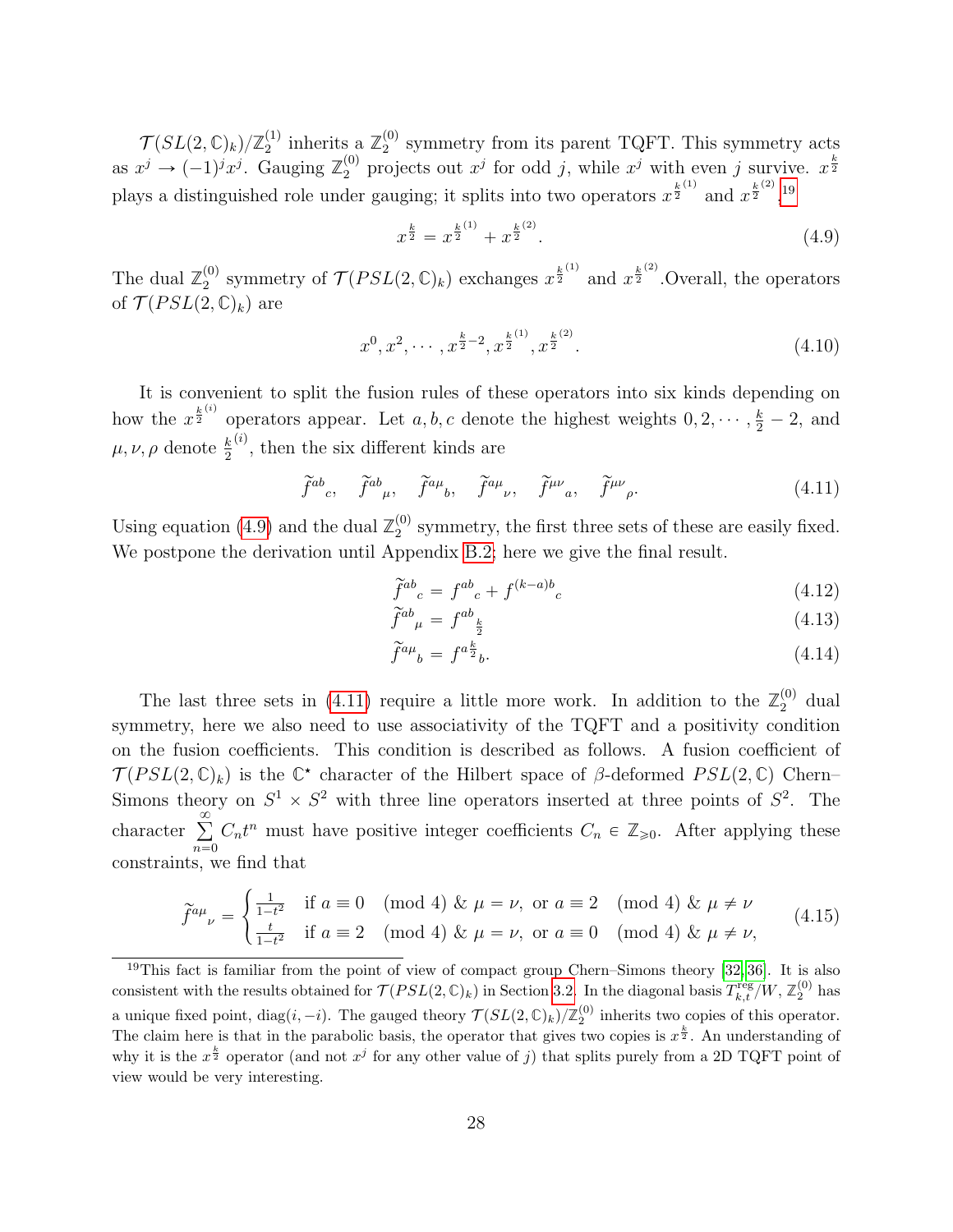$\mathcal{T}(SL(2,\mathbb{C})_k)/\mathbb{Z}_2^{(1)}$ inherits a $\mathbb{Z}_2^{(0)}$ symmetry from its parent TQFT. This symmetry acts as $x^j \to (-1)^j x^j$. Gauging $\mathbb{Z}_2^{(0)}$ projects out $x^j$ for odd $j$, while $x^j$ with even $j$ survive. $x^{\frac{k}{2}}$ plays a distinguished role under gauging; it splits into two operators $x^{\frac{k}{2}^{(1)}}$ and $x^{\frac{k}{2}^{(2)}}$,[19]

$$x^{\frac{k}{2}} = x^{\frac{k}{2}^{(1)}} + x^{\frac{k}{2}^{(2)}}. \tag{4.9}$$

The dual $\mathbb{Z}_2^{(0)}$ symmetry of $\mathcal{T}(PSL(2,\mathbb{C})_k)$ exchanges $x^{\frac{k}{2}^{(1)}}$ and $x^{\frac{k}{2}^{(2)}}$.Overall, the operators of $\mathcal{T}(PSL(2,\mathbb{C})_k)$ are

$$x^0, x^2, \cdots, x^{\frac{k}{2}-2}, x^{\frac{k}{2}^{(1)}}, x^{\frac{k}{2}^{(2)}}. \tag{4.10}$$

It is convenient to split the fusion rules of these operators into six kinds depending on how the $x^{\frac{k}{2}^{(i)}}$ operators appear. Let $a, b, c$ denote the highest weights $0, 2, \cdots, \frac{k}{2}-2$, and $\mu, \nu, \rho$ denote $\frac{k}{2}^{(i)}$, then the six different kinds are

$$\widetilde{f}^{ab}{}_{c}, \quad \widetilde{f}^{ab}{}_{\mu}, \quad \widetilde{f}^{a\mu}{}_{b}, \quad \widetilde{f}^{a\mu}{}_{\nu}, \quad \widetilde{f}^{\mu\nu}{}_{a}, \quad \widetilde{f}^{\mu\nu}{}_{\rho}. \tag{4.11}$$

Using equation (4.9) and the dual $\mathbb{Z}_2^{(0)}$ symmetry, the first three sets of these are easily fixed. We postpone the derivation until Appendix B.2; here we give the final result.

$$\widetilde{f}^{ab}{}_{c} = f^{ab}{}_{c} + f^{(k-a)b}{}_{c} \tag{4.12}$$

$$\widetilde{f}^{ab}{}_{\mu} = f^{ab}{}_{\frac{k}{2}} \tag{4.13}$$

$$\widetilde{f}^{a\mu}{}_{b} = f^{a\frac{k}{2}}{}_{b}. \tag{4.14}$$

The last three sets in (4.11) require a little more work. In addition to the $\mathbb{Z}_2^{(0)}$ dual symmetry, here we also need to use associativity of the TQFT and a positivity condition on the fusion coefficients. This condition is described as follows. A fusion coefficient of $\mathcal{T}(PSL(2,\mathbb{C})_k)$ is the $\mathbb{C}^\star$ character of the Hilbert space of $\beta$-deformed $PSL(2,\mathbb{C})$ Chern–Simons theory on $S^1 \times S^2$ with three line operators inserted at three points of $S^2$. The character $\sum_{n=0}^{\infty} C_n t^n$ must have positive integer coefficients $C_n \in \mathbb{Z}_{\geqslant 0}$. After applying these constraints, we find that

$$\widetilde{f}^{a\mu}{}_{\nu} = \begin{cases} \frac{1}{1-t^2} & \text{if } a \equiv 0 \pmod 4 \ \& \ \mu = \nu, \text{ or } a \equiv 2 \pmod 4 \ \& \ \mu \neq \nu \\ \frac{t}{1-t^2} & \text{if } a \equiv 2 \pmod 4 \ \& \ \mu = \nu, \text{ or } a \equiv 0 \pmod 4 \ \& \ \mu \neq \nu, \end{cases} \tag{4.15}$$

[19] This fact is familiar from the point of view of compact group Chern–Simons theory [32,36]. It is also consistent with the results obtained for $\mathcal{T}(PSL(2,\mathbb{C})_k)$ in Section 3.2. In the diagonal basis $T^{\text{reg}}_{k,t}/W$, $\mathbb{Z}_2^{(0)}$ has a unique fixed point, $\text{diag}(i,-i)$. The gauged theory $\mathcal{T}(SL(2,\mathbb{C})_k)/\mathbb{Z}_2^{(0)}$ inherits two copies of this operator. The claim here is that in the parabolic basis, the operator that gives two copies is $x^{\frac{k}{2}}$. An understanding of why it is the $x^{\frac{k}{2}}$ operator (and not $x^j$ for any other value of $j$) that splits purely from a 2D TQFT point of view would be very interesting.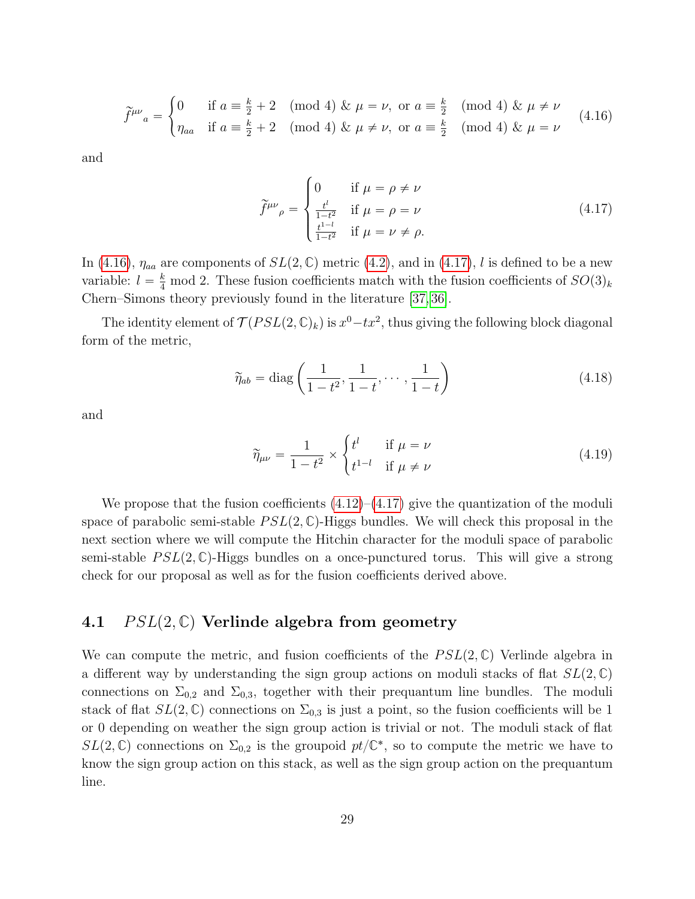$$
\widetilde{f}^{\mu\nu}{}_{a} = \begin{cases} 0 & \text{if } a \equiv \frac{k}{2}+2 \pmod 4 \ \&\ \mu=\nu, \text{ or } a \equiv \frac{k}{2} \pmod 4 \ \&\ \mu \neq \nu \\ \eta_{aa} & \text{if } a \equiv \frac{k}{2}+2 \pmod 4 \ \&\ \mu \neq \nu, \text{ or } a \equiv \frac{k}{2} \pmod 4 \ \&\ \mu = \nu \end{cases} \tag{4.16}
$$

and

$$
\widetilde{f}^{\mu\nu}{}_{\rho} = \begin{cases} 0 & \text{if } \mu=\rho\neq\nu \\ \frac{t^l}{1-t^2} & \text{if } \mu=\rho=\nu \\ \frac{t^{1-l}}{1-t^2} & \text{if } \mu=\nu\neq\rho. \end{cases} \tag{4.17}
$$

In (4.16), $\eta_{aa}$ are components of $SL(2,\mathbb{C})$ metric (4.2), and in (4.17), $l$ is defined to be a new variable: $l = \frac{k}{4} \bmod 2$. These fusion coefficients match with the fusion coefficients of $SO(3)_k$ Chern–Simons theory previously found in the literature [37,36].

The identity element of $\mathcal{T}(PSL(2,\mathbb{C})_k)$ is $x^0 - tx^2$, thus giving the following block diagonal form of the metric,

$$
\widetilde{\eta}_{ab} = \operatorname{diag}\left(\frac{1}{1-t^2}, \frac{1}{1-t}, \cdots, \frac{1}{1-t}\right) \tag{4.18}
$$

and

$$
\widetilde{\eta}_{\mu\nu} = \frac{1}{1-t^2} \times \begin{cases} t^l & \text{if } \mu=\nu \\ t^{1-l} & \text{if } \mu\neq\nu \end{cases} \tag{4.19}
$$

We propose that the fusion coefficients (4.12)–(4.17) give the quantization of the moduli space of parabolic semi-stable $PSL(2,\mathbb{C})$-Higgs bundles. We will check this proposal in the next section where we will compute the Hitchin character for the moduli space of parabolic semi-stable $PSL(2,\mathbb{C})$-Higgs bundles on a once-punctured torus. This will give a strong check for our proposal as well as for the fusion coefficients derived above.

## 4.1 $PSL(2,\mathbb{C})$ Verlinde algebra from geometry

We can compute the metric, and fusion coefficients of the $PSL(2,\mathbb{C})$ Verlinde algebra in a different way by understanding the sign group actions on moduli stacks of flat $SL(2,\mathbb{C})$ connections on $\Sigma_{0,2}$ and $\Sigma_{0,3}$, together with their prequantum line bundles. The moduli stack of flat $SL(2,\mathbb{C})$ connections on $\Sigma_{0,3}$ is just a point, so the fusion coefficients will be 1 or 0 depending on weather the sign group action is trivial or not. The moduli stack of flat $SL(2,\mathbb{C})$ connections on $\Sigma_{0,2}$ is the groupoid $pt/\mathbb{C}^*$, so to compute the metric we have to know the sign group action on this stack, as well as the sign group action on the prequantum line.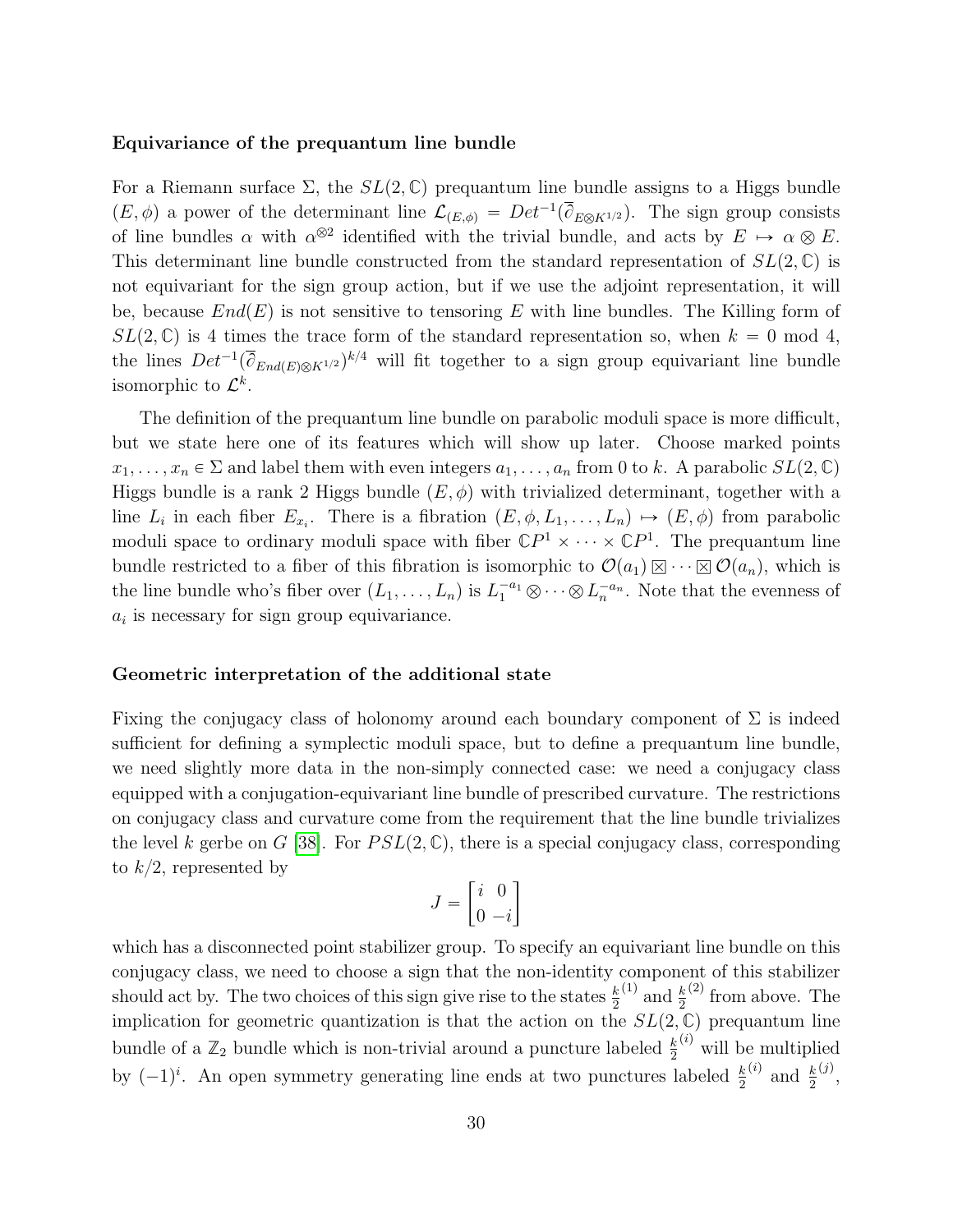**Equivariance of the prequantum line bundle**

For a Riemann surface $\Sigma$, the $SL(2,\mathbb{C})$ prequantum line bundle assigns to a Higgs bundle $(E,\phi)$ a power of the determinant line $\mathcal{L}_{(E,\phi)} = Det^{-1}(\overline{\partial}_{E\otimes K^{1/2}})$. The sign group consists of line bundles $\alpha$ with $\alpha^{\otimes 2}$ identified with the trivial bundle, and acts by $E \mapsto \alpha \otimes E$. This determinant line bundle constructed from the standard representation of $SL(2,\mathbb{C})$ is not equivariant for the sign group action, but if we use the adjoint representation, it will be, because $End(E)$ is not sensitive to tensoring $E$ with line bundles. The Killing form of $SL(2,\mathbb{C})$ is 4 times the trace form of the standard representation so, when $k = 0 \bmod 4$, the lines $Det^{-1}(\overline{\partial}_{End(E)\otimes K^{1/2}})^{k/4}$ will fit together to a sign group equivariant line bundle isomorphic to $\mathcal{L}^k$.

The definition of the prequantum line bundle on parabolic moduli space is more difficult, but we state here one of its features which will show up later. Choose marked points $x_1,\ldots,x_n \in \Sigma$ and label them with even integers $a_1,\ldots,a_n$ from 0 to $k$. A parabolic $SL(2,\mathbb{C})$ Higgs bundle is a rank 2 Higgs bundle $(E,\phi)$ with trivialized determinant, together with a line $L_i$ in each fiber $E_{x_i}$. There is a fibration $(E,\phi,L_1,\ldots,L_n) \mapsto (E,\phi)$ from parabolic moduli space to ordinary moduli space with fiber $\mathbb{C}P^1 \times \cdots \times \mathbb{C}P^1$. The prequantum line bundle restricted to a fiber of this fibration is isomorphic to $\mathcal{O}(a_1) \boxtimes \cdots \boxtimes \mathcal{O}(a_n)$, which is the line bundle who's fiber over $(L_1,\ldots,L_n)$ is $L_1^{-a_1} \otimes \cdots \otimes L_n^{-a_n}$. Note that the evenness of $a_i$ is necessary for sign group equivariance.

**Geometric interpretation of the additional state**

Fixing the conjugacy class of holonomy around each boundary component of $\Sigma$ is indeed sufficient for defining a symplectic moduli space, but to define a prequantum line bundle, we need slightly more data in the non-simply connected case: we need a conjugacy class equipped with a conjugation-equivariant line bundle of prescribed curvature. The restrictions on conjugacy class and curvature come from the requirement that the line bundle trivializes the level $k$ gerbe on $G$ [38]. For $PSL(2,\mathbb{C})$, there is a special conjugacy class, corresponding to $k/2$, represented by

$$J = \begin{bmatrix} i & 0 \\ 0 & -i \end{bmatrix}$$

which has a disconnected point stabilizer group. To specify an equivariant line bundle on this conjugacy class, we need to choose a sign that the non-identity component of this stabilizer should act by. The two choices of this sign give rise to the states $\frac{k}{2}^{(1)}$ and $\frac{k}{2}^{(2)}$ from above. The implication for geometric quantization is that the action on the $SL(2,\mathbb{C})$ prequantum line bundle of a $\mathbb{Z}_2$ bundle which is non-trivial around a puncture labeled $\frac{k}{2}^{(i)}$ will be multiplied by $(-1)^i$. An open symmetry generating line ends at two punctures labeled $\frac{k}{2}^{(i)}$ and $\frac{k}{2}^{(j)}$,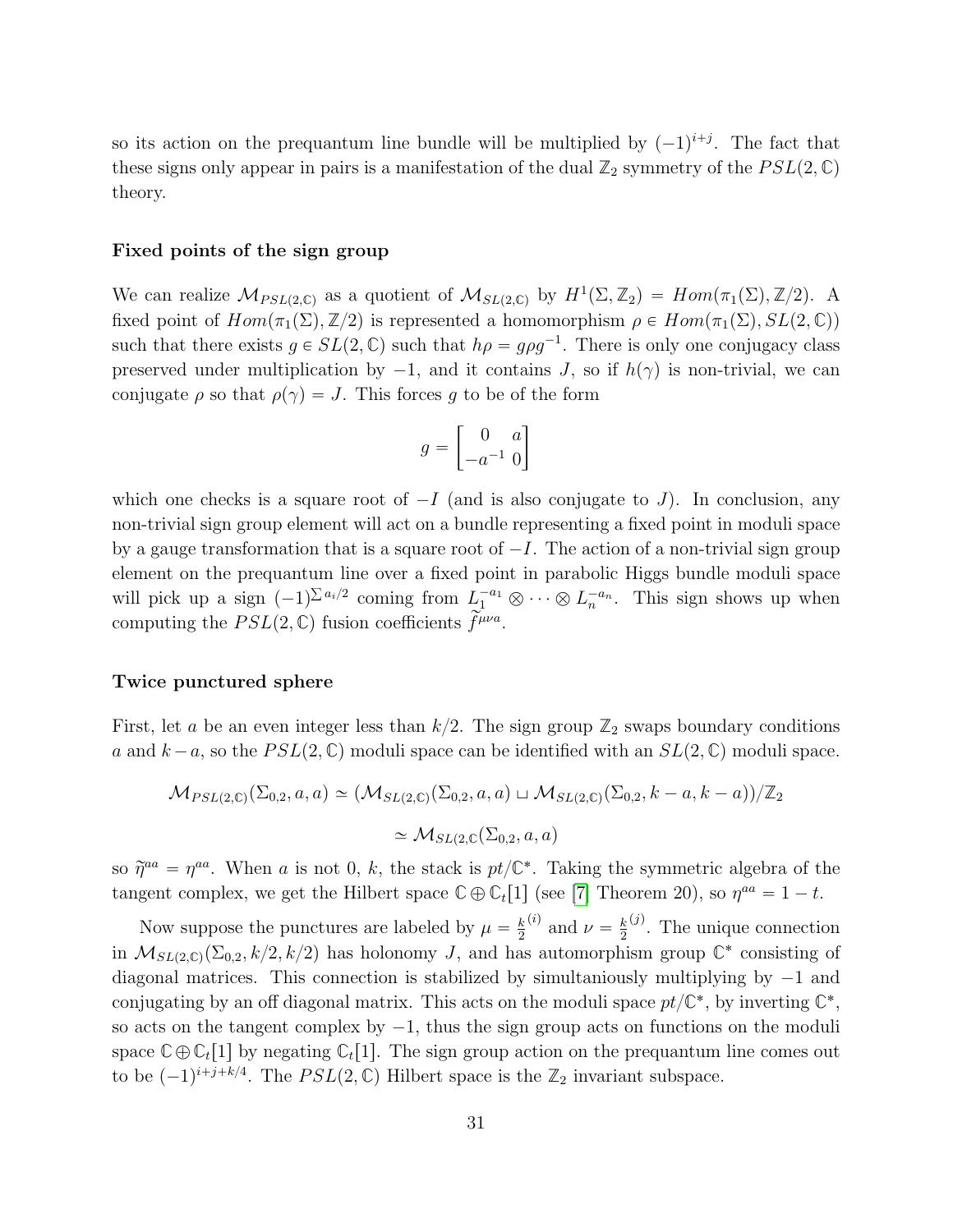so its action on the prequantum line bundle will be multiplied by $(-1)^{i+j}$. The fact that these signs only appear in pairs is a manifestation of the dual $\mathbb{Z}_2$ symmetry of the $PSL(2,\mathbb{C})$ theory.

#### Fixed points of the sign group

We can realize $\mathcal{M}_{PSL(2,\mathbb{C})}$ as a quotient of $\mathcal{M}_{SL(2,\mathbb{C})}$ by $H^1(\Sigma,\mathbb{Z}_2) = Hom(\pi_1(\Sigma),\mathbb{Z}/2)$. A fixed point of $Hom(\pi_1(\Sigma),\mathbb{Z}/2)$ is represented a homomorphism $\rho \in Hom(\pi_1(\Sigma), SL(2,\mathbb{C}))$ such that there exists $g \in SL(2,\mathbb{C})$ such that $h\rho = g\rho g^{-1}$. There is only one conjugacy class preserved under multiplication by $-1$, and it contains $J$, so if $h(\gamma)$ is non-trivial, we can conjugate $\rho$ so that $\rho(\gamma) = J$. This forces $g$ to be of the form

$$g = \begin{bmatrix} 0 & a \\ -a^{-1} & 0 \end{bmatrix}$$

which one checks is a square root of $-I$ (and is also conjugate to $J$). In conclusion, any non-trivial sign group element will act on a bundle representing a fixed point in moduli space by a gauge transformation that is a square root of $-I$. The action of a non-trivial sign group element on the prequantum line over a fixed point in parabolic Higgs bundle moduli space will pick up a sign $(-1)^{\sum a_i/2}$ coming from $L_1^{-a_1} \otimes \cdots \otimes L_n^{-a_n}$. This sign shows up when computing the $PSL(2,\mathbb{C})$ fusion coefficients $\widetilde{f}^{\mu\nu a}$.

#### Twice punctured sphere

First, let $a$ be an even integer less than $k/2$. The sign group $\mathbb{Z}_2$ swaps boundary conditions $a$ and $k-a$, so the $PSL(2,\mathbb{C})$ moduli space can be identified with an $SL(2,\mathbb{C})$ moduli space.

$$\mathcal{M}_{PSL(2,\mathbb{C})}(\Sigma_{0,2}, a, a) \simeq (\mathcal{M}_{SL(2,\mathbb{C})}(\Sigma_{0,2}, a, a) \sqcup \mathcal{M}_{SL(2,\mathbb{C})}(\Sigma_{0,2}, k-a, k-a))/\mathbb{Z}_2$$

$$\simeq \mathcal{M}_{SL(2,\mathbb{C}}(\Sigma_{0,2}, a, a)$$

so $\widetilde{\eta}^{aa} = \eta^{aa}$. When $a$ is not 0, $k$, the stack is $pt/\mathbb{C}^*$. Taking the symmetric algebra of the tangent complex, we get the Hilbert space $\mathbb{C} \oplus \mathbb{C}_t[1]$ (see [7] Theorem 20), so $\eta^{aa} = 1 - t$.

Now suppose the punctures are labeled by $\mu = \frac{k}{2}^{(i)}$ and $\nu = \frac{k}{2}^{(j)}$. The unique connection in $\mathcal{M}_{SL(2,\mathbb{C})}(\Sigma_{0,2}, k/2, k/2)$ has holonomy $J$, and has automorphism group $\mathbb{C}^*$ consisting of diagonal matrices. This connection is stabilized by simultaniously multiplying by $-1$ and conjugating by an off diagonal matrix. This acts on the moduli space $pt/\mathbb{C}^*$, by inverting $\mathbb{C}^*$, so acts on the tangent complex by $-1$, thus the sign group acts on functions on the moduli space $\mathbb{C} \oplus \mathbb{C}_t[1]$ by negating $\mathbb{C}_t[1]$. The sign group action on the prequantum line comes out to be $(-1)^{i+j+k/4}$. The $PSL(2,\mathbb{C})$ Hilbert space is the $\mathbb{Z}_2$ invariant subspace.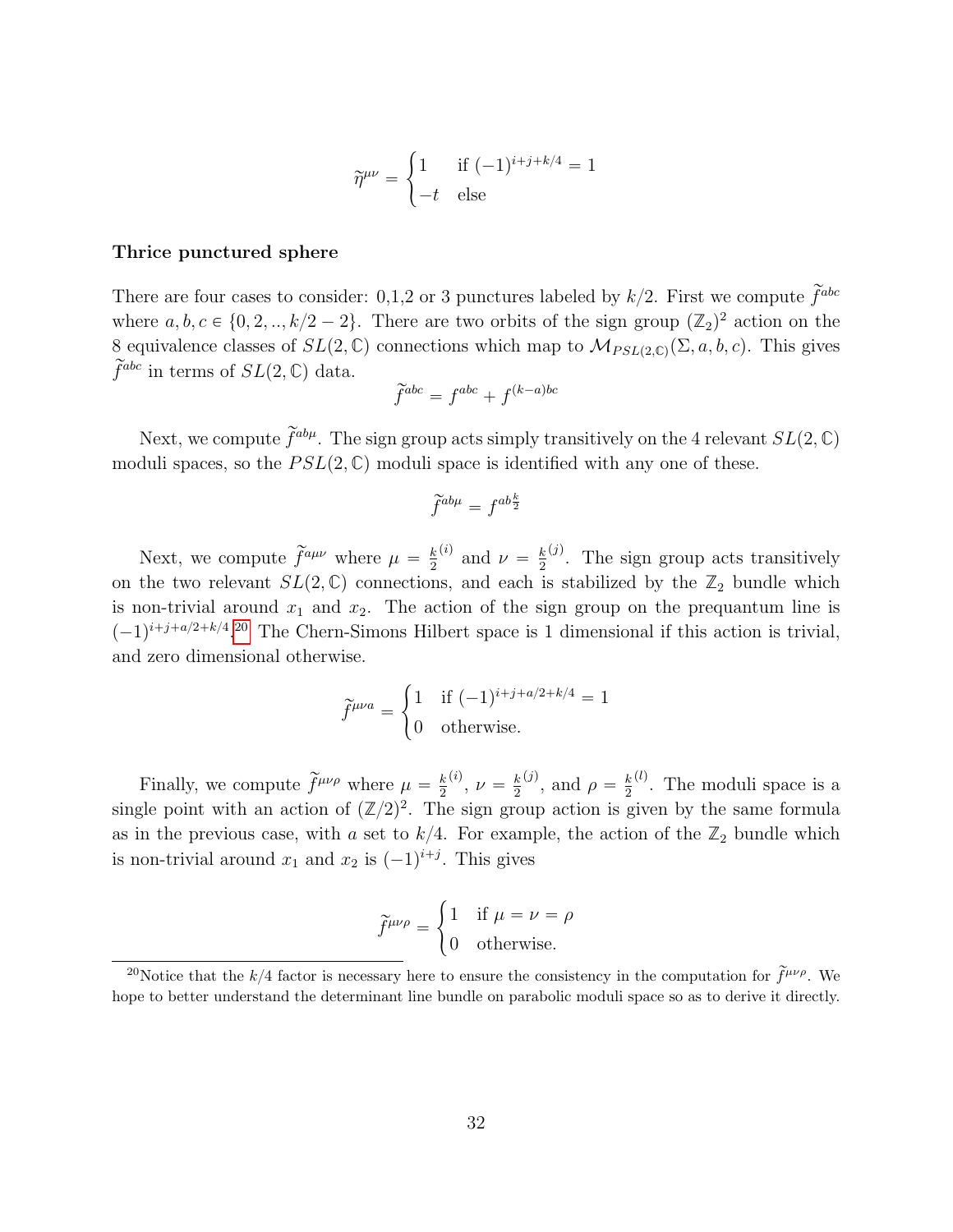$$\widetilde{\eta}^{\mu\nu} = \begin{cases} 1 & \text{if } (-1)^{i+j+k/4} = 1 \\ -t & \text{else} \end{cases}$$

**Thrice punctured sphere**

There are four cases to consider: 0,1,2 or 3 punctures labeled by $k/2$. First we compute $\widetilde{f}^{abc}$ where $a, b, c \in \{0, 2, .., k/2 - 2\}$. There are two orbits of the sign group $(\mathbb{Z}_2)^2$ action on the 8 equivalence classes of $SL(2,\mathbb{C})$ connections which map to $\mathcal{M}_{PSL(2,\mathbb{C})}(\Sigma, a, b, c)$. This gives $\widetilde{f}^{abc}$ in terms of $SL(2,\mathbb{C})$ data.

$$\widetilde{f}^{abc} = f^{abc} + f^{(k-a)bc}$$

Next, we compute $\widetilde{f}^{ab\mu}$. The sign group acts simply transitively on the 4 relevant $SL(2,\mathbb{C})$ moduli spaces, so the $PSL(2,\mathbb{C})$ moduli space is identified with any one of these.

$$\widetilde{f}^{ab\mu} = f^{ab\frac{k}{2}}$$

Next, we compute $\widetilde{f}^{a\mu\nu}$ where $\mu = \frac{k}{2}^{(i)}$ and $\nu = \frac{k}{2}^{(j)}$. The sign group acts transitively on the two relevant $SL(2,\mathbb{C})$ connections, and each is stabilized by the $\mathbb{Z}_2$ bundle which is non-trivial around $x_1$ and $x_2$. The action of the sign group on the prequantum line is $(-1)^{i+j+a/2+k/4}$.[20] The Chern-Simons Hilbert space is 1 dimensional if this action is trivial, and zero dimensional otherwise.

$$\widetilde{f}^{\mu\nu a} = \begin{cases} 1 & \text{if } (-1)^{i+j+a/2+k/4} = 1 \\ 0 & \text{otherwise.} \end{cases}$$

Finally, we compute $\widetilde{f}^{\mu\nu\rho}$ where $\mu = \frac{k}{2}^{(i)}$, $\nu = \frac{k}{2}^{(j)}$, and $\rho = \frac{k}{2}^{(l)}$. The moduli space is a single point with an action of $(\mathbb{Z}/2)^2$. The sign group action is given by the same formula as in the previous case, with $a$ set to $k/4$. For example, the action of the $\mathbb{Z}_2$ bundle which is non-trivial around $x_1$ and $x_2$ is $(-1)^{i+j}$. This gives

$$\widetilde{f}^{\mu\nu\rho} = \begin{cases} 1 & \text{if } \mu = \nu = \rho \\ 0 & \text{otherwise.} \end{cases}$$

[20] Notice that the $k/4$ factor is necessary here to ensure the consistency in the computation for $\widetilde{f}^{\mu\nu\rho}$. We hope to better understand the determinant line bundle on parabolic moduli space so as to derive it directly.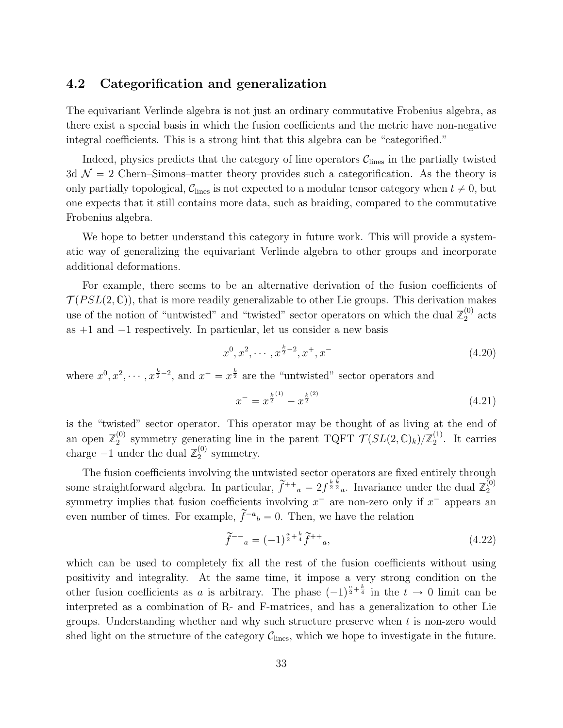### 4.2 Categorification and generalization

The equivariant Verlinde algebra is not just an ordinary commutative Frobenius algebra, as there exist a special basis in which the fusion coefficients and the metric have non-negative integral coefficients. This is a strong hint that this algebra can be "categorified."

Indeed, physics predicts that the category of line operators $\mathcal{C}_{\text{lines}}$ in the partially twisted 3d $\mathcal{N} = 2$ Chern–Simons–matter theory provides such a categorification. As the theory is only partially topological, $\mathcal{C}_{\text{lines}}$ is not expected to a modular tensor category when $t \neq 0$, but one expects that it still contains more data, such as braiding, compared to the commutative Frobenius algebra.

We hope to better understand this category in future work. This will provide a systematic way of generalizing the equivariant Verlinde algebra to other groups and incorporate additional deformations.

For example, there seems to be an alternative derivation of the fusion coefficients of $\mathcal{T}(PSL(2,\mathbb{C}))$, that is more readily generalizable to other Lie groups. This derivation makes use of the notion of "untwisted" and "twisted" sector operators on which the dual $\mathbb{Z}_2^{(0)}$ acts as $+1$ and $-1$ respectively. In particular, let us consider a new basis

$$x^0, x^2, \cdots, x^{\frac{k}{2}-2}, x^+, x^- \tag{4.20}$$

where $x^0, x^2, \cdots, x^{\frac{k}{2}-2}$, and $x^+ = x^{\frac{k}{2}}$ are the "untwisted" sector operators and

$$x^- = x^{\frac{k}{2}^{(1)}} - x^{\frac{k}{2}^{(2)}} \tag{4.21}$$

is the "twisted" sector operator. This operator may be thought of as living at the end of an open $\mathbb{Z}_2^{(0)}$ symmetry generating line in the parent TQFT $\mathcal{T}(SL(2,\mathbb{C})_k)/\mathbb{Z}_2^{(1)}$. It carries charge $-1$ under the dual $\mathbb{Z}_2^{(0)}$ symmetry.

The fusion coefficients involving the untwisted sector operators are fixed entirely through some straightforward algebra. In particular, $\widetilde{f}^{++}{}_a = 2f^{\frac{k}{2}\frac{k}{2}}{}_a$. Invariance under the dual $\mathbb{Z}_2^{(0)}$ symmetry implies that fusion coefficients involving $x^-$ are non-zero only if $x^-$ appears an even number of times. For example, $\widetilde{f}^{-a}{}_b = 0$. Then, we have the relation

$$\widetilde{f}^{--}{}_a = (-1)^{\frac{a}{2}+\frac{k}{4}} \widetilde{f}^{++}{}_a, \tag{4.22}$$

which can be used to completely fix all the rest of the fusion coefficients without using positivity and integrality. At the same time, it impose a very strong condition on the other fusion coefficients as $a$ is arbitrary. The phase $(-1)^{\frac{a}{2}+\frac{k}{4}}$ in the $t \to 0$ limit can be interpreted as a combination of R- and F-matrices, and has a generalization to other Lie groups. Understanding whether and why such structure preserve when $t$ is non-zero would shed light on the structure of the category $\mathcal{C}_{\text{lines}}$, which we hope to investigate in the future.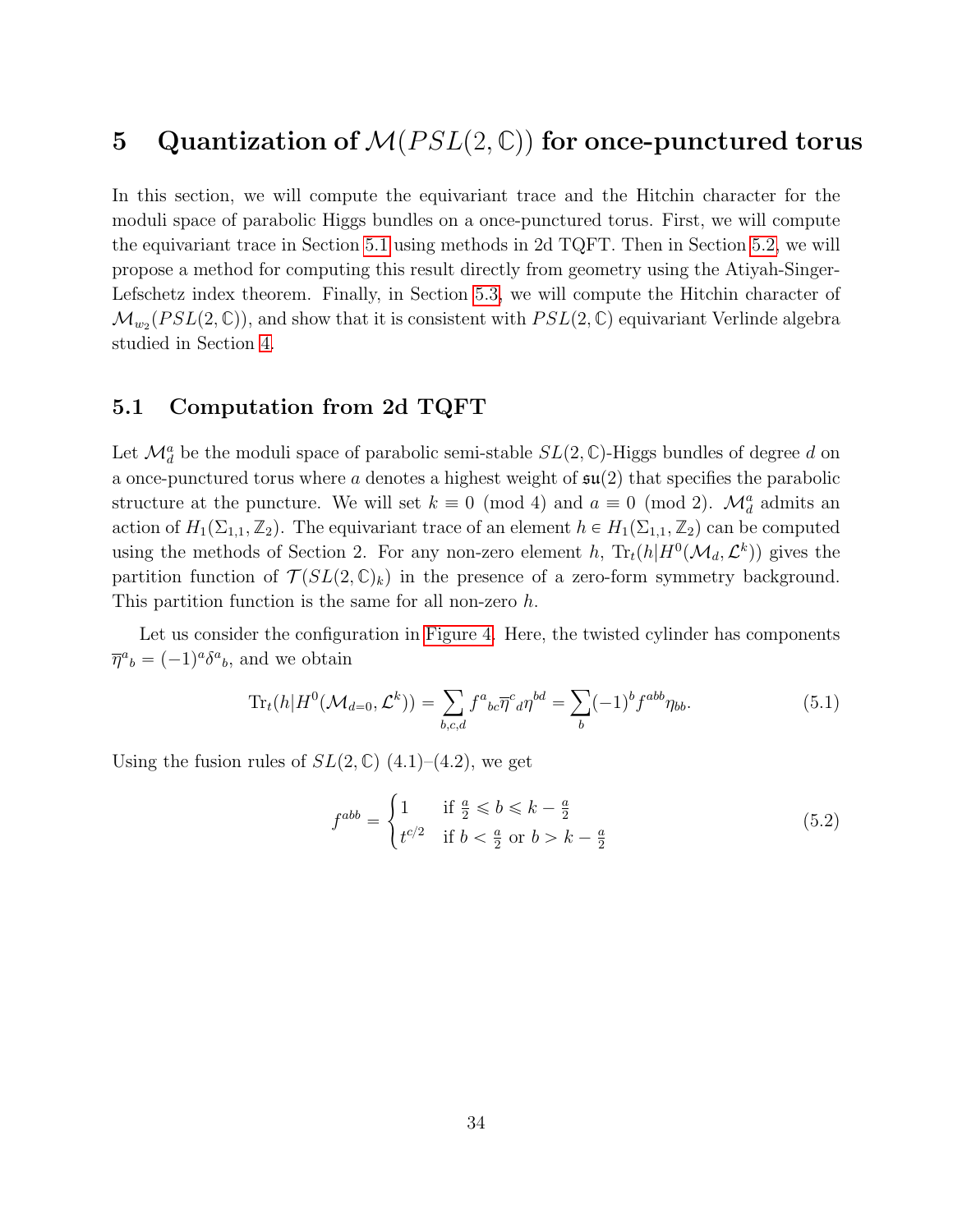# 5 Quantization of $\mathcal{M}(PSL(2,\mathbb{C}))$ for once-punctured torus

In this section, we will compute the equivariant trace and the Hitchin character for the moduli space of parabolic Higgs bundles on a once-punctured torus. First, we will compute the equivariant trace in Section 5.1 using methods in 2d TQFT. Then in Section 5.2, we will propose a method for computing this result directly from geometry using the Atiyah-Singer-Lefschetz index theorem. Finally, in Section 5.3, we will compute the Hitchin character of $\mathcal{M}_{w_2}(PSL(2,\mathbb{C}))$, and show that it is consistent with $PSL(2,\mathbb{C})$ equivariant Verlinde algebra studied in Section 4.

## 5.1 Computation from 2d TQFT

Let $\mathcal{M}_d^a$ be the moduli space of parabolic semi-stable $SL(2,\mathbb{C})$-Higgs bundles of degree $d$ on a once-punctured torus where $a$ denotes a highest weight of $\mathfrak{su}(2)$ that specifies the parabolic structure at the puncture. We will set $k \equiv 0 \pmod 4$ and $a \equiv 0 \pmod 2$. $\mathcal{M}_d^a$ admits an action of $H_1(\Sigma_{1,1},\mathbb{Z}_2)$. The equivariant trace of an element $h \in H_1(\Sigma_{1,1},\mathbb{Z}_2)$ can be computed using the methods of Section 2. For any non-zero element $h$, $\mathrm{Tr}_t(h|H^0(\mathcal{M}_d,\mathcal{L}^k))$ gives the partition function of $\mathcal{T}(SL(2,\mathbb{C})_k)$ in the presence of a zero-form symmetry background. This partition function is the same for all non-zero $h$.

Let us consider the configuration in Figure 4. Here, the twisted cylinder has components $\overline{\eta}^a{}_b = (-1)^a\delta^a{}_b$, and we obtain

$$\mathrm{Tr}_t(h|H^0(\mathcal{M}_{d=0},\mathcal{L}^k)) = \sum_{b,c,d} f^a{}_{bc}\overline{\eta}^c{}_d\eta^{bd} = \sum_b (-1)^b f^{abb}\eta_{bb}. \tag{5.1}$$

Using the fusion rules of $SL(2,\mathbb{C})$ (4.1)–(4.2), we get

$$f^{abb} = \begin{cases} 1 & \text{if } \frac{a}{2} \leqslant b \leqslant k-\frac{a}{2} \\ t^{c/2} & \text{if } b < \frac{a}{2} \text{ or } b > k-\frac{a}{2} \end{cases} \tag{5.2}$$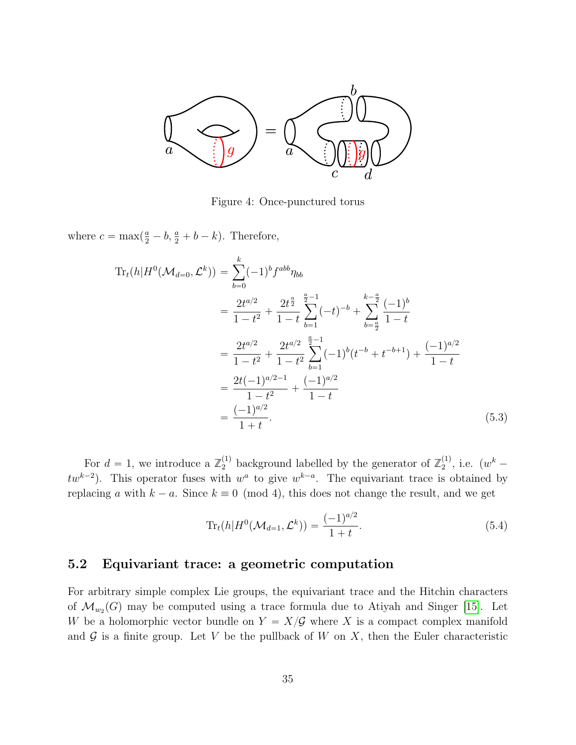Figure 4: Once-punctured torus

where $c = \max(\frac{a}{2} - b, \frac{a}{2} + b - k)$. Therefore,

$$
\begin{aligned}
\mathrm{Tr}_t(h|H^0(\mathcal{M}_{d=0}, \mathcal{L}^k)) &= \sum_{b=0}^{k} (-1)^b f^{abb} \eta_{bb} \\
&= \frac{2t^{a/2}}{1-t^2} + \frac{2t^{\frac{a}{2}}}{1-t} \sum_{b=1}^{\frac{a}{2}-1} (-t)^{-b} + \sum_{b=\frac{a}{2}}^{k-\frac{a}{2}} \frac{(-1)^b}{1-t} \\
&= \frac{2t^{a/2}}{1-t^2} + \frac{2t^{a/2}}{1-t^2} \sum_{b=1}^{\frac{a}{2}-1} (-1)^b (t^{-b} + t^{-b+1}) + \frac{(-1)^{a/2}}{1-t} \\
&= \frac{2t(-1)^{a/2-1}}{1-t^2} + \frac{(-1)^{a/2}}{1-t} \\
&= \frac{(-1)^{a/2}}{1+t}.
\end{aligned} \tag{5.3}
$$

For $d = 1$, we introduce a $\mathbb{Z}_2^{(1)}$ background labelled by the generator of $\mathbb{Z}_2^{(1)}$, i.e. $(w^k - tw^{k-2})$. This operator fuses with $w^a$ to give $w^{k-a}$. The equivariant trace is obtained by replacing $a$ with $k - a$. Since $k \equiv 0 \pmod 4$, this does not change the result, and we get

$$
\mathrm{Tr}_t(h|H^0(\mathcal{M}_{d=1}, \mathcal{L}^k)) = \frac{(-1)^{a/2}}{1+t}. \tag{5.4}
$$

## 5.2 Equivariant trace: a geometric computation

For arbitrary simple complex Lie groups, the equivariant trace and the Hitchin characters of $\mathcal{M}_{w_2}(G)$ may be computed using a trace formula due to Atiyah and Singer [15]. Let $W$ be a holomorphic vector bundle on $Y = X/\mathcal{G}$ where $X$ is a compact complex manifold and $\mathcal{G}$ is a finite group. Let $V$ be the pullback of $W$ on $X$, then the Euler characteristic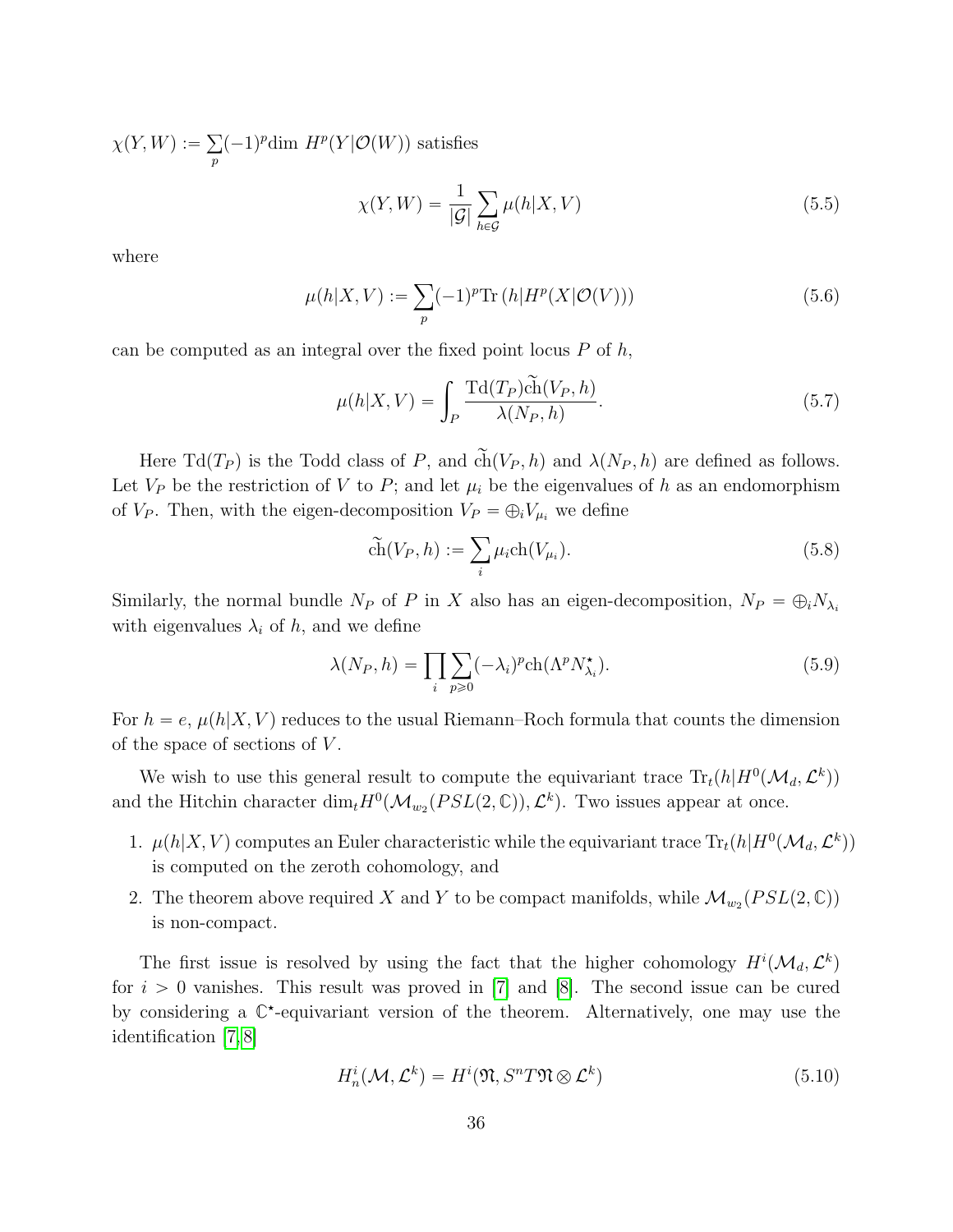$\chi(Y, W) := \sum_p (-1)^p \dim\, H^p(Y|\mathcal{O}(W))$ satisfies

$$\chi(Y, W) = \frac{1}{|\mathcal{G}|} \sum_{h \in \mathcal{G}} \mu(h|X, V) \tag{5.5}$$

where

$$\mu(h|X, V) := \sum_p (-1)^p \mathrm{Tr}\left(h|H^p(X|\mathcal{O}(V))\right) \tag{5.6}$$

can be computed as an integral over the fixed point locus $P$ of $h$,

$$\mu(h|X, V) = \int_P \frac{\mathrm{Td}(T_P)\widetilde{\mathrm{ch}}(V_P, h)}{\lambda(N_P, h)}. \tag{5.7}$$

Here $\mathrm{Td}(T_P)$ is the Todd class of $P$, and $\widetilde{\mathrm{ch}}(V_P, h)$ and $\lambda(N_P, h)$ are defined as follows. Let $V_P$ be the restriction of $V$ to $P$; and let $\mu_i$ be the eigenvalues of $h$ as an endomorphism of $V_P$. Then, with the eigen-decomposition $V_P = \oplus_i V_{\mu_i}$ we define

$$\widetilde{\mathrm{ch}}(V_P, h) := \sum_i \mu_i \mathrm{ch}(V_{\mu_i}). \tag{5.8}$$

Similarly, the normal bundle $N_P$ of $P$ in $X$ also has an eigen-decomposition, $N_P = \oplus_i N_{\lambda_i}$ with eigenvalues $\lambda_i$ of $h$, and we define

$$\lambda(N_P, h) = \prod_i \sum_{p \geqslant 0} (-\lambda_i)^p \mathrm{ch}(\Lambda^p N^\star_{\lambda_i}). \tag{5.9}$$

For $h = e$, $\mu(h|X, V)$ reduces to the usual Riemann–Roch formula that counts the dimension of the space of sections of $V$.

We wish to use this general result to compute the equivariant trace $\mathrm{Tr}_t(h|H^0(\mathcal{M}_d, \mathcal{L}^k))$ and the Hitchin character $\dim_t H^0(\mathcal{M}_{w_2}(PSL(2, \mathbb{C})), \mathcal{L}^k)$. Two issues appear at once.

1. $\mu(h|X, V)$ computes an Euler characteristic while the equivariant trace $\mathrm{Tr}_t(h|H^0(\mathcal{M}_d, \mathcal{L}^k))$ is computed on the zeroth cohomology, and
2. The theorem above required $X$ and $Y$ to be compact manifolds, while $\mathcal{M}_{w_2}(PSL(2, \mathbb{C}))$ is non-compact.

The first issue is resolved by using the fact that the higher cohomology $H^i(\mathcal{M}_d, \mathcal{L}^k)$ for $i > 0$ vanishes. This result was proved in [7] and [8]. The second issue can be cured by considering a $\mathbb{C}^\star$-equivariant version of the theorem. Alternatively, one may use the identification [7, 8]

$$H^i_n(\mathcal{M}, \mathcal{L}^k) = H^i(\mathfrak{N}, S^n T\mathfrak{N} \otimes \mathcal{L}^k) \tag{5.10}$$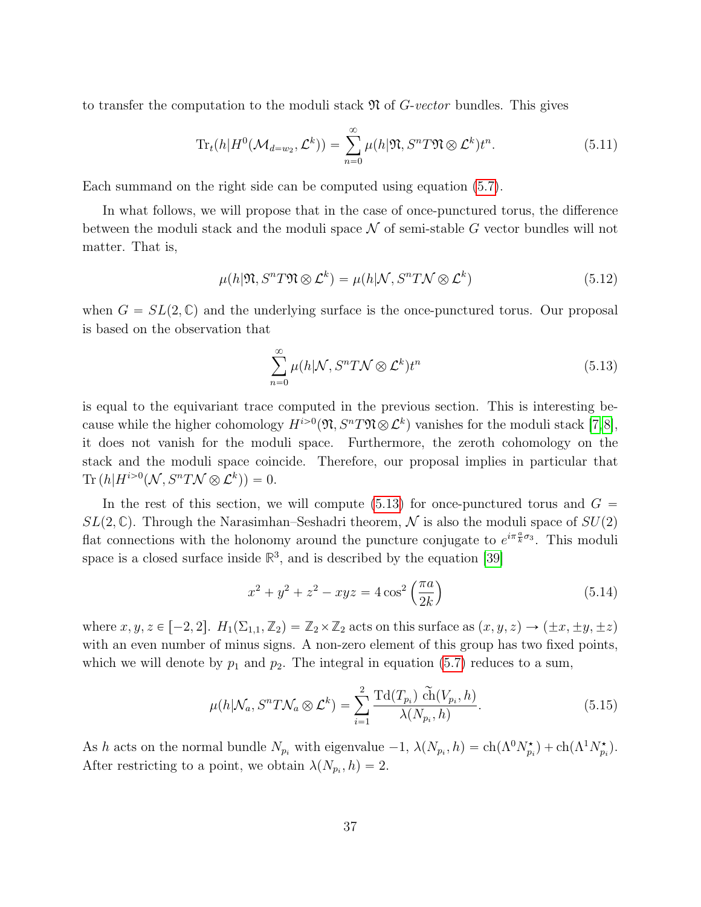to transfer the computation to the moduli stack $\mathfrak{N}$ of $G$-*vector* bundles. This gives

$$\mathrm{Tr}_t(h|H^0(\mathcal{M}_{d=w_2}, \mathcal{L}^k)) = \sum_{n=0}^{\infty} \mu(h|\mathfrak{N}, S^n T\mathfrak{N} \otimes \mathcal{L}^k) t^n. \tag{5.11}$$

Each summand on the right side can be computed using equation (5.7).

In what follows, we will propose that in the case of once-punctured torus, the difference between the moduli stack and the moduli space $\mathcal{N}$ of semi-stable $G$ vector bundles will not matter. That is,

$$\mu(h|\mathfrak{N}, S^n T\mathfrak{N} \otimes \mathcal{L}^k) = \mu(h|\mathcal{N}, S^n T\mathcal{N} \otimes \mathcal{L}^k) \tag{5.12}$$

when $G = SL(2, \mathbb{C})$ and the underlying surface is the once-punctured torus. Our proposal is based on the observation that

$$\sum_{n=0}^{\infty} \mu(h|\mathcal{N}, S^n T\mathcal{N} \otimes \mathcal{L}^k) t^n \tag{5.13}$$

is equal to the equivariant trace computed in the previous section. This is interesting because while the higher cohomology $H^{i>0}(\mathfrak{N}, S^n T\mathfrak{N} \otimes \mathcal{L}^k)$ vanishes for the moduli stack [7, 8], it does not vanish for the moduli space. Furthermore, the zeroth cohomology on the stack and the moduli space coincide. Therefore, our proposal implies in particular that $\mathrm{Tr}\,(h|H^{i>0}(\mathcal{N}, S^n T\mathcal{N} \otimes \mathcal{L}^k)) = 0$.

In the rest of this section, we will compute (5.13) for once-punctured torus and $G = SL(2, \mathbb{C})$. Through the Narasimhan–Seshadri theorem, $\mathcal{N}$ is also the moduli space of $SU(2)$ flat connections with the holonomy around the puncture conjugate to $e^{i\pi \frac{a}{k}\sigma_3}$. This moduli space is a closed surface inside $\mathbb{R}^3$, and is described by the equation [39]

$$x^2 + y^2 + z^2 - xyz = 4\cos^2\left(\frac{\pi a}{2k}\right) \tag{5.14}$$

where $x, y, z \in [-2, 2]$. $H_1(\Sigma_{1,1}, \mathbb{Z}_2) = \mathbb{Z}_2 \times \mathbb{Z}_2$ acts on this surface as $(x, y, z) \to (\pm x, \pm y, \pm z)$ with an even number of minus signs. A non-zero element of this group has two fixed points, which we will denote by $p_1$ and $p_2$. The integral in equation (5.7) reduces to a sum,

$$\mu(h|\mathcal{N}_a, S^n T\mathcal{N}_a \otimes \mathcal{L}^k) = \sum_{i=1}^{2} \frac{\mathrm{Td}(T_{p_i})\ \widetilde{\mathrm{ch}}(V_{p_i}, h)}{\lambda(N_{p_i}, h)}. \tag{5.15}$$

As $h$ acts on the normal bundle $N_{p_i}$ with eigenvalue $-1$, $\lambda(N_{p_i}, h) = \mathrm{ch}(\Lambda^0 N^{\star}_{p_i}) + \mathrm{ch}(\Lambda^1 N^{\star}_{p_i})$. After restricting to a point, we obtain $\lambda(N_{p_i}, h) = 2$.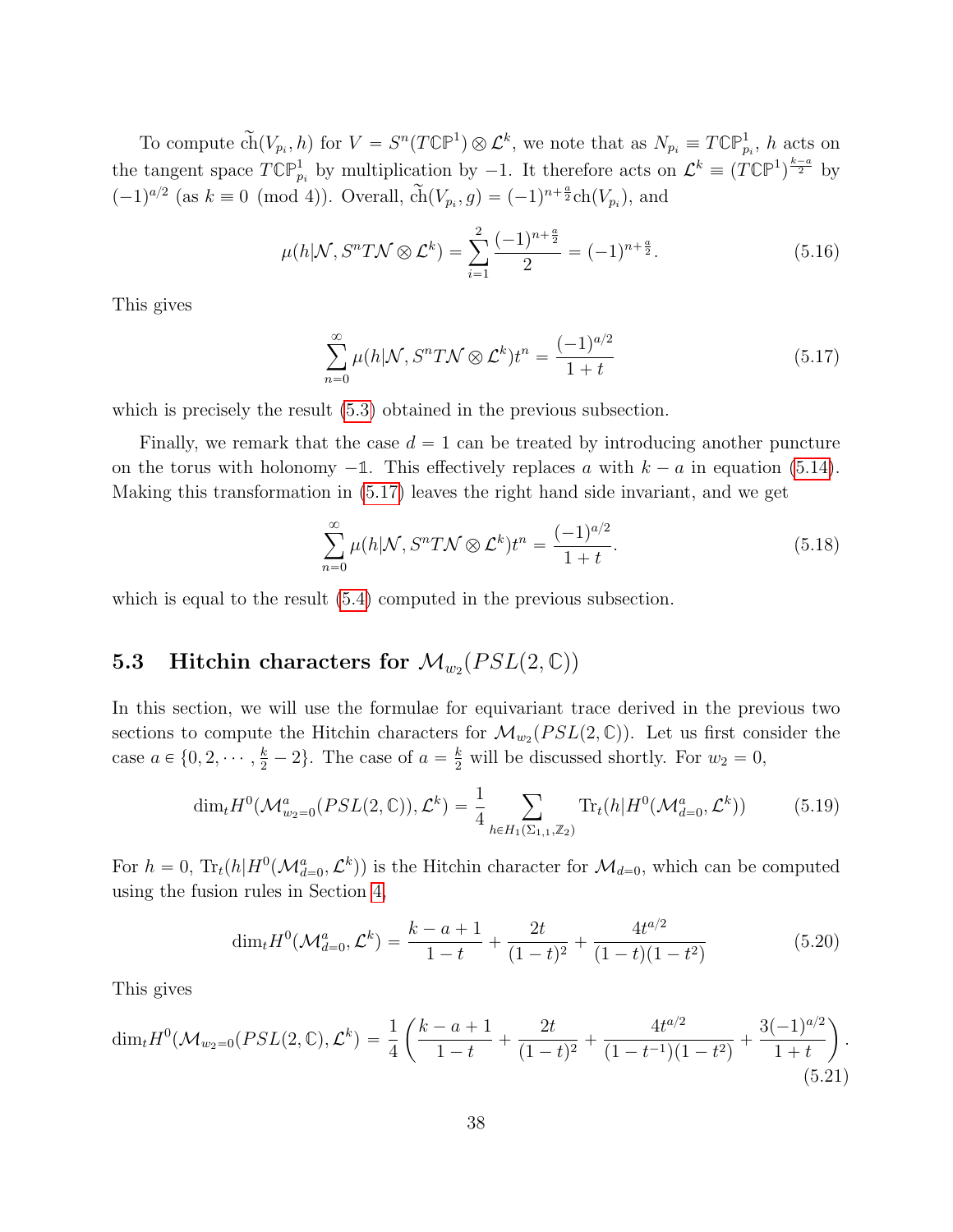To compute $\widetilde{\text{ch}}(V_{p_i}, h)$ for $V = S^n(T\mathbb{CP}^1) \otimes \mathcal{L}^k$, we note that as $N_{p_i} \equiv T\mathbb{CP}^1_{p_i}$, $h$ acts on the tangent space $T\mathbb{CP}^1_{p_i}$ by multiplication by $-1$. It therefore acts on $\mathcal{L}^k \equiv (T\mathbb{CP}^1)^{\frac{k-a}{2}}$ by $(-1)^{a/2}$ (as $k \equiv 0 \pmod 4$). Overall, $\widetilde{\text{ch}}(V_{p_i}, g) = (-1)^{n+\frac{a}{2}}\text{ch}(V_{p_i})$, and

$$\mu(h|\mathcal{N}, S^n T\mathcal{N} \otimes \mathcal{L}^k) = \sum_{i=1}^{2} \frac{(-1)^{n+\frac{a}{2}}}{2} = (-1)^{n+\frac{a}{2}}. \tag{5.16}$$

This gives

$$\sum_{n=0}^{\infty} \mu(h|\mathcal{N}, S^n T\mathcal{N} \otimes \mathcal{L}^k) t^n = \frac{(-1)^{a/2}}{1+t} \tag{5.17}$$

which is precisely the result (5.3) obtained in the previous subsection.

Finally, we remark that the case $d = 1$ can be treated by introducing another puncture on the torus with holonomy $-\mathbb{1}$. This effectively replaces $a$ with $k - a$ in equation (5.14). Making this transformation in (5.17) leaves the right hand side invariant, and we get

$$\sum_{n=0}^{\infty} \mu(h|\mathcal{N}, S^n T\mathcal{N} \otimes \mathcal{L}^k) t^n = \frac{(-1)^{a/2}}{1+t}. \tag{5.18}$$

which is equal to the result (5.4) computed in the previous subsection.

### 5.3 Hitchin characters for $\mathcal{M}_{w_2}(PSL(2,\mathbb{C}))$

In this section, we will use the formulae for equivariant trace derived in the previous two sections to compute the Hitchin characters for $\mathcal{M}_{w_2}(PSL(2,\mathbb{C}))$. Let us first consider the case $a \in \{0, 2, \cdots, \frac{k}{2} - 2\}$. The case of $a = \frac{k}{2}$ will be discussed shortly. For $w_2 = 0$,

$$\dim_t H^0(\mathcal{M}^a_{w_2=0}(PSL(2,\mathbb{C})), \mathcal{L}^k) = \frac{1}{4} \sum_{h \in H_1(\Sigma_{1,1}, \mathbb{Z}_2)} \text{Tr}_t(h|H^0(\mathcal{M}^a_{d=0}, \mathcal{L}^k)) \tag{5.19}$$

For $h = 0$, $\text{Tr}_t(h|H^0(\mathcal{M}^a_{d=0}, \mathcal{L}^k))$ is the Hitchin character for $\mathcal{M}_{d=0}$, which can be computed using the fusion rules in Section 4,

$$\dim_t H^0(\mathcal{M}^a_{d=0}, \mathcal{L}^k) = \frac{k-a+1}{1-t} + \frac{2t}{(1-t)^2} + \frac{4t^{a/2}}{(1-t)(1-t^2)} \tag{5.20}$$

This gives

$$\dim_t H^0(\mathcal{M}_{w_2=0}(PSL(2,\mathbb{C}), \mathcal{L}^k) = \frac{1}{4}\left(\frac{k-a+1}{1-t} + \frac{2t}{(1-t)^2} + \frac{4t^{a/2}}{(1-t^{-1})(1-t^2)} + \frac{3(-1)^{a/2}}{1+t}\right). \tag{5.21}$$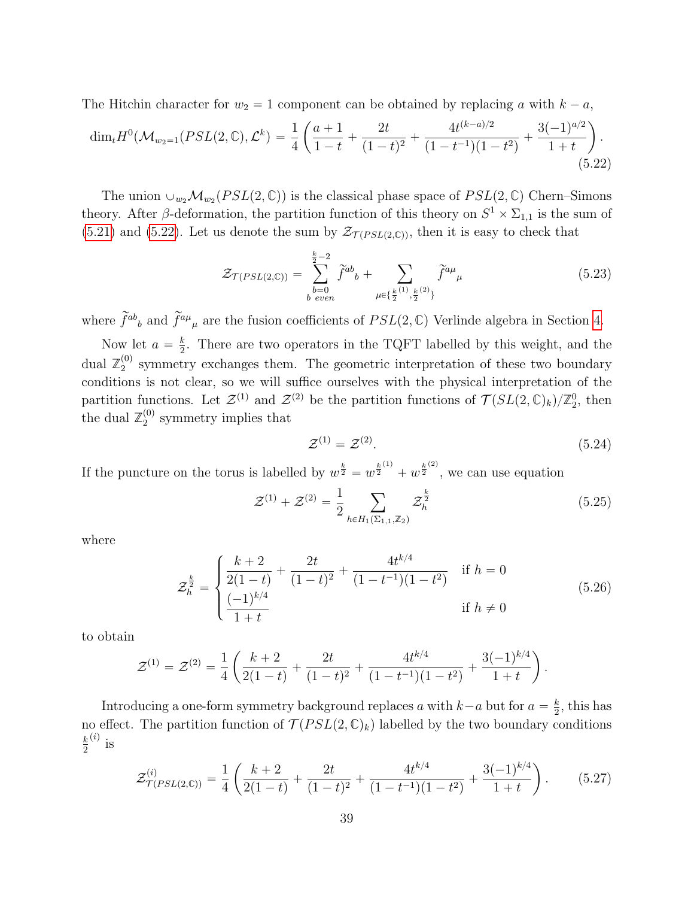The Hitchin character for $w_2 = 1$ component can be obtained by replacing $a$ with $k-a$,

$$\dim_t H^0(\mathcal{M}_{w_2=1}(PSL(2,\mathbb{C}),\mathcal{L}^k) = \frac{1}{4}\left(\frac{a+1}{1-t} + \frac{2t}{(1-t)^2} + \frac{4t^{(k-a)/2}}{(1-t^{-1})(1-t^2)} + \frac{3(-1)^{a/2}}{1+t}\right). \tag{5.22}$$

The union $\cup_{w_2}\mathcal{M}_{w_2}(PSL(2,\mathbb{C}))$ is the classical phase space of $PSL(2,\mathbb{C})$ Chern–Simons theory. After $\beta$-deformation, the partition function of this theory on $S^1\times\Sigma_{1,1}$ is the sum of (5.21) and (5.22). Let us denote the sum by $\mathcal{Z}_{\mathcal{T}(PSL(2,\mathbb{C}))}$, then it is easy to check that

$$\mathcal{Z}_{\mathcal{T}(PSL(2,\mathbb{C}))} = \sum_{\substack{b=0\\ b\ even}}^{\frac{k}{2}-2} \widetilde{f}^{ab}{}_b + \sum_{\mu\in\{\frac{k}{2}^{(1)},\frac{k}{2}^{(2)}\}} \widetilde{f}^{a\mu}{}_\mu \tag{5.23}$$

where $\widetilde{f}^{ab}{}_b$ and $\widetilde{f}^{a\mu}{}_\mu$ are the fusion coefficients of $PSL(2,\mathbb{C})$ Verlinde algebra in Section 4.

Now let $a=\frac{k}{2}$. There are two operators in the TQFT labelled by this weight, and the dual $\mathbb{Z}_2^{(0)}$ symmetry exchanges them. The geometric interpretation of these two boundary conditions is not clear, so we will suffice ourselves with the physical interpretation of the partition functions. Let $\mathcal{Z}^{(1)}$ and $\mathcal{Z}^{(2)}$ be the partition functions of $\mathcal{T}(SL(2,\mathbb{C})_k)/\mathbb{Z}_2^0$, then the dual $\mathbb{Z}_2^{(0)}$ symmetry implies that

$$\mathcal{Z}^{(1)} = \mathcal{Z}^{(2)}. \tag{5.24}$$

If the puncture on the torus is labelled by $w^{\frac{k}{2}} = w^{\frac{k}{2}^{(1)}} + w^{\frac{k}{2}^{(2)}}$, we can use equation

$$\mathcal{Z}^{(1)} + \mathcal{Z}^{(2)} = \frac{1}{2}\sum_{h\in H_1(\Sigma_{1,1},\mathbb{Z}_2)} \mathcal{Z}_h^{\frac{k}{2}} \tag{5.25}$$

where

$$\mathcal{Z}_h^{\frac{k}{2}} = \begin{cases} \dfrac{k+2}{2(1-t)} + \dfrac{2t}{(1-t)^2} + \dfrac{4t^{k/4}}{(1-t^{-1})(1-t^2)} & \text{if } h=0 \\ \dfrac{(-1)^{k/4}}{1+t} & \text{if } h\neq 0 \end{cases} \tag{5.26}$$

to obtain

$$\mathcal{Z}^{(1)} = \mathcal{Z}^{(2)} = \frac{1}{4}\left(\frac{k+2}{2(1-t)} + \frac{2t}{(1-t)^2} + \frac{4t^{k/4}}{(1-t^{-1})(1-t^2)} + \frac{3(-1)^{k/4}}{1+t}\right).$$

Introducing a one-form symmetry background replaces $a$ with $k-a$ but for $a=\frac{k}{2}$, this has no effect. The partition function of $\mathcal{T}(PSL(2,\mathbb{C})_k)$ labelled by the two boundary conditions $\frac{k}{2}^{(i)}$ is

$$\mathcal{Z}^{(i)}_{\mathcal{T}(PSL(2,\mathbb{C}))} = \frac{1}{4}\left(\frac{k+2}{2(1-t)} + \frac{2t}{(1-t)^2} + \frac{4t^{k/4}}{(1-t^{-1})(1-t^2)} + \frac{3(-1)^{k/4}}{1+t}\right). \tag{5.27}$$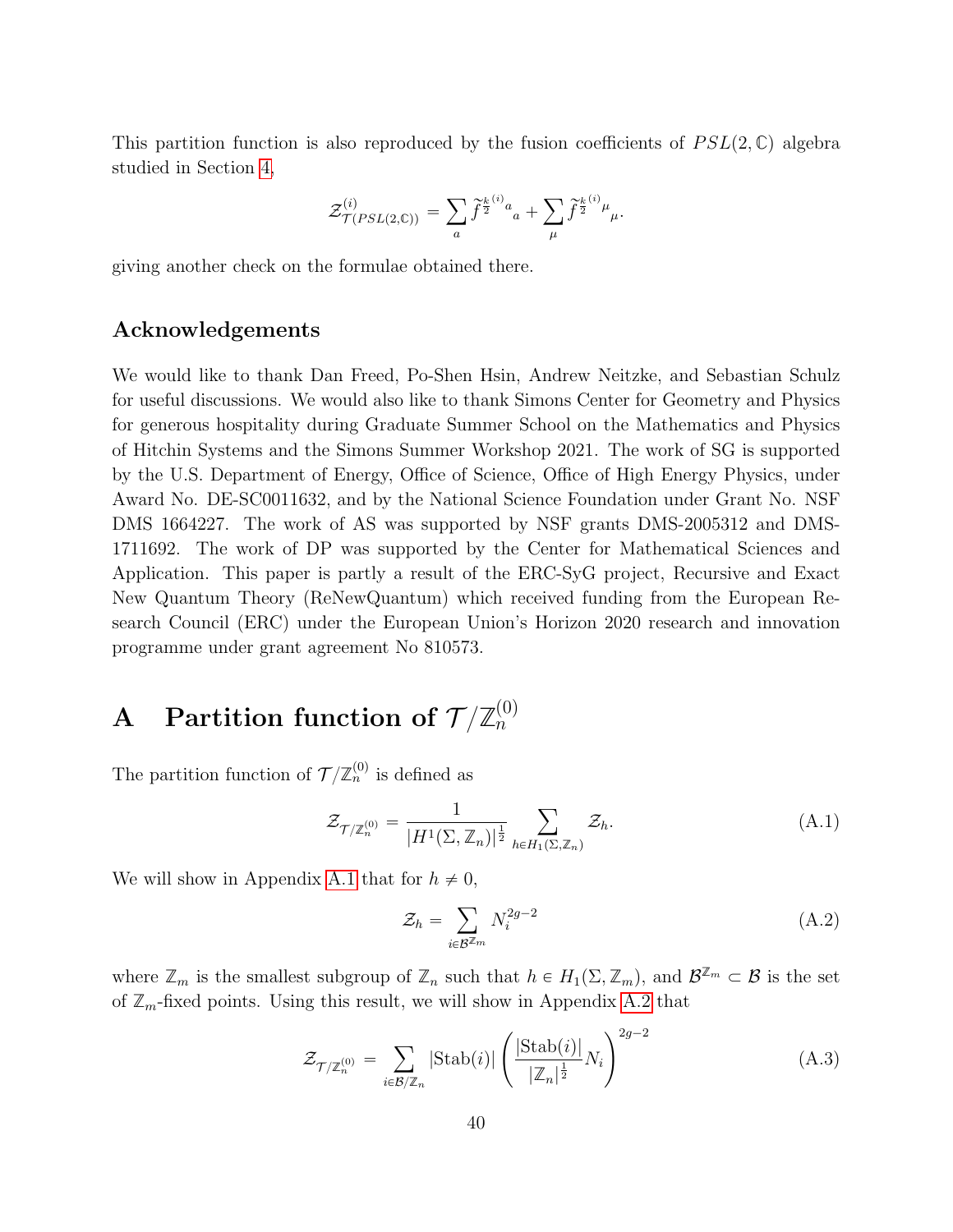This partition function is also reproduced by the fusion coefficients of $PSL(2,\mathbb{C})$ algebra studied in Section 4,

$$\mathcal{Z}^{(i)}_{\mathcal{T}(PSL(2,\mathbb{C}))} = \sum_a \widetilde{f}^{\frac{k}{2}^{(i)}a}{}_a + \sum_\mu \widetilde{f}^{\frac{k}{2}^{(i)}\mu}{}_\mu.$$

giving another check on the formulae obtained there.

### Acknowledgements

We would like to thank Dan Freed, Po-Shen Hsin, Andrew Neitzke, and Sebastian Schulz for useful discussions. We would also like to thank Simons Center for Geometry and Physics for generous hospitality during Graduate Summer School on the Mathematics and Physics of Hitchin Systems and the Simons Summer Workshop 2021. The work of SG is supported by the U.S. Department of Energy, Office of Science, Office of High Energy Physics, under Award No. DE-SC0011632, and by the National Science Foundation under Grant No. NSF DMS 1664227. The work of AS was supported by NSF grants DMS-2005312 and DMS-1711692. The work of DP was supported by the Center for Mathematical Sciences and Application. This paper is partly a result of the ERC-SyG project, Recursive and Exact New Quantum Theory (ReNewQuantum) which received funding from the European Research Council (ERC) under the European Union's Horizon 2020 research and innovation programme under grant agreement No 810573.

# A Partition function of $\mathcal{T}/\mathbb{Z}_n^{(0)}$

The partition function of $\mathcal{T}/\mathbb{Z}_n^{(0)}$ is defined as

$$\mathcal{Z}_{\mathcal{T}/\mathbb{Z}_n^{(0)}} = \frac{1}{|H^1(\Sigma,\mathbb{Z}_n)|^{\frac{1}{2}}} \sum_{h\in H_1(\Sigma,\mathbb{Z}_n)} \mathcal{Z}_h. \tag{A.1}$$

We will show in Appendix A.1 that for $h \neq 0$,

$$\mathcal{Z}_h = \sum_{i\in\mathcal{B}^{\mathbb{Z}_m}} N_i^{2g-2} \tag{A.2}$$

where $\mathbb{Z}_m$ is the smallest subgroup of $\mathbb{Z}_n$ such that $h \in H_1(\Sigma,\mathbb{Z}_m)$, and $\mathcal{B}^{\mathbb{Z}_m} \subset \mathcal{B}$ is the set of $\mathbb{Z}_m$-fixed points. Using this result, we will show in Appendix A.2 that

$$\mathcal{Z}_{\mathcal{T}/\mathbb{Z}_n^{(0)}} = \sum_{i\in\mathcal{B}/\mathbb{Z}_n} |\mathrm{Stab}(i)| \left(\frac{|\mathrm{Stab}(i)|}{|\mathbb{Z}_n|^{\frac{1}{2}}} N_i\right)^{2g-2} \tag{A.3}$$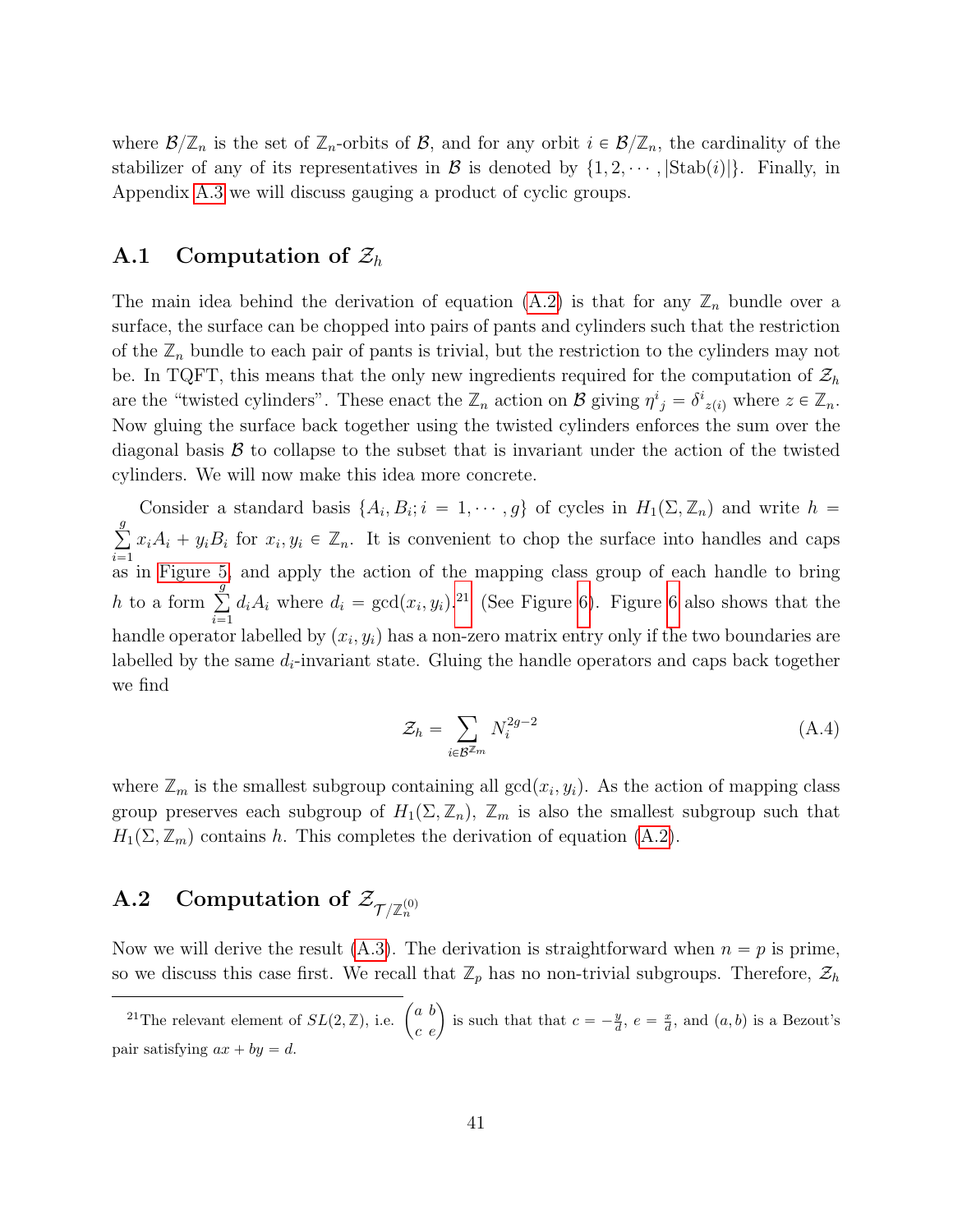where $\mathcal{B}/\mathbb{Z}_n$ is the set of $\mathbb{Z}_n$-orbits of $\mathcal{B}$, and for any orbit $i \in \mathcal{B}/\mathbb{Z}_n$, the cardinality of the stabilizer of any of its representatives in $\mathcal{B}$ is denoted by $\{1, 2, \cdots, |\text{Stab}(i)|\}$. Finally, in Appendix A.3 we will discuss gauging a product of cyclic groups.

## A.1 Computation of $\mathcal{Z}_h$

The main idea behind the derivation of equation (A.2) is that for any $\mathbb{Z}_n$ bundle over a surface, the surface can be chopped into pairs of pants and cylinders such that the restriction of the $\mathbb{Z}_n$ bundle to each pair of pants is trivial, but the restriction to the cylinders may not be. In TQFT, this means that the only new ingredients required for the computation of $\mathcal{Z}_h$ are the "twisted cylinders". These enact the $\mathbb{Z}_n$ action on $\mathcal{B}$ giving ${\eta^i}_j = {\delta^i}_{z(i)}$ where $z \in \mathbb{Z}_n$. Now gluing the surface back together using the twisted cylinders enforces the sum over the diagonal basis $\mathcal{B}$ to collapse to the subset that is invariant under the action of the twisted cylinders. We will now make this idea more concrete.

Consider a standard basis $\{A_i, B_i; i = 1, \cdots, g\}$ of cycles in $H_1(\Sigma, \mathbb{Z}_n)$ and write $h = \sum_{i=1}^{g} x_i A_i + y_i B_i$ for $x_i, y_i \in \mathbb{Z}_n$. It is convenient to chop the surface into handles and caps as in Figure 5, and apply the action of the mapping class group of each handle to bring $h$ to a form $\sum_{i=1}^{g} d_i A_i$ where $d_i = \gcd(x_i, y_i)$.[21] (See Figure 6). Figure 6 also shows that the handle operator labelled by $(x_i, y_i)$ has a non-zero matrix entry only if the two boundaries are labelled by the same $d_i$-invariant state. Gluing the handle operators and caps back together we find

$$\mathcal{Z}_h = \sum_{i \in \mathcal{B}^{\mathbb{Z}_m}} N_i^{2g-2} \tag{A.4}$$

where $\mathbb{Z}_m$ is the smallest subgroup containing all $\gcd(x_i, y_i)$. As the action of mapping class group preserves each subgroup of $H_1(\Sigma, \mathbb{Z}_n)$, $\mathbb{Z}_m$ is also the smallest subgroup such that $H_1(\Sigma, \mathbb{Z}_m)$ contains $h$. This completes the derivation of equation (A.2).

## A.2 Computation of $\mathcal{Z}_{\mathcal{T}/\mathbb{Z}_n^{(0)}}$

Now we will derive the result (A.3). The derivation is straightforward when $n = p$ is prime, so we discuss this case first. We recall that $\mathbb{Z}_p$ has no non-trivial subgroups. Therefore, $\mathcal{Z}_h$

---

[21] The relevant element of $SL(2, \mathbb{Z})$, i.e. $\begin{pmatrix} a & b \\ c & e \end{pmatrix}$ is such that that $c = -\frac{y}{d}$, $e = \frac{x}{d}$, and $(a, b)$ is a Bezout's pair satisfying $ax + by = d$.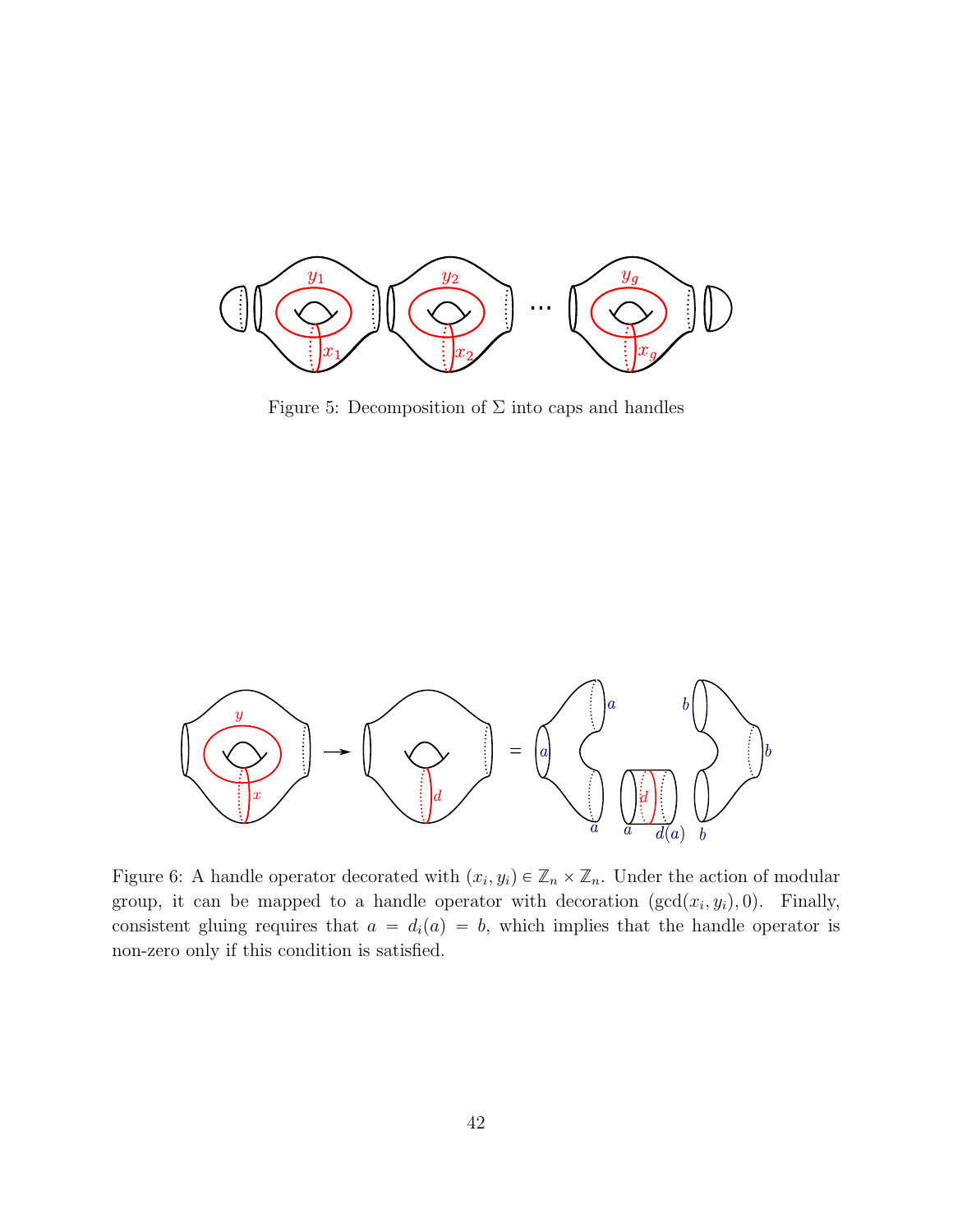Figure 5: Decomposition of $\Sigma$ into caps and handles

Figure 6: A handle operator decorated with $(x_i, y_i) \in \mathbb{Z}_n \times \mathbb{Z}_n$. Under the action of modular group, it can be mapped to a handle operator with decoration $(\gcd(x_i, y_i), 0)$. Finally, consistent gluing requires that $a = d_i(a) = b$, which implies that the handle operator is non-zero only if this condition is satisfied.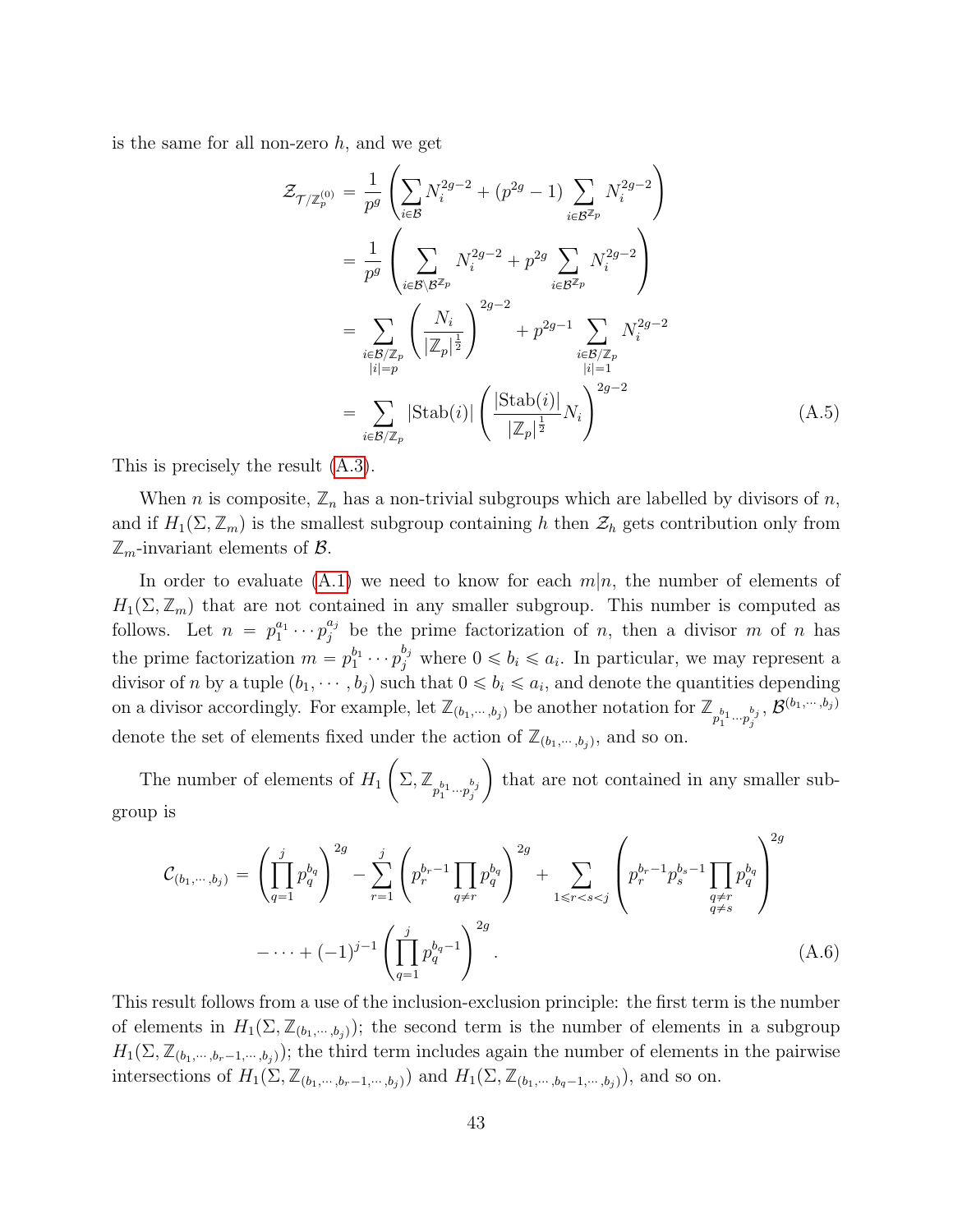is the same for all non-zero $h$, and we get

$$
\begin{aligned}
\mathcal{Z}_{\mathcal{T}/\mathbb{Z}_p^{(0)}} &= \frac{1}{p^g}\left(\sum_{i\in\mathcal{B}} N_i^{2g-2} + (p^{2g}-1)\sum_{i\in\mathcal{B}^{\mathbb{Z}_p}} N_i^{2g-2}\right) \\
&= \frac{1}{p^g}\left(\sum_{i\in\mathcal{B}\setminus\mathcal{B}^{\mathbb{Z}_p}} N_i^{2g-2} + p^{2g}\sum_{i\in\mathcal{B}^{\mathbb{Z}_p}} N_i^{2g-2}\right) \\
&= \sum_{\substack{i\in\mathcal{B}/\mathbb{Z}_p \\ |i|=p}} \left(\frac{N_i}{|\mathbb{Z}_p|^{\frac{1}{2}}}\right)^{2g-2} + p^{2g-1}\sum_{\substack{i\in\mathcal{B}/\mathbb{Z}_p \\ |i|=1}} N_i^{2g-2} \\
&= \sum_{i\in\mathcal{B}/\mathbb{Z}_p} |\mathrm{Stab}(i)| \left(\frac{|\mathrm{Stab}(i)|}{|\mathbb{Z}_p|^{\frac{1}{2}}} N_i\right)^{2g-2} \qquad \text{(A.5)}
\end{aligned}
$$

This is precisely the result (A.3).

When $n$ is composite, $\mathbb{Z}_n$ has a non-trivial subgroups which are labelled by divisors of $n$, and if $H_1(\Sigma, \mathbb{Z}_m)$ is the smallest subgroup containing $h$ then $\mathcal{Z}_h$ gets contribution only from $\mathbb{Z}_m$-invariant elements of $\mathcal{B}$.

In order to evaluate (A.1) we need to know for each $m|n$, the number of elements of $H_1(\Sigma, \mathbb{Z}_m)$ that are not contained in any smaller subgroup. This number is computed as follows. Let $n = p_1^{a_1}\cdots p_j^{a_j}$ be the prime factorization of $n$, then a divisor $m$ of $n$ has the prime factorization $m = p_1^{b_1}\cdots p_j^{b_j}$ where $0 \leqslant b_i \leqslant a_i$. In particular, we may represent a divisor of $n$ by a tuple $(b_1, \cdots, b_j)$ such that $0 \leqslant b_i \leqslant a_i$, and denote the quantities depending on a divisor accordingly. For example, let $\mathbb{Z}_{(b_1,\cdots,b_j)}$ be another notation for $\mathbb{Z}_{p_1^{b_1}\cdots p_j^{b_j}}$, $\mathcal{B}^{(b_1,\cdots,b_j)}$ denote the set of elements fixed under the action of $\mathbb{Z}_{(b_1,\cdots,b_j)}$, and so on.

The number of elements of $H_1\left(\Sigma, \mathbb{Z}_{p_1^{b_1}\cdots p_j^{b_j}}\right)$ that are not contained in any smaller subgroup is

$$
\begin{aligned}
\mathcal{C}_{(b_1,\cdots,b_j)} &= \left(\prod_{q=1}^{j} p_q^{b_q}\right)^{2g} - \sum_{r=1}^{j}\left(p_r^{b_r-1}\prod_{q\neq r} p_q^{b_q}\right)^{2g} + \sum_{1\leqslant r<s<j}\left(p_r^{b_r-1}p_s^{b_s-1}\prod_{\substack{q\neq r\\ q\neq s}} p_q^{b_q}\right)^{2g} \\
&\quad - \cdots + (-1)^{j-1}\left(\prod_{q=1}^{j} p_q^{b_q-1}\right)^{2g}. \qquad \text{(A.6)}
\end{aligned}
$$

This result follows from a use of the inclusion-exclusion principle: the first term is the number of elements in $H_1(\Sigma, \mathbb{Z}_{(b_1,\cdots,b_j)})$; the second term is the number of elements in a subgroup $H_1(\Sigma, \mathbb{Z}_{(b_1,\cdots,b_r-1,\cdots,b_j)})$; the third term includes again the number of elements in the pairwise intersections of $H_1(\Sigma, \mathbb{Z}_{(b_1,\cdots,b_r-1,\cdots,b_j)})$ and $H_1(\Sigma, \mathbb{Z}_{(b_1,\cdots,b_q-1,\cdots,b_j)})$, and so on.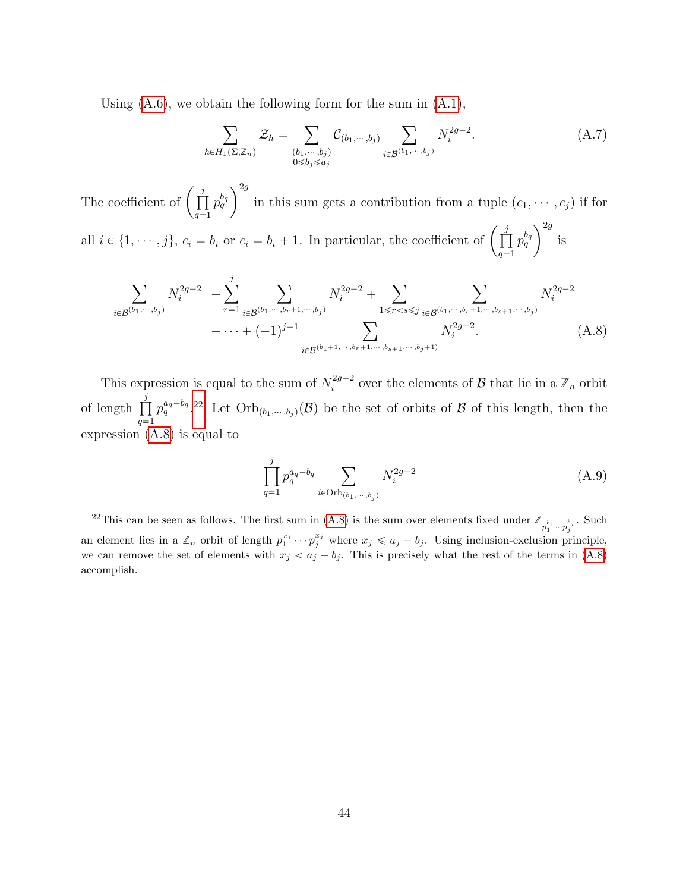Using (A.6), we obtain the following form for the sum in (A.1),

$$\sum_{h \in H_1(\Sigma, \mathbb{Z}_n)} \mathcal{Z}_h = \sum_{\substack{(b_1, \cdots, b_j) \\ 0 \leqslant b_j \leqslant a_j}} \mathcal{C}_{(b_1, \cdots, b_j)} \sum_{i \in \mathcal{B}^{(b_1, \cdots, b_j)}} N_i^{2g-2}. \tag{A.7}$$

The coefficient of $\left(\prod_{q=1}^{j} p_q^{b_q}\right)^{2g}$ in this sum gets a contribution from a tuple $(c_1, \cdots, c_j)$ if for all $i \in \{1, \cdots, j\}$, $c_i = b_i$ or $c_i = b_i + 1$. In particular, the coefficient of $\left(\prod_{q=1}^{j} p_q^{b_q}\right)^{2g}$ is

$$\begin{aligned} \sum_{i \in \mathcal{B}^{(b_1, \cdots, b_j)}} N_i^{2g-2} \; - \sum_{r=1}^{j} \sum_{i \in \mathcal{B}^{(b_1, \cdots, b_r+1, \cdots, b_j)}} N_i^{2g-2} + \sum_{1 \leqslant r < s \leqslant j} \sum_{i \in \mathcal{B}^{(b_1, \cdots, b_r+1, \cdots, b_{s+1}, \cdots, b_j)}} N_i^{2g-2} \\ - \cdots + (-1)^{j-1} \sum_{i \in \mathcal{B}^{(b_1+1, \cdots, b_r+1, \cdots, b_{s+1}, \cdots, b_j+1)}} N_i^{2g-2}. \end{aligned} \tag{A.8}$$

This expression is equal to the sum of $N_i^{2g-2}$ over the elements of $\mathcal{B}$ that lie in a $\mathbb{Z}_n$ orbit of length $\prod_{q=1}^{j} p_q^{a_q - b_q}$.[22] Let $\mathrm{Orb}_{(b_1, \cdots, b_j)}(\mathcal{B})$ be the set of orbits of $\mathcal{B}$ of this length, then the expression (A.8) is equal to

$$\prod_{q=1}^{j} p_q^{a_q - b_q} \sum_{i \in \mathrm{Orb}_{(b_1, \cdots, b_j)}} N_i^{2g-2} \tag{A.9}$$

[22] This can be seen as follows. The first sum in (A.8) is the sum over elements fixed under $\mathbb{Z}_{p_1^{b_1} \cdots p_j^{b_j}}$. Such an element lies in a $\mathbb{Z}_n$ orbit of length $p_1^{x_1} \cdots p_j^{x_j}$ where $x_j \leqslant a_j - b_j$. Using inclusion-exclusion principle, we can remove the set of elements with $x_j < a_j - b_j$. This is precisely what the rest of the terms in (A.8) accomplish.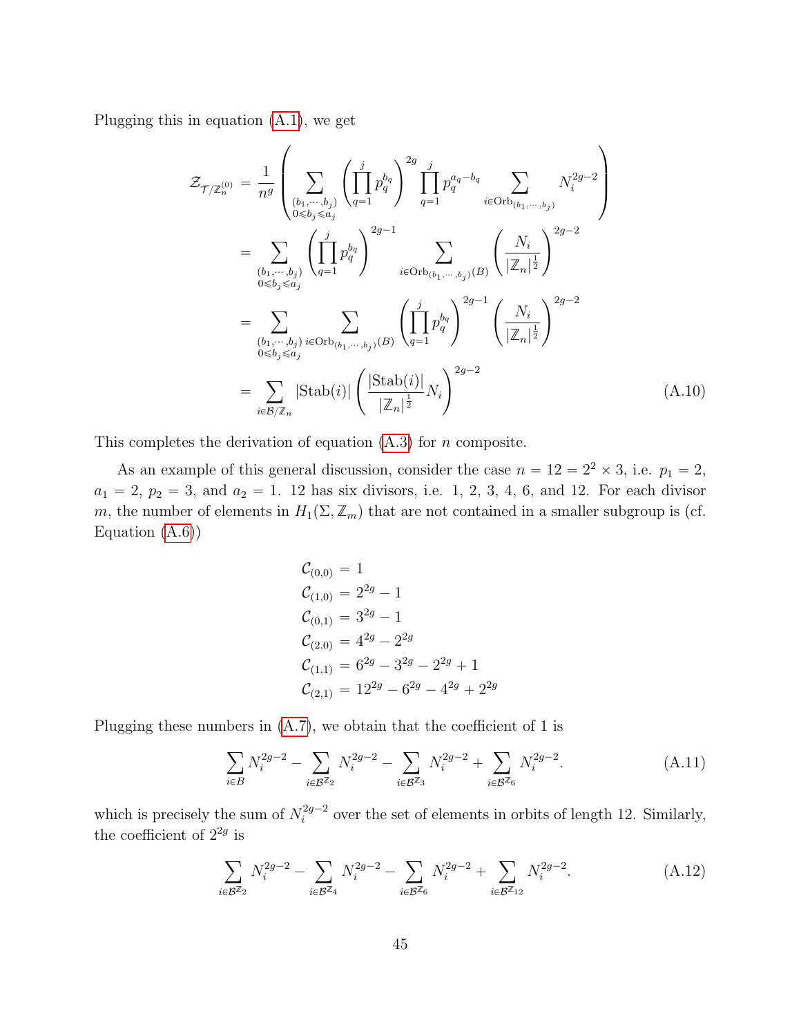Plugging this in equation (A.1), we get

$$
\begin{aligned}
\mathcal{Z}_{\mathcal{T}/\mathbb{Z}_n^{(0)}} &= \frac{1}{n^g}\left(\sum_{\substack{(b_1,\cdots,b_j)\\ 0\leqslant b_j\leqslant a_j}}\left(\prod_{q=1}^{j} p_q^{b_q}\right)^{2g}\prod_{q=1}^{j} p_q^{a_q-b_q}\sum_{i\in \mathrm{Orb}_{(b_1,\cdots,b_j)}} N_i^{2g-2}\right) \\
&= \sum_{\substack{(b_1,\cdots,b_j)\\ 0\leqslant b_j\leqslant a_j}}\left(\prod_{q=1}^{j} p_q^{b_q}\right)^{2g-1}\sum_{i\in \mathrm{Orb}_{(b_1,\cdots,b_j)}(B)}\left(\frac{N_i}{|\mathbb{Z}_n|^{\frac{1}{2}}}\right)^{2g-2} \\
&= \sum_{\substack{(b_1,\cdots,b_j)\\ 0\leqslant b_j\leqslant a_j}}\sum_{i\in \mathrm{Orb}_{(b_1,\cdots,b_j)}(B)}\left(\prod_{q=1}^{j} p_q^{b_q}\right)^{2g-1}\left(\frac{N_i}{|\mathbb{Z}_n|^{\frac{1}{2}}}\right)^{2g-2} \\
&= \sum_{i\in\mathcal{B}/\mathbb{Z}_n}|\mathrm{Stab}(i)|\left(\frac{|\mathrm{Stab}(i)|}{|\mathbb{Z}_n|^{\frac{1}{2}}}N_i\right)^{2g-2}
\end{aligned}
\tag{A.10}
$$

This completes the derivation of equation (A.3) for $n$ composite.

As an example of this general discussion, consider the case $n = 12 = 2^2 \times 3$, i.e. $p_1 = 2$, $a_1 = 2$, $p_2 = 3$, and $a_2 = 1$. 12 has six divisors, i.e. 1, 2, 3, 4, 6, and 12. For each divisor $m$, the number of elements in $H_1(\Sigma, \mathbb{Z}_m)$ that are not contained in a smaller subgroup is (cf. Equation (A.6))

$$
\begin{aligned}
\mathcal{C}_{(0,0)} &= 1 \\
\mathcal{C}_{(1,0)} &= 2^{2g}-1 \\
\mathcal{C}_{(0,1)} &= 3^{2g}-1 \\
\mathcal{C}_{(2.0)} &= 4^{2g}-2^{2g} \\
\mathcal{C}_{(1,1)} &= 6^{2g}-3^{2g}-2^{2g}+1 \\
\mathcal{C}_{(2,1)} &= 12^{2g}-6^{2g}-4^{2g}+2^{2g}
\end{aligned}
$$

Plugging these numbers in (A.7), we obtain that the coefficient of 1 is

$$
\sum_{i\in B} N_i^{2g-2} - \sum_{i\in\mathcal{B}^{\mathbb{Z}_2}} N_i^{2g-2} - \sum_{i\in\mathcal{B}^{\mathbb{Z}_3}} N_i^{2g-2} + \sum_{i\in\mathcal{B}^{\mathbb{Z}_6}} N_i^{2g-2}. \tag{A.11}
$$

which is precisely the sum of $N_i^{2g-2}$ over the set of elements in orbits of length 12. Similarly, the coefficient of $2^{2g}$ is

$$
\sum_{i\in\mathcal{B}^{\mathbb{Z}_2}} N_i^{2g-2} - \sum_{i\in\mathcal{B}^{\mathbb{Z}_4}} N_i^{2g-2} - \sum_{i\in\mathcal{B}^{\mathbb{Z}_6}} N_i^{2g-2} + \sum_{i\in\mathcal{B}^{\mathbb{Z}_{12}}} N_i^{2g-2}. \tag{A.12}
$$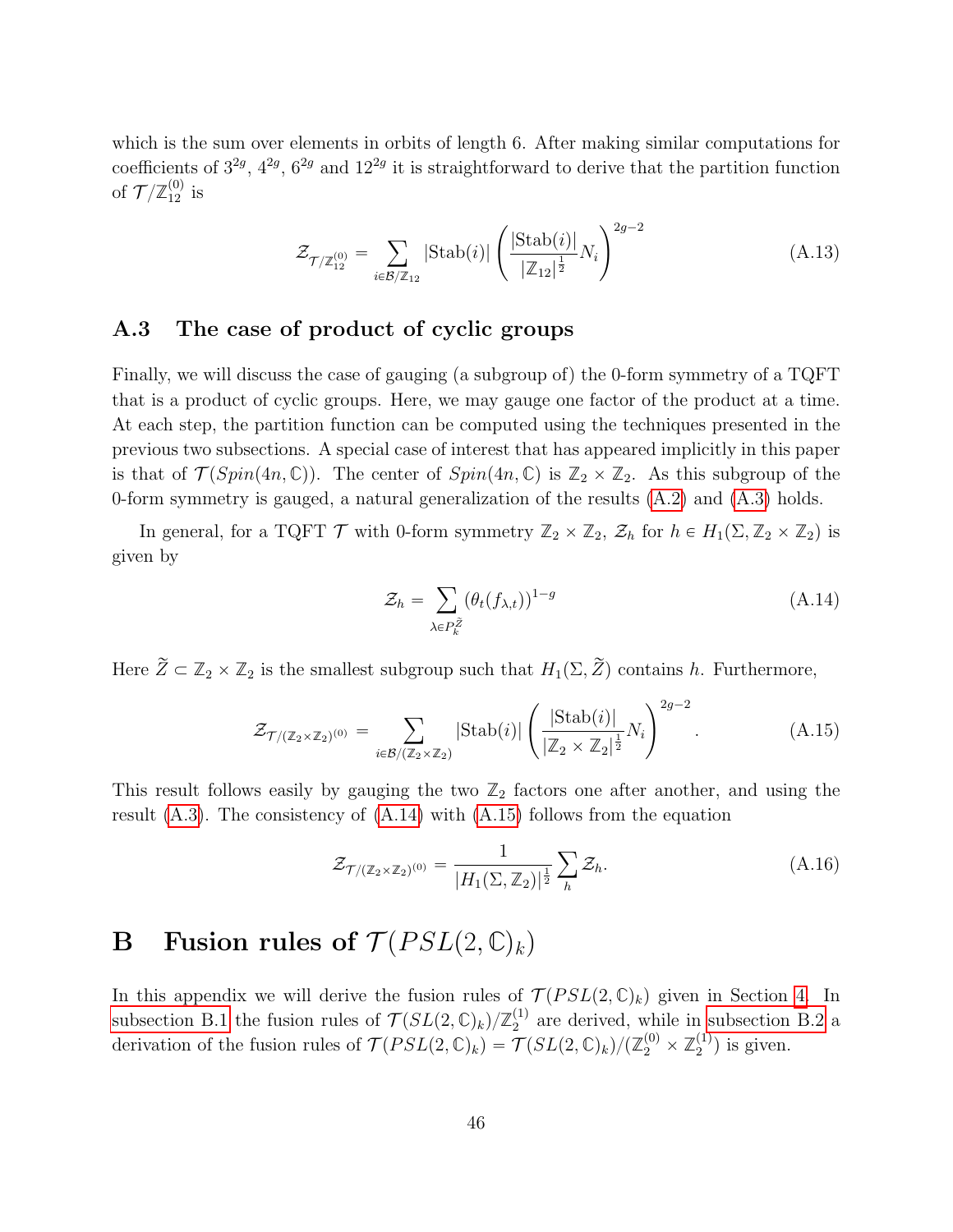which is the sum over elements in orbits of length 6. After making similar computations for coefficients of $3^{2g}$, $4^{2g}$, $6^{2g}$ and $12^{2g}$ it is straightforward to derive that the partition function of $\mathcal{T}/\mathbb{Z}_{12}^{(0)}$ is

$$\mathcal{Z}_{\mathcal{T}/\mathbb{Z}_{12}^{(0)}} = \sum_{i \in \mathcal{B}/\mathbb{Z}_{12}} |\mathrm{Stab}(i)| \left( \frac{|\mathrm{Stab}(i)|}{|\mathbb{Z}_{12}|^{\frac{1}{2}}} N_i \right)^{2g-2} \tag{A.13}$$

### A.3 The case of product of cyclic groups

Finally, we will discuss the case of gauging (a subgroup of) the 0-form symmetry of a TQFT that is a product of cyclic groups. Here, we may gauge one factor of the product at a time. At each step, the partition function can be computed using the techniques presented in the previous two subsections. A special case of interest that has appeared implicitly in this paper is that of $\mathcal{T}(Spin(4n, \mathbb{C}))$. The center of $Spin(4n, \mathbb{C})$ is $\mathbb{Z}_2 \times \mathbb{Z}_2$. As this subgroup of the 0-form symmetry is gauged, a natural generalization of the results (A.2) and (A.3) holds.

In general, for a TQFT $\mathcal{T}$ with 0-form symmetry $\mathbb{Z}_2 \times \mathbb{Z}_2$, $\mathcal{Z}_h$ for $h \in H_1(\Sigma, \mathbb{Z}_2 \times \mathbb{Z}_2)$ is given by

$$\mathcal{Z}_h = \sum_{\lambda \in P_k^{\widetilde{Z}}} (\theta_t(f_{\lambda,t}))^{1-g} \tag{A.14}$$

Here $\widetilde{Z} \subset \mathbb{Z}_2 \times \mathbb{Z}_2$ is the smallest subgroup such that $H_1(\Sigma, \widetilde{Z})$ contains $h$. Furthermore,

$$\mathcal{Z}_{\mathcal{T}/(\mathbb{Z}_2 \times \mathbb{Z}_2)^{(0)}} = \sum_{i \in \mathcal{B}/(\mathbb{Z}_2 \times \mathbb{Z}_2)} |\mathrm{Stab}(i)| \left( \frac{|\mathrm{Stab}(i)|}{|\mathbb{Z}_2 \times \mathbb{Z}_2|^{\frac{1}{2}}} N_i \right)^{2g-2}. \tag{A.15}$$

This result follows easily by gauging the two $\mathbb{Z}_2$ factors one after another, and using the result (A.3). The consistency of (A.14) with (A.15) follows from the equation

$$\mathcal{Z}_{\mathcal{T}/(\mathbb{Z}_2 \times \mathbb{Z}_2)^{(0)}} = \frac{1}{|H_1(\Sigma, \mathbb{Z}_2)|^{\frac{1}{2}}} \sum_h \mathcal{Z}_h. \tag{A.16}$$

# B Fusion rules of $\mathcal{T}(PSL(2, \mathbb{C})_k)$

In this appendix we will derive the fusion rules of $\mathcal{T}(PSL(2, \mathbb{C})_k)$ given in Section 4. In subsection B.1 the fusion rules of $\mathcal{T}(SL(2, \mathbb{C})_k)/\mathbb{Z}_2^{(1)}$ are derived, while in subsection B.2 a derivation of the fusion rules of $\mathcal{T}(PSL(2, \mathbb{C})_k) = \mathcal{T}(SL(2, \mathbb{C})_k)/(\mathbb{Z}_2^{(0)} \times \mathbb{Z}_2^{(1)})$ is given.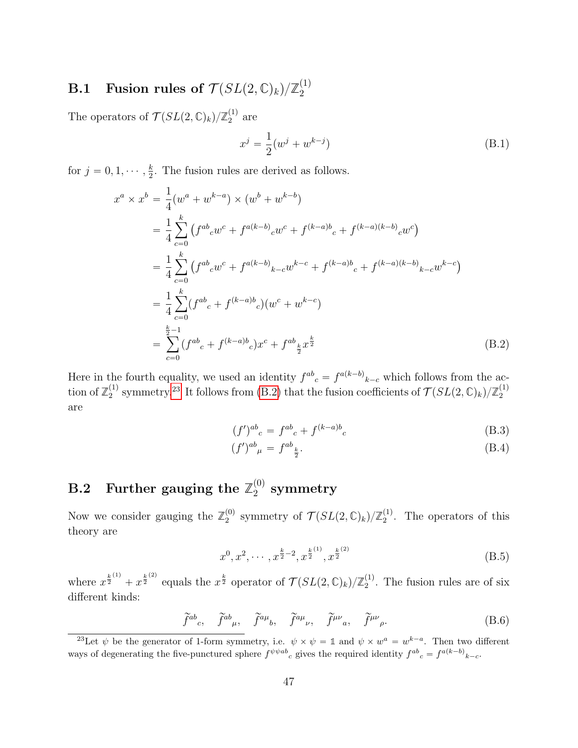## B.1 Fusion rules of $\mathcal{T}(SL(2,\mathbb{C})_k)/\mathbb{Z}_2^{(1)}$

The operators of $\mathcal{T}(SL(2,\mathbb{C})_k)/\mathbb{Z}_2^{(1)}$ are

$$x^j = \frac{1}{2}(w^j + w^{k-j}) \tag{B.1}$$

for $j = 0, 1, \cdots, \frac{k}{2}$. The fusion rules are derived as follows.

$$\begin{aligned}
x^a \times x^b &= \frac{1}{4}(w^a + w^{k-a}) \times (w^b + w^{k-b}) \\
&= \frac{1}{4}\sum_{c=0}^{k}\left(f^{ab}{}_c w^c + f^{a(k-b)}{}_c w^c + f^{(k-a)b}{}_c + f^{(k-a)(k-b)}{}_c w^c\right) \\
&= \frac{1}{4}\sum_{c=0}^{k}\left(f^{ab}{}_c w^c + f^{a(k-b)}{}_{k-c} w^{k-c} + f^{(k-a)b}{}_c + f^{(k-a)(k-b)}{}_{k-c} w^{k-c}\right) \\
&= \frac{1}{4}\sum_{c=0}^{k}(f^{ab}{}_c + f^{(k-a)b}{}_c)(w^c + w^{k-c}) \\
&= \sum_{c=0}^{\frac{k}{2}-1}(f^{ab}{}_c + f^{(k-a)b}{}_c)x^c + f^{ab}{}_{\frac{k}{2}} x^{\frac{k}{2}}
\end{aligned} \tag{B.2}$$

Here in the fourth equality, we used an identity $f^{ab}{}_c = f^{a(k-b)}{}_{k-c}$ which follows from the action of $\mathbb{Z}_2^{(1)}$ symmetry.[23] It follows from (B.2) that the fusion coefficients of $\mathcal{T}(SL(2,\mathbb{C})_k)/\mathbb{Z}_2^{(1)}$ are

$$(f')^{ab}{}_c = f^{ab}{}_c + f^{(k-a)b}{}_c \tag{B.3}$$

$$(f')^{ab}{}_\mu = f^{ab}{}_{\frac{k}{2}}. \tag{B.4}$$

## B.2 Further gauging the $\mathbb{Z}_2^{(0)}$ symmetry

Now we consider gauging the $\mathbb{Z}_2^{(0)}$ symmetry of $\mathcal{T}(SL(2,\mathbb{C})_k)/\mathbb{Z}_2^{(1)}$. The operators of this theory are

$$x^0, x^2, \cdots, x^{\frac{k}{2}-2}, x^{\frac{k}{2}(1)}, x^{\frac{k}{2}(2)} \tag{B.5}$$

where $x^{\frac{k}{2}(1)} + x^{\frac{k}{2}(2)}$ equals the $x^{\frac{k}{2}}$ operator of $\mathcal{T}(SL(2,\mathbb{C})_k)/\mathbb{Z}_2^{(1)}$. The fusion rules are of six different kinds:

$$\widetilde{f}^{ab}{}_c, \quad \widetilde{f}^{ab}{}_\mu, \quad \widetilde{f}^{a\mu}{}_b, \quad \widetilde{f}^{a\mu}{}_\nu, \quad \widetilde{f}^{\mu\nu}{}_a, \quad \widetilde{f}^{\mu\nu}{}_\rho. \tag{B.6}$$

[23] Let $\psi$ be the generator of 1-form symmetry, i.e. $\psi \times \psi = \mathbb{1}$ and $\psi \times w^a = w^{k-a}$. Then two different ways of degenerating the five-punctured sphere $f^{\psi\psi ab}{}_c$ gives the required identity $f^{ab}{}_c = f^{a(k-b)}{}_{k-c}$.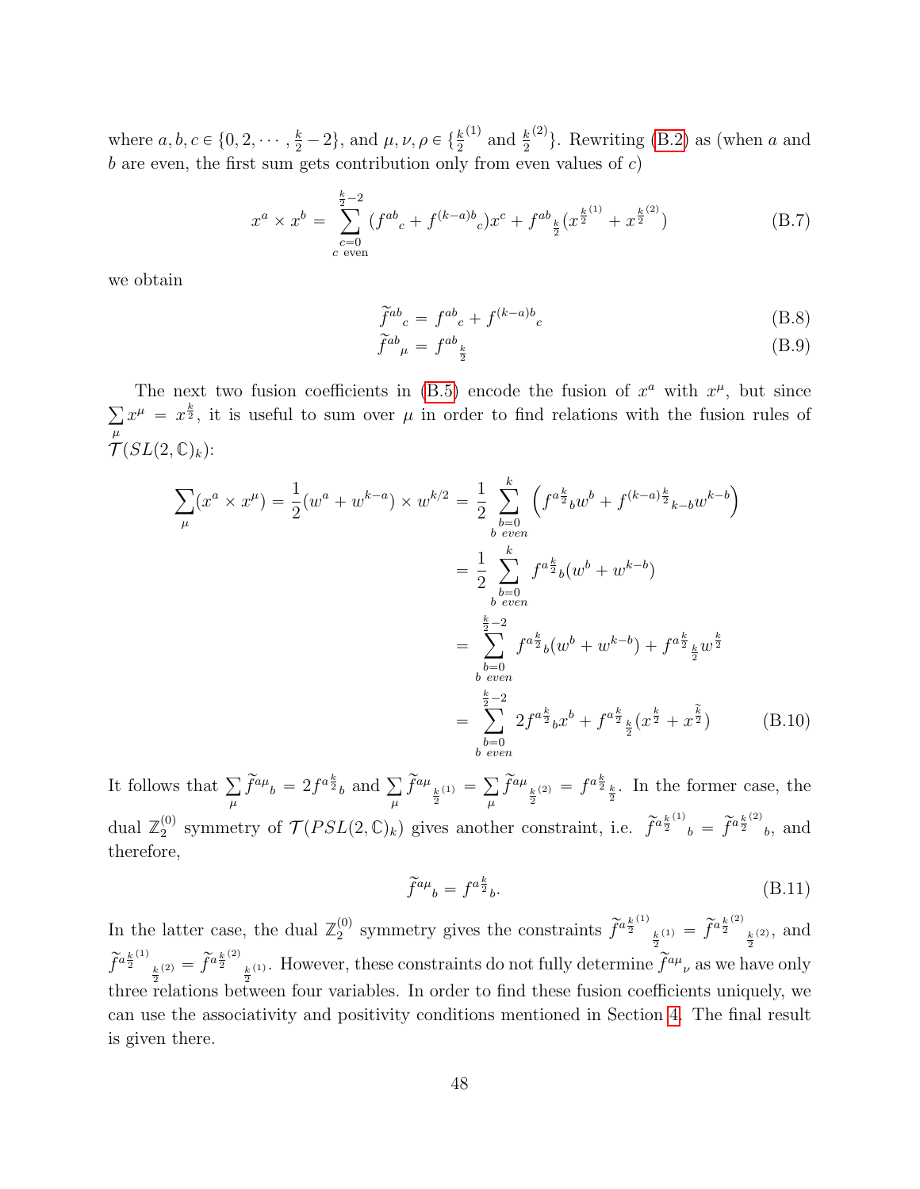where $a, b, c \in \{0, 2, \cdots, \frac{k}{2} - 2\}$, and $\mu, \nu, \rho \in \{\frac{k}{2}^{(1)}$ and $\frac{k}{2}^{(2)}\}$. Rewriting (B.2) as (when $a$ and $b$ are even, the first sum gets contribution only from even values of $c$)

$$x^a \times x^b = \sum_{\substack{c=0 \\ c \text{ even}}}^{\frac{k}{2}-2} (f^{ab}{}_c + f^{(k-a)b}{}_c) x^c + f^{ab}{}_{\frac{k}{2}} (x^{\frac{k}{2}^{(1)}} + x^{\frac{k}{2}^{(2)}}) \tag{B.7}$$

we obtain

$$\widetilde{f}^{ab}{}_c = f^{ab}{}_c + f^{(k-a)b}{}_c \tag{B.8}$$

$$\widetilde{f}^{ab}{}_\mu = f^{ab}{}_{\frac{k}{2}} \tag{B.9}$$

The next two fusion coefficients in (B.5) encode the fusion of $x^a$ with $x^\mu$, but since $\sum_\mu x^\mu = x^{\frac{k}{2}}$, it is useful to sum over $\mu$ in order to find relations with the fusion rules of $\mathcal{T}(SL(2,\mathbb{C})_k)$:

$$\begin{aligned}
\sum_\mu (x^a \times x^\mu) = \frac{1}{2}(w^a + w^{k-a}) \times w^{k/2} &= \frac{1}{2} \sum_{\substack{b=0 \\ b \text{ even}}}^{k} \left( f^{a\frac{k}{2}}{}_b w^b + f^{(k-a)\frac{k}{2}}{}_{k-b} w^{k-b} \right) \\
&= \frac{1}{2} \sum_{\substack{b=0 \\ b \text{ even}}}^{k} f^{a\frac{k}{2}}{}_b (w^b + w^{k-b}) \\
&= \sum_{\substack{b=0 \\ b \text{ even}}}^{\frac{k}{2}-2} f^{a\frac{k}{2}}{}_b (w^b + w^{k-b}) + f^{a\frac{k}{2}}{}_{\frac{k}{2}} w^{\frac{k}{2}} \\
&= \sum_{\substack{b=0 \\ b \text{ even}}}^{\frac{k}{2}-2} 2 f^{a\frac{k}{2}}{}_b x^b + f^{a\frac{k}{2}}{}_{\frac{k}{2}} (x^{\frac{k}{2}} + x^{\widetilde{\frac{k}{2}}})
\end{aligned} \tag{B.10}$$

It follows that $\sum_\mu \widetilde{f}^{a\mu}{}_b = 2 f^{a\frac{k}{2}}{}_b$ and $\sum_\mu \widetilde{f}^{a\mu}{}_{\frac{k}{2}^{(1)}} = \sum_\mu \widetilde{f}^{a\mu}{}_{\frac{k}{2}^{(2)}} = f^{a\frac{k}{2}}{}_{\frac{k}{2}}$. In the former case, the dual $\mathbb{Z}_2^{(0)}$ symmetry of $\mathcal{T}(PSL(2,\mathbb{C})_k)$ gives another constraint, i.e. $\widetilde{f}^{a\frac{k}{2}^{(1)}}{}_b = \widetilde{f}^{a\frac{k}{2}^{(2)}}{}_b$, and therefore,

$$\widetilde{f}^{a\mu}{}_b = f^{a\frac{k}{2}}{}_b. \tag{B.11}$$

In the latter case, the dual $\mathbb{Z}_2^{(0)}$ symmetry gives the constraints $\widetilde{f}^{a\frac{k}{2}^{(1)}}{}_{\frac{k}{2}^{(1)}} = \widetilde{f}^{a\frac{k}{2}^{(2)}}{}_{\frac{k}{2}^{(2)}}$, and $\widetilde{f}^{a\frac{k}{2}^{(1)}}{}_{\frac{k}{2}^{(2)}} = \widetilde{f}^{a\frac{k}{2}^{(2)}}{}_{\frac{k}{2}^{(1)}}$. However, these constraints do not fully determine $\widetilde{f}^{a\mu}{}_\nu$ as we have only three relations between four variables. In order to find these fusion coefficients uniquely, we can use the associativity and positivity conditions mentioned in Section 4. The final result is given there.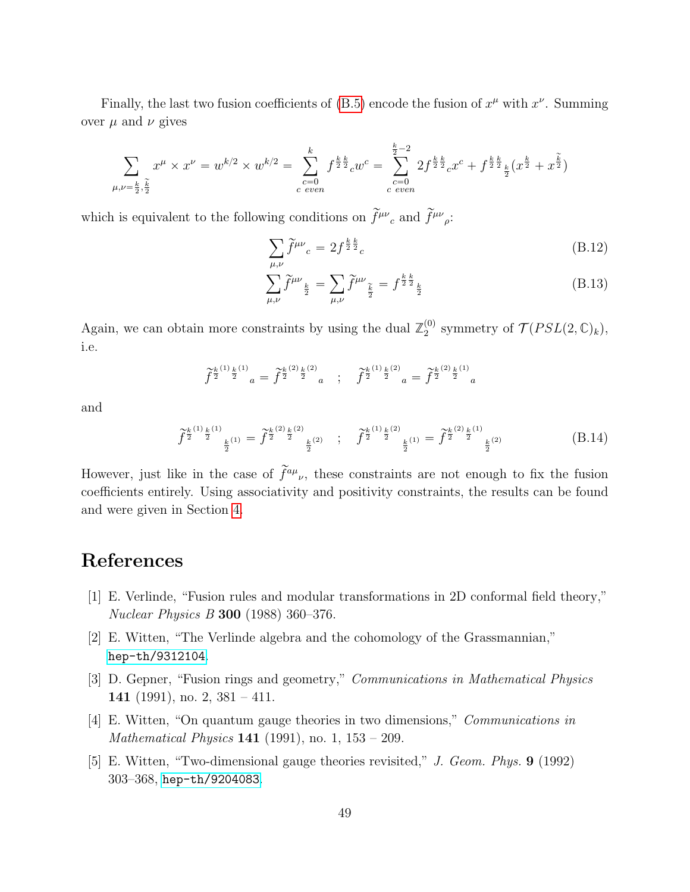Finally, the last two fusion coefficients of (B.5) encode the fusion of $x^\mu$ with $x^\nu$. Summing over $\mu$ and $\nu$ gives

$$\sum_{\mu,\nu=\frac{k}{2},\widetilde{\frac{k}{2}}} x^\mu \times x^\nu = w^{k/2} \times w^{k/2} = \sum_{\substack{c=0 \\ c\ even}}^{k} f^{\frac{k}{2}\frac{k}{2}}{}_c w^c = \sum_{\substack{c=0 \\ c\ even}}^{\frac{k}{2}-2} 2 f^{\frac{k}{2}\frac{k}{2}}{}_c x^c + f^{\frac{k}{2}\frac{k}{2}}{}_{\frac{k}{2}}(x^{\frac{k}{2}} + x^{\widetilde{\frac{k}{2}}})$$

which is equivalent to the following conditions on $\widetilde{f}^{\mu\nu}{}_c$ and $\widetilde{f}^{\mu\nu}{}_\rho$:

$$\sum_{\mu,\nu} \widetilde{f}^{\mu\nu}{}_c = 2 f^{\frac{k}{2}\frac{k}{2}}{}_c \tag{B.12}$$

$$\sum_{\mu,\nu} \widetilde{f}^{\mu\nu}{}_{\frac{k}{2}} = \sum_{\mu,\nu} \widetilde{f}^{\mu\nu}{}_{\widetilde{\frac{k}{2}}} = f^{\frac{k}{2}\frac{k}{2}}{}_{\frac{k}{2}} \tag{B.13}$$

Again, we can obtain more constraints by using the dual $\mathbb{Z}_2^{(0)}$ symmetry of $\mathcal{T}(PSL(2,\mathbb{C})_k)$, i.e.

$$\widetilde{f}^{\frac{k}{2}^{(1)}\frac{k}{2}^{(1)}}{}_a = \widetilde{f}^{\frac{k}{2}^{(2)}\frac{k}{2}^{(2)}}{}_a \quad ; \quad \widetilde{f}^{\frac{k}{2}^{(1)}\frac{k}{2}^{(2)}}{}_a = \widetilde{f}^{\frac{k}{2}^{(2)}\frac{k}{2}^{(1)}}{}_a$$

and

$$\widetilde{f}^{\frac{k}{2}^{(1)}\frac{k}{2}^{(1)}}{}_{\frac{k}{2}^{(1)}} = \widetilde{f}^{\frac{k}{2}^{(2)}\frac{k}{2}^{(2)}}{}_{\frac{k}{2}^{(2)}} \quad ; \quad \widetilde{f}^{\frac{k}{2}^{(1)}\frac{k}{2}^{(2)}}{}_{\frac{k}{2}^{(1)}} = \widetilde{f}^{\frac{k}{2}^{(2)}\frac{k}{2}^{(1)}}{}_{\frac{k}{2}^{(2)}} \tag{B.14}$$

However, just like in the case of $\widetilde{f}^{a\mu}{}_\nu$, these constraints are not enough to fix the fusion coefficients entirely. Using associativity and positivity constraints, the results can be found and were given in Section 4.

# References

[1] E. Verlinde, "Fusion rules and modular transformations in 2D conformal field theory," *Nuclear Physics B* **300** (1988) 360–376.

[2] E. Witten, "The Verlinde algebra and the cohomology of the Grassmannian," hep-th/9312104.

[3] D. Gepner, "Fusion rings and geometry," *Communications in Mathematical Physics* **141** (1991), no. 2, 381 – 411.

[4] E. Witten, "On quantum gauge theories in two dimensions," *Communications in Mathematical Physics* **141** (1991), no. 1, 153 – 209.

[5] E. Witten, "Two-dimensional gauge theories revisited," *J. Geom. Phys.* **9** (1992) 303–368, hep-th/9204083.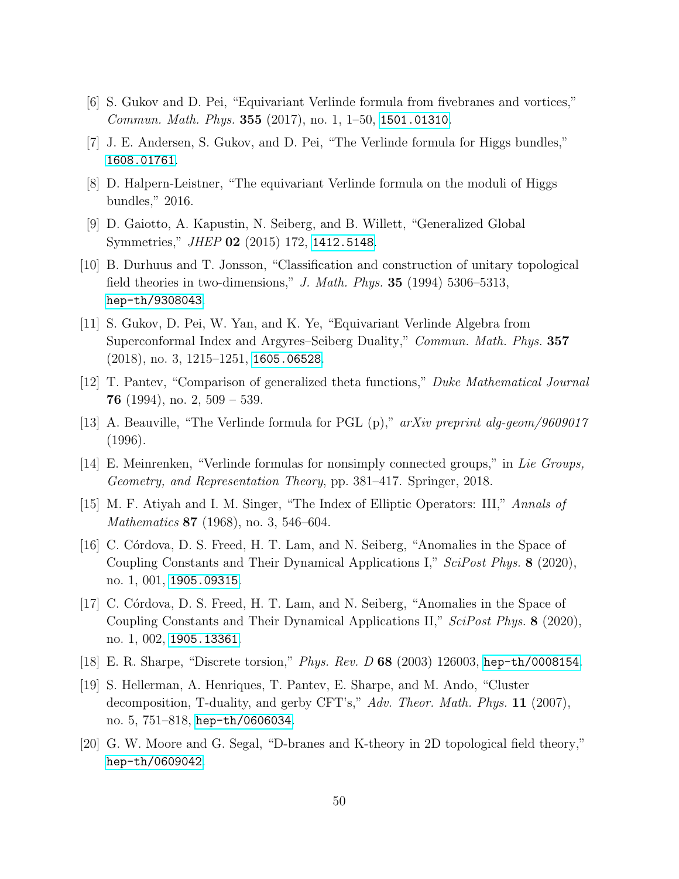[6] S. Gukov and D. Pei, "Equivariant Verlinde formula from fivebranes and vortices," *Commun. Math. Phys.* **355** (2017), no. 1, 1–50, 1501.01310.

[7] J. E. Andersen, S. Gukov, and D. Pei, "The Verlinde formula for Higgs bundles," 1608.01761.

[8] D. Halpern-Leistner, "The equivariant Verlinde formula on the moduli of Higgs bundles," 2016.

[9] D. Gaiotto, A. Kapustin, N. Seiberg, and B. Willett, "Generalized Global Symmetries," *JHEP* **02** (2015) 172, 1412.5148.

[10] B. Durhuus and T. Jonsson, "Classification and construction of unitary topological field theories in two-dimensions," *J. Math. Phys.* **35** (1994) 5306–5313, hep-th/9308043.

[11] S. Gukov, D. Pei, W. Yan, and K. Ye, "Equivariant Verlinde Algebra from Superconformal Index and Argyres–Seiberg Duality," *Commun. Math. Phys.* **357** (2018), no. 3, 1215–1251, 1605.06528.

[12] T. Pantev, "Comparison of generalized theta functions," *Duke Mathematical Journal* **76** (1994), no. 2, 509 – 539.

[13] A. Beauville, "The Verlinde formula for PGL (p)," *arXiv preprint alg-geom/9609017* (1996).

[14] E. Meinrenken, "Verlinde formulas for nonsimply connected groups," in *Lie Groups, Geometry, and Representation Theory*, pp. 381–417. Springer, 2018.

[15] M. F. Atiyah and I. M. Singer, "The Index of Elliptic Operators: III," *Annals of Mathematics* **87** (1968), no. 3, 546–604.

[16] C. Córdova, D. S. Freed, H. T. Lam, and N. Seiberg, "Anomalies in the Space of Coupling Constants and Their Dynamical Applications I," *SciPost Phys.* **8** (2020), no. 1, 001, 1905.09315.

[17] C. Córdova, D. S. Freed, H. T. Lam, and N. Seiberg, "Anomalies in the Space of Coupling Constants and Their Dynamical Applications II," *SciPost Phys.* **8** (2020), no. 1, 002, 1905.13361.

[18] E. R. Sharpe, "Discrete torsion," *Phys. Rev. D* **68** (2003) 126003, hep-th/0008154.

[19] S. Hellerman, A. Henriques, T. Pantev, E. Sharpe, and M. Ando, "Cluster decomposition, T-duality, and gerby CFT's," *Adv. Theor. Math. Phys.* **11** (2007), no. 5, 751–818, hep-th/0606034.

[20] G. W. Moore and G. Segal, "D-branes and K-theory in 2D topological field theory," hep-th/0609042.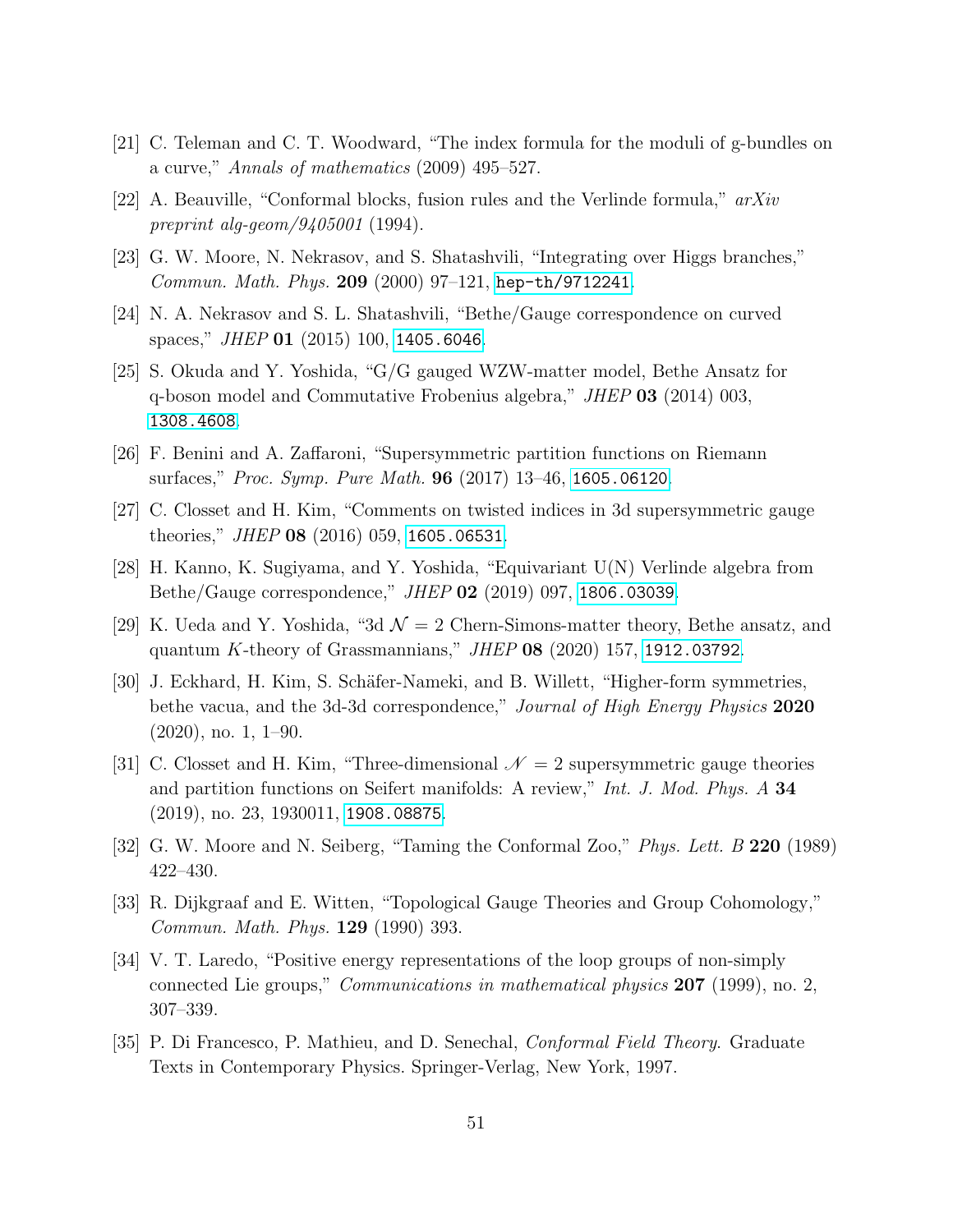[21] C. Teleman and C. T. Woodward, "The index formula for the moduli of g-bundles on a curve," *Annals of mathematics* (2009) 495–527.

[22] A. Beauville, "Conformal blocks, fusion rules and the Verlinde formula," *arXiv preprint alg-geom/9405001* (1994).

[23] G. W. Moore, N. Nekrasov, and S. Shatashvili, "Integrating over Higgs branches," *Commun. Math. Phys.* **209** (2000) 97–121, hep-th/9712241.

[24] N. A. Nekrasov and S. L. Shatashvili, "Bethe/Gauge correspondence on curved spaces," *JHEP* **01** (2015) 100, 1405.6046.

[25] S. Okuda and Y. Yoshida, "G/G gauged WZW-matter model, Bethe Ansatz for q-boson model and Commutative Frobenius algebra," *JHEP* **03** (2014) 003, 1308.4608.

[26] F. Benini and A. Zaffaroni, "Supersymmetric partition functions on Riemann surfaces," *Proc. Symp. Pure Math.* **96** (2017) 13–46, 1605.06120.

[27] C. Closset and H. Kim, "Comments on twisted indices in 3d supersymmetric gauge theories," *JHEP* **08** (2016) 059, 1605.06531.

[28] H. Kanno, K. Sugiyama, and Y. Yoshida, "Equivariant U(N) Verlinde algebra from Bethe/Gauge correspondence," *JHEP* **02** (2019) 097, 1806.03039.

[29] K. Ueda and Y. Yoshida, "3d $\mathcal{N} = 2$ Chern-Simons-matter theory, Bethe ansatz, and quantum $K$-theory of Grassmannians," *JHEP* **08** (2020) 157, 1912.03792.

[30] J. Eckhard, H. Kim, S. Schäfer-Nameki, and B. Willett, "Higher-form symmetries, bethe vacua, and the 3d-3d correspondence," *Journal of High Energy Physics* **2020** (2020), no. 1, 1–90.

[31] C. Closset and H. Kim, "Three-dimensional $\mathscr{N} = 2$ supersymmetric gauge theories and partition functions on Seifert manifolds: A review," *Int. J. Mod. Phys. A* **34** (2019), no. 23, 1930011, 1908.08875.

[32] G. W. Moore and N. Seiberg, "Taming the Conformal Zoo," *Phys. Lett. B* **220** (1989) 422–430.

[33] R. Dijkgraaf and E. Witten, "Topological Gauge Theories and Group Cohomology," *Commun. Math. Phys.* **129** (1990) 393.

[34] V. T. Laredo, "Positive energy representations of the loop groups of non-simply connected Lie groups," *Communications in mathematical physics* **207** (1999), no. 2, 307–339.

[35] P. Di Francesco, P. Mathieu, and D. Senechal, *Conformal Field Theory*. Graduate Texts in Contemporary Physics. Springer-Verlag, New York, 1997.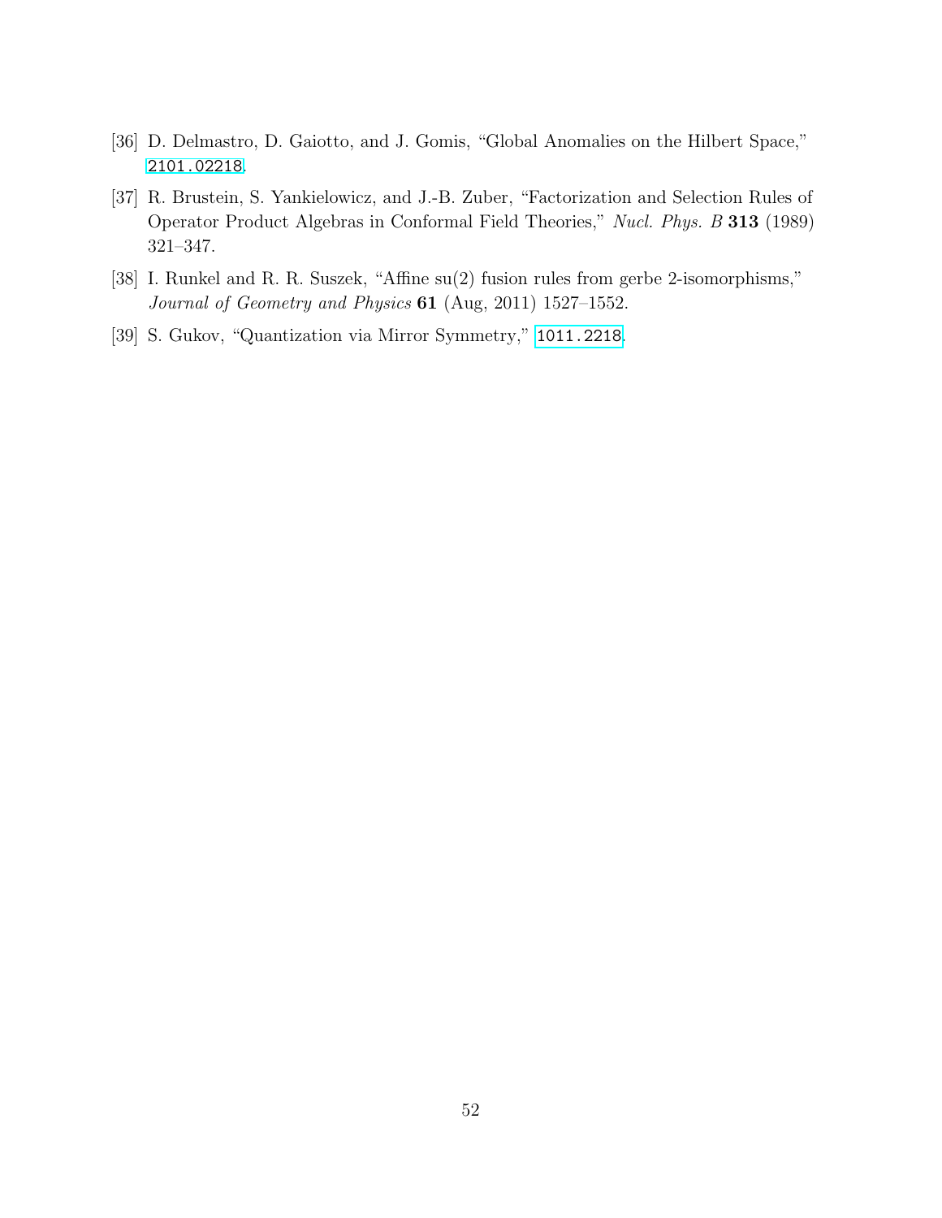[36] D. Delmastro, D. Gaiotto, and J. Gomis, "Global Anomalies on the Hilbert Space," 2101.02218.

[37] R. Brustein, S. Yankielowicz, and J.-B. Zuber, "Factorization and Selection Rules of Operator Product Algebras in Conformal Field Theories," *Nucl. Phys. B* **313** (1989) 321–347.

[38] I. Runkel and R. R. Suszek, "Affine su(2) fusion rules from gerbe 2-isomorphisms," *Journal of Geometry and Physics* **61** (Aug, 2011) 1527–1552.

[39] S. Gukov, "Quantization via Mirror Symmetry," 1011.2218.